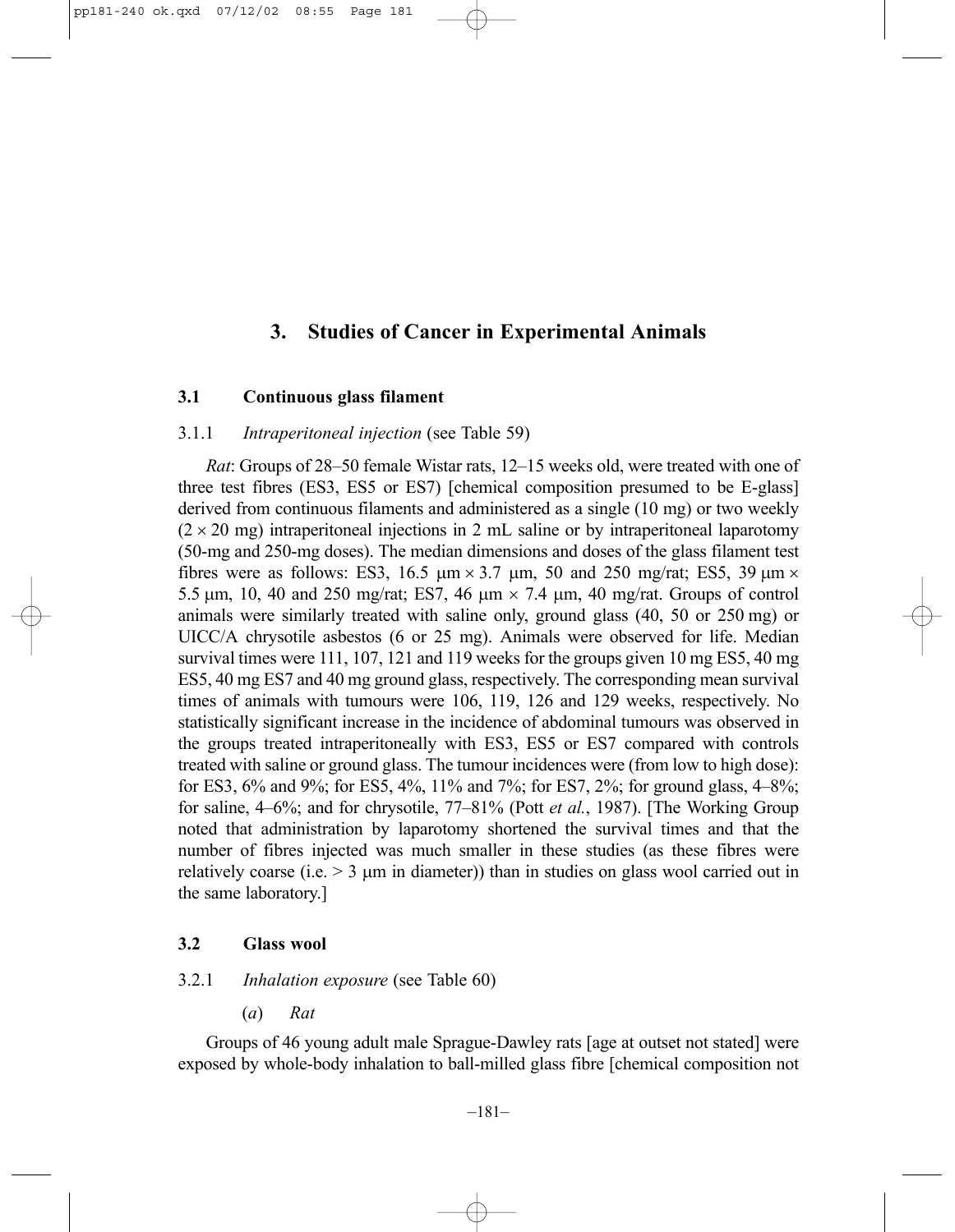## 3. Studies of Cancer in Experimental Animals

### 3.1 Continuous glass filament

#### 3.1.1 *Intraperitoneal injection* (see Table 59)

*Rat*: Groups of 28–50 female Wistar rats, 12–15 weeks old, were treated with one of three test fibres (ES3, ES5 or ES7) [chemical composition presumed to be E-glass] derived from continuous filaments and administered as a single (10 mg) or two weekly ($2 \times 20$ mg) intraperitoneal injections in 2 mL saline or by intraperitoneal laparotomy (50-mg and 250-mg doses). The median dimensions and doses of the glass filament test fibres were as follows: ES3, 16.5 μm × 3.7 μm, 50 and 250 mg/rat; ES5, 39 μm × 5.5 μm, 10, 40 and 250 mg/rat; ES7, 46 μm × 7.4 μm, 40 mg/rat. Groups of control animals were similarly treated with saline only, ground glass (40, 50 or 250 mg) or UICC/A chrysotile asbestos (6 or 25 mg). Animals were observed for life. Median survival times were 111, 107, 121 and 119 weeks for the groups given 10 mg ES5, 40 mg ES5, 40 mg ES7 and 40 mg ground glass, respectively. The corresponding mean survival times of animals with tumours were 106, 119, 126 and 129 weeks, respectively. No statistically significant increase in the incidence of abdominal tumours was observed in the groups treated intraperitoneally with ES3, ES5 or ES7 compared with controls treated with saline or ground glass. The tumour incidences were (from low to high dose): for ES3, 6% and 9%; for ES5, 4%, 11% and 7%; for ES7, 2%; for ground glass, 4–8%; for saline, 4–6%; and for chrysotile, 77–81% (Pott *et al.*, 1987). [The Working Group noted that administration by laparotomy shortened the survival times and that the number of fibres injected was much smaller in these studies (as these fibres were relatively coarse (i.e. > 3 μm in diameter)) than in studies on glass wool carried out in the same laboratory.]

### 3.2 Glass wool

#### 3.2.1 *Inhalation exposure* (see Table 60)

##### (*a*) *Rat*

Groups of 46 young adult male Sprague-Dawley rats [age at outset not stated] were exposed by whole-body inhalation to ball-milled glass fibre [chemical composition not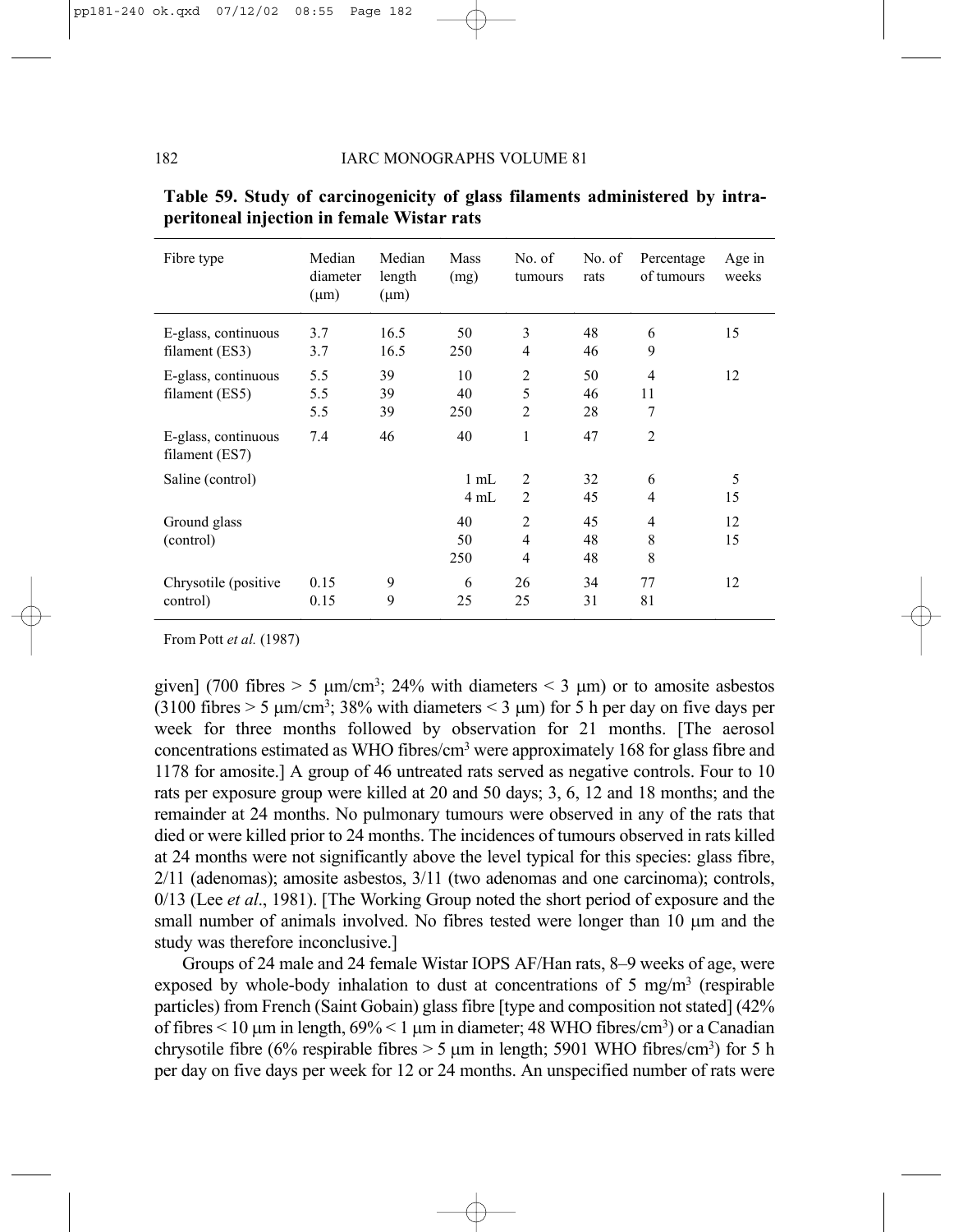**Table 59. Study of carcinogenicity of glass filaments administered by intraperitoneal injection in female Wistar rats**

| Fibre type | Median diameter (μm) | Median length (μm) | Mass (mg) | No. of tumours | No. of rats | Percentage of tumours | Age in weeks |
|---|---|---|---|---|---|---|---|
| E-glass, continuous filament (ES3) | 3.7 | 16.5 | 50 | 3 | 48 | 6 | 15 |
| | 3.7 | 16.5 | 250 | 4 | 46 | 9 | |
| E-glass, continuous filament (ES5) | 5.5 | 39 | 10 | 2 | 50 | 4 | 12 |
| | 5.5 | 39 | 40 | 5 | 46 | 11 | |
| | 5.5 | 39 | 250 | 2 | 28 | 7 | |
| E-glass, continuous filament (ES7) | 7.4 | 46 | 40 | 1 | 47 | 2 | |
| Saline (control) | | | 1 mL | 2 | 32 | 6 | 5 |
| | | | 4 mL | 2 | 45 | 4 | 15 |
| Ground glass (control) | | | 40 | 2 | 45 | 4 | 12 |
| | | | 50 | 4 | 48 | 8 | 15 |
| | | | 250 | 4 | 48 | 8 | |
| Chrysotile (positive control) | 0.15 | 9 | 6 | 26 | 34 | 77 | 12 |
| | 0.15 | 9 | 25 | 25 | 31 | 81 | |

From Pott *et al.* (1987)

given] (700 fibres > 5 μm/cm$^3$; 24% with diameters < 3 μm) or to amosite asbestos (3100 fibres > 5 μm/cm$^3$; 38% with diameters < 3 μm) for 5 h per day on five days per week for three months followed by observation for 21 months. [The aerosol concentrations estimated as WHO fibres/cm$^3$ were approximately 168 for glass fibre and 1178 for amosite.] A group of 46 untreated rats served as negative controls. Four to 10 rats per exposure group were killed at 20 and 50 days; 3, 6, 12 and 18 months; and the remainder at 24 months. No pulmonary tumours were observed in any of the rats that died or were killed prior to 24 months. The incidences of tumours observed in rats killed at 24 months were not significantly above the level typical for this species: glass fibre, 2/11 (adenomas); amosite asbestos, 3/11 (two adenomas and one carcinoma); controls, 0/13 (Lee *et al*., 1981). [The Working Group noted the short period of exposure and the small number of animals involved. No fibres tested were longer than 10 μm and the study was therefore inconclusive.]

Groups of 24 male and 24 female Wistar IOPS AF/Han rats, 8–9 weeks of age, were exposed by whole-body inhalation to dust at concentrations of 5 mg/m$^3$ (respirable particles) from French (Saint Gobain) glass fibre [type and composition not stated] (42% of fibres < 10 μm in length, 69% < 1 μm in diameter; 48 WHO fibres/cm$^3$) or a Canadian chrysotile fibre (6% respirable fibres > 5 μm in length; 5901 WHO fibres/cm$^3$) for 5 h per day on five days per week for 12 or 24 months. An unspecified number of rats were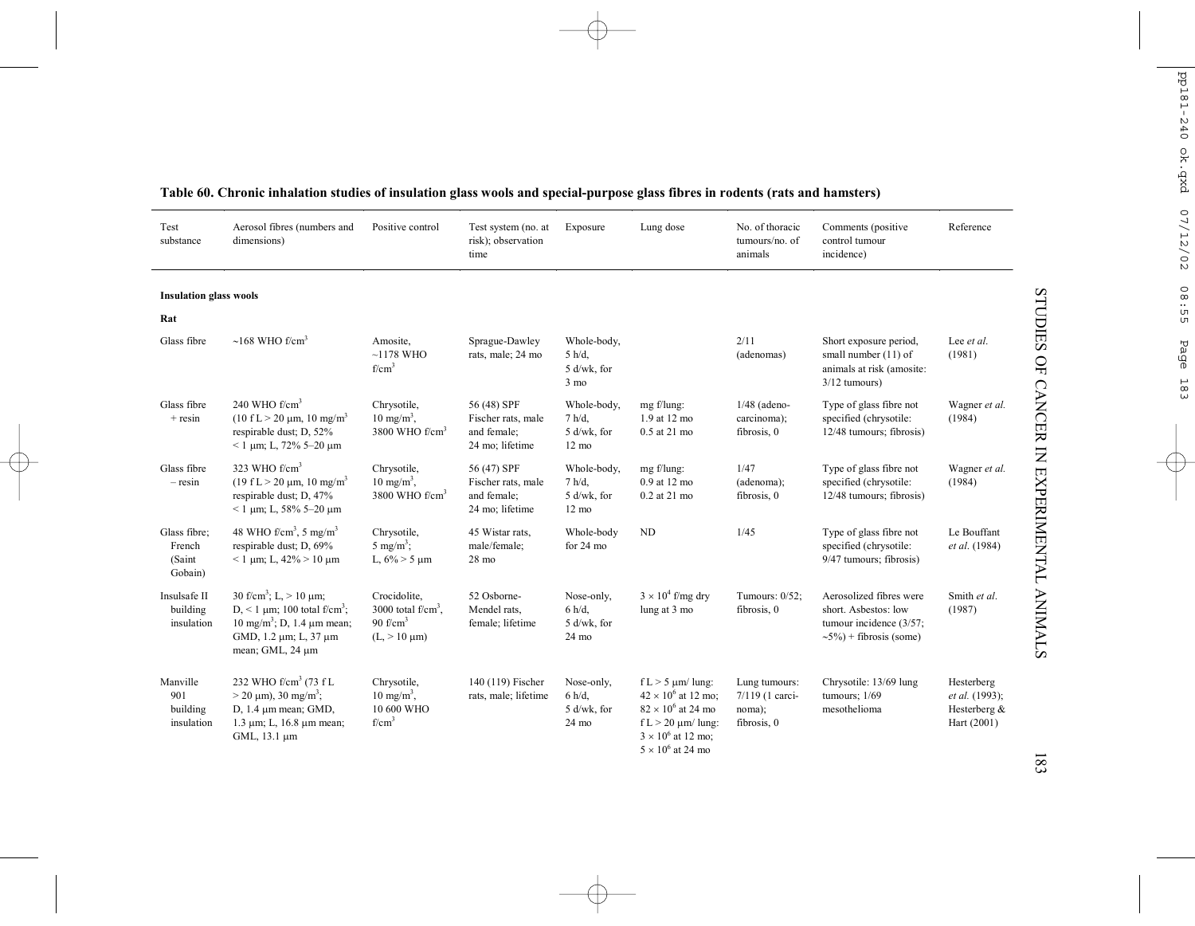**Table 60. Chronic inhalation studies of insulation glass wools and special-purpose glass fibres in rodents (rats and hamsters)**

| Test substance | Aerosol fibres (numbers and dimensions) | Positive control | Test system (no. at risk); observation time | Exposure | Lung dose | No. of thoracic tumours/no. of animals | Comments (positive control tumour incidence) | Reference |
|---|---|---|---|---|---|---|---|---|
| **Insulation glass wools** | | | | | | | | |
| **Rat** | | | | | | | | |
| Glass fibre | ~168 WHO f/cm$^3$ | Amosite, ~1178 WHO f/cm$^3$ | Sprague-Dawley rats, male; 24 mo | Whole-body, 5 h/d, 5 d/wk, for 3 mo | | 2/11 (adenomas) | Short exposure period, small number (11) of animals at risk (amosite: 3/12 tumours) | Lee *et al.* (1981) |
| Glass fibre + resin | 240 WHO f/cm$^3$ (10 f L > 20 μm, 10 mg/m$^3$ respirable dust; D, 52% < 1 μm; L, 72% 5–20 μm | Chrysotile, 10 mg/m$^3$, 3800 WHO f/cm$^3$ | 56 (48) SPF Fischer rats, male and female; 24 mo; lifetime | Whole-body, 7 h/d, 5 d/wk, for 12 mo | mg f/lung: 1.9 at 12 mo 0.5 at 21 mo | 1/48 (adeno-carcinoma); fibrosis, 0 | Type of glass fibre not specified (chrysotile: 12/48 tumours; fibrosis) | Wagner *et al.* (1984) |
| Glass fibre – resin | 323 WHO f/cm$^3$ (19 f L > 20 μm, 10 mg/m$^3$ respirable dust; D, 47% < 1 μm; L, 58% 5–20 μm | Chrysotile, 10 mg/m$^3$, 3800 WHO f/cm$^3$ | 56 (47) SPF Fischer rats, male and female; 24 mo; lifetime | Whole-body, 7 h/d, 5 d/wk, for 12 mo | mg f/lung: 0.9 at 12 mo 0.2 at 21 mo | 1/47 (adenoma); fibrosis, 0 | Type of glass fibre not specified (chrysotile: 12/48 tumours; fibrosis) | Wagner *et al.* (1984) |
| Glass fibre; French (Saint Gobain) | 48 WHO f/cm$^3$, 5 mg/m$^3$ respirable dust; D, 69% < 1 μm; L, 42% > 10 μm | Chrysotile, 5 mg/m$^3$; L, 6% > 5 μm | 45 Wistar rats, male/female; 28 mo | Whole-body for 24 mo | ND | 1/45 | Type of glass fibre not specified (chrysotile: 9/47 tumours; fibrosis) | Le Bouffant *et al.* (1984) |
| Insulsafe II building insulation | 30 f/cm$^3$; L, > 10 μm; D, < 1 μm; 100 total f/cm$^3$; 10 mg/m$^3$; D, 1.4 μm mean; GMD, 1.2 μm; L, 37 μm mean; GML, 24 μm | Crocidolite, 3000 total f/cm$^3$, 90 f/cm$^3$ (L, > 10 μm) | 52 Osborne-Mendel rats, female; lifetime | Nose-only, 6 h/d, 5 d/wk, for 24 mo | $3 \times 10^4$ f/mg dry lung at 3 mo | Tumours: 0/52; fibrosis, 0 | Aerosolized fibres were short. Asbestos: low tumour incidence (3/57; ~5%) + fibrosis (some) | Smith *et al.* (1987) |
| Manville 901 building insulation | 232 WHO f/cm$^3$ (73 f L > 20 μm), 30 mg/m$^3$; D, 1.4 μm mean; GMD, 1.3 μm; L, 16.8 μm mean; GML, 13.1 μm | Chrysotile, 10 mg/m$^3$, 10 600 WHO f/cm$^3$ | 140 (119) Fischer rats, male; lifetime | Nose-only, 6 h/d, 5 d/wk, for 24 mo | f L > 5 μm/ lung: $42 \times 10^6$ at 12 mo; $82 \times 10^6$ at 24 mo f L > 20 μm/ lung: $3 \times 10^6$ at 12 mo; $5 \times 10^6$ at 24 mo | Lung tumours: 7/119 (1 carci-noma); fibrosis, 0 | Chrysotile: 13/69 lung tumours; 1/69 mesothelioma | Hesterberg *et al.* (1993); Hesterberg & Hart (2001) |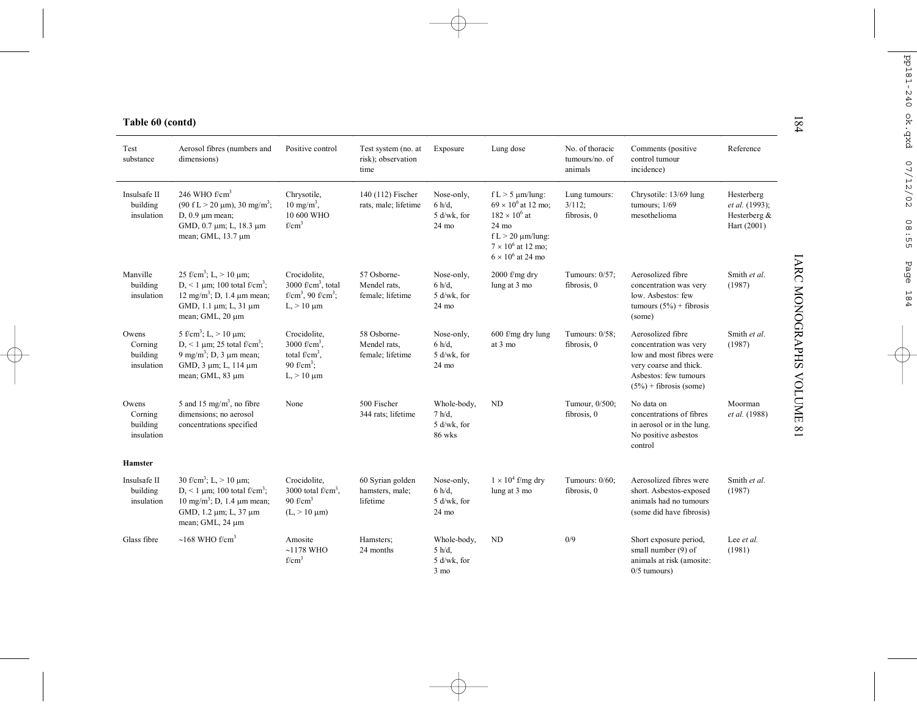**Table 60 (contd)**

| Test substance | Aerosol fibres (numbers and dimensions) | Positive control | Test system (no. at risk); observation time | Exposure | Lung dose | No. of thoracic tumours/no. of animals | Comments (positive control tumour incidence) | Reference |
|---|---|---|---|---|---|---|---|---|
| Insulsafe II building insulation | 246 WHO f/cm$^3$ (90 f L > 20 µm), 30 mg/m$^3$; D, 0.9 µm mean; GMD, 0.7 µm; L, 18.3 µm mean; GML, 13.7 µm | Chrysotile, 10 mg/m$^3$, 10 600 WHO f/cm$^3$ | 140 (112) Fischer rats, male; lifetime | Nose-only, 6 h/d, 5 d/wk, for 24 mo | f L > 5 µm/lung: 69 × 10$^6$ at 12 mo; 182 × 10$^6$ at 24 mo; f L > 20 µm/lung: 7 × 10$^6$ at 12 mo; 6 × 10$^6$ at 24 mo | Lung tumours: 3/112; fibrosis, 0 | Chrysotile: 13/69 lung tumours; 1/69 mesothelioma | Hesterberg *et al.* (1993); Hesterberg & Hart (2001) |
| Manville building insulation | 25 f/cm$^3$; L, > 10 µm; D, < 1 µm; 100 total f/cm$^3$; 12 mg/m$^3$; D, 1.4 µm mean; GMD, 1.1 µm; L, 31 µm mean; GML, 20 µm | Crocidolite, 3000 f/cm$^3$, total f/cm$^3$, 90 f/cm$^3$; L, > 10 µm | 57 Osborne-Mendel rats, female; lifetime | Nose-only, 6 h/d, 5 d/wk, for 24 mo | 2000 f/mg dry lung at 3 mo | Tumours: 0/57; fibrosis, 0 | Aerosolized fibre concentration was very low. Asbestos: few tumours (5%) + fibrosis (some) | Smith *et al.* (1987) |
| Owens Corning building insulation | 5 f/cm$^3$; L, > 10 µm; D, < 1 µm; 25 total f/cm$^3$; 9 mg/m$^3$; D, 3 µm mean; GMD, 3 µm; L, 114 µm mean; GML, 83 µm | Crocidolite, 3000 f/cm$^3$, total f/cm$^3$, 90 f/cm$^3$; L, > 10 µm | 58 Osborne-Mendel rats, female; lifetime | Nose-only, 6 h/d, 5 d/wk, for 24 mo | 600 f/mg dry lung at 3 mo | Tumours: 0/58; fibrosis, 0 | Aerosolized fibre concentration was very low and most fibres were very coarse and thick. Asbestos: few tumours (5%) + fibrosis (some) | Smith *et al.* (1987) |
| Owens Corning building insulation | 5 and 15 mg/m$^3$, no fibre dimensions; no aerosol concentrations specified | None | 500 Fischer 344 rats; lifetime | Whole-body, 7 h/d, 5 d/wk, for 86 wks | ND | Tumour, 0/500; fibrosis, 0 | No data on concentrations of fibres in aerosol or in the lung. No positive asbestos control | Moorman *et al.* (1988) |
| **Hamster** | | | | | | | | |
| Insulsafe II building insulation | 30 f/cm$^3$; L, > 10 µm; D, < 1 µm; 100 total f/cm$^3$; 10 mg/m$^3$; D, 1.4 µm mean; GMD, 1.2 µm; L, 37 µm mean; GML, 24 µm | Crocidolite, 3000 total f/cm$^3$, 90 f/cm$^3$ (L, > 10 µm) | 60 Syrian golden hamsters, male; lifetime | Nose-only, 6 h/d, 5 d/wk, for 24 mo | 1 × 10$^4$ f/mg dry lung at 3 mo | Tumours: 0/60; fibrosis, 0 | Aerosolized fibres were short. Asbestos-exposed animals had no tumours (some did have fibrosis) | Smith *et al.* (1987) |
| Glass fibre | ~168 WHO f/cm$^3$ | Amosite ~1178 WHO f/cm$^3$ | Hamsters; 24 months | Whole-body, 5 h/d, 5 d/wk, for 3 mo | ND | 0/9 | Short exposure period, small number (9) of animals at risk (amosite: 0/5 tumours) | Lee *et al.* (1981) |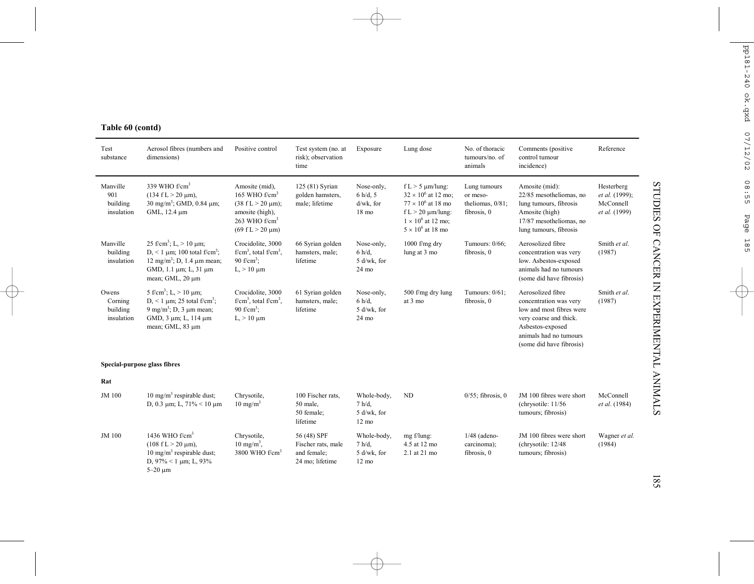**Table 60 (contd)**

| Test substance | Aerosol fibres (numbers and dimensions) | Positive control | Test system (no. at risk); observation time | Exposure | Lung dose | No. of thoracic tumours/no. of animals | Comments (positive control tumour incidence) | Reference |
|---|---|---|---|---|---|---|---|---|
| Manville 901 building insulation | 339 WHO f/cm$^3$ (134 f L > 20 µm), 30 mg/m$^3$; GMD, 0.84 µm; GML, 12.4 µm | Amosite (mid), 165 WHO f/cm$^3$ (38 f L > 20 µm); amosite (high), 263 WHO f/cm$^3$ (69 f L > 20 µm) | 125 (81) Syrian golden hamsters, male; lifetime | Nose-only, 6 h/d, 5 d/wk, for 18 mo | f L > 5 µm/lung: $32 \times 10^6$ at 12 mo; $77 \times 10^6$ at 18 mo; f L > 20 µm/lung: $1 \times 10^6$ at 12 mo; $5 \times 10^6$ at 18 mo | Lung tumours or mesotheliomas, 0/81; fibrosis, 0 | Amosite (mid): 22/85 mesotheliomas, no lung tumours, fibrosis Amosite (high) 17/87 mesotheliomas, no lung tumours, fibrosis | Hesterberg *et al.* (1999); McConnell *et al.* (1999) |
| Manville building insulation | 25 f/cm$^3$; L, > 10 µm; D, < 1 µm; 100 total f/cm$^3$; 12 mg/m$^3$; D, 1.4 µm mean; GMD, 1.1 µm; L, 31 µm mean; GML, 20 µm | Crocidolite, 3000 f/cm$^3$, total f/cm$^3$, 90 f/cm$^3$; L, > 10 µm | 66 Syrian golden hamsters, male; lifetime | Nose-only, 6 h/d, 5 d/wk, for 24 mo | 1000 f/mg dry lung at 3 mo | Tumours: 0/66; fibrosis, 0 | Aerosolized fibre concentration was very low. Asbestos-exposed animals had no tumours (some did have fibrosis) | Smith *et al.* (1987) |
| Owens Corning building insulation | 5 f/cm$^3$; L, > 10 µm; D, < 1 µm; 25 total f/cm$^3$; 9 mg/m$^3$; D, 3 µm mean; GMD, 3 µm; L, 114 µm mean; GML, 83 µm | Crocidolite, 3000 f/cm$^3$, total f/cm$^3$, 90 f/cm$^3$; L, > 10 µm | 61 Syrian golden hamsters, male; lifetime | Nose-only, 6 h/d, 5 d/wk, for 24 mo | 500 f/mg dry lung at 3 mo | Tumours: 0/61; fibrosis, 0 | Aerosolized fibre concentration was very low and most fibres were very coarse and thick. Asbestos-exposed animals had no tumours (some did have fibrosis) | Smith *et al.* (1987) |
| **Special-purpose glass fibres** | | | | | | | | |
| **Rat** | | | | | | | | |
| JM 100 | 10 mg/m$^3$ respirable dust; D, 0.3 µm; L, 71% < 10 µm | Chrysotile, 10 mg/m$^3$ | 100 Fischer rats, 50 male, 50 female; lifetime | Whole-body, 7 h/d, 5 d/wk, for 12 mo | ND | 0/55; fibrosis, 0 | JM 100 fibres were short (chrysotile: 11/56 tumours; fibrosis) | McConnell *et al.* (1984) |
| JM 100 | 1436 WHO f/cm$^3$ (108 f L > 20 µm), 10 mg/m$^3$ respirable dust; D, 97% < 1 µm; L, 93% 5–20 µm | Chrysotile, 10 mg/m$^3$, 3800 WHO f/cm$^3$ | 56 (48) SPF Fischer rats, male and female; 24 mo; lifetime | Whole-body, 7 h/d, 5 d/wk, for 12 mo | mg f/lung: 4.5 at 12 mo 2.1 at 21 mo | 1/48 (adeno-carcinoma); fibrosis, 0 | JM 100 fibres were short (chrysotile: 12/48 tumours; fibrosis) | Wagner *et al.* (1984) |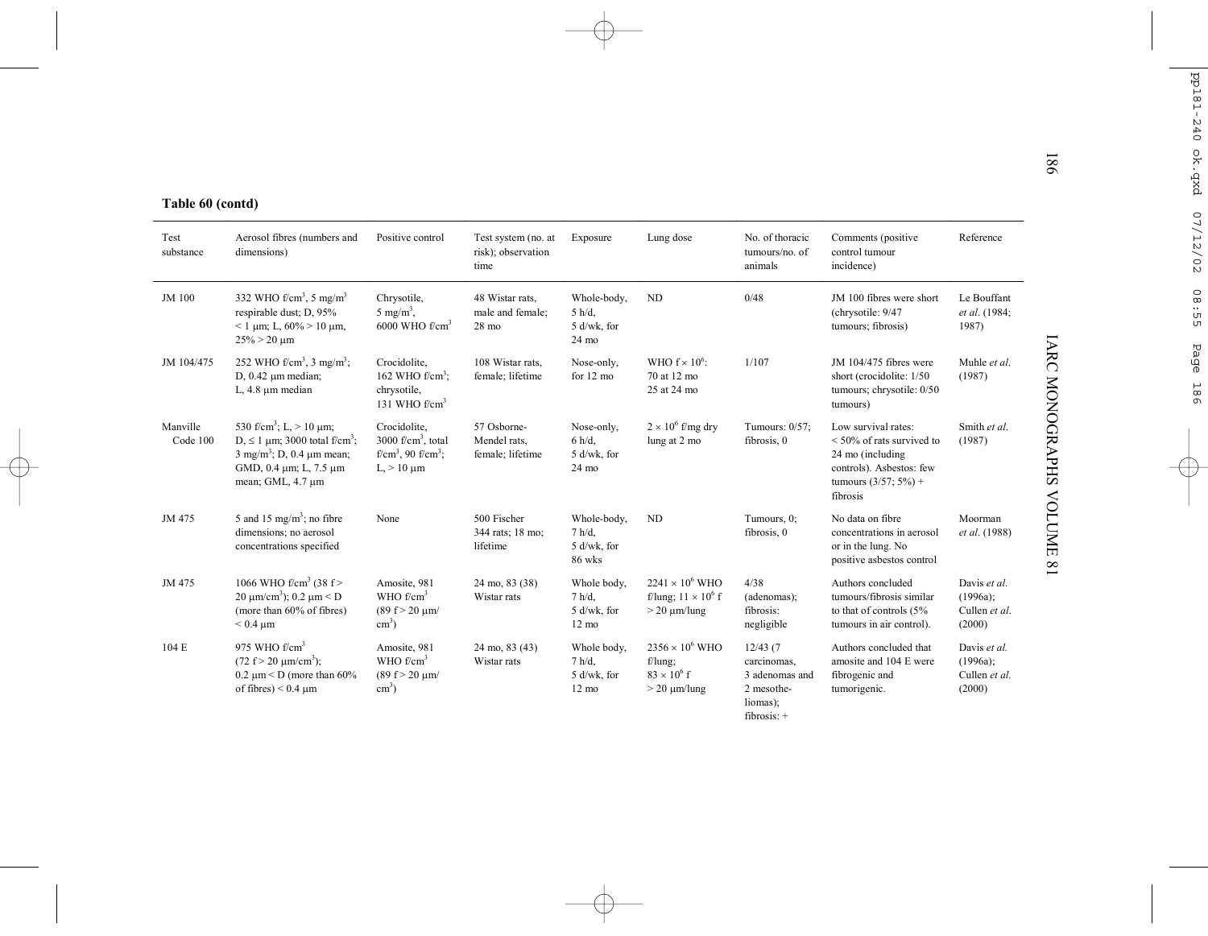**Table 60 (contd)**

| Test substance | Aerosol fibres (numbers and dimensions) | Positive control | Test system (no. at risk); observation time | Exposure | Lung dose | No. of thoracic tumours/no. of animals | Comments (positive control tumour incidence) | Reference |
|---|---|---|---|---|---|---|---|---|
| JM 100 | 332 WHO f/cm$^3$, 5 mg/m$^3$ respirable dust; D, 95% < 1 µm; L, 60% > 10 µm, 25% > 20 µm | Chrysotile, 5 mg/m$^3$, 6000 WHO f/cm$^3$ | 48 Wistar rats, male and female; 28 mo | Whole-body, 5 h/d, 5 d/wk, for 24 mo | ND | 0/48 | JM 100 fibres were short (chrysotile: 9/47 tumours; fibrosis) | Le Bouffant *et al.* (1984; 1987) |
| JM 104/475 | 252 WHO f/cm$^3$, 3 mg/m$^3$; D, 0.42 µm median; L, 4.8 µm median | Crocidolite, 162 WHO f/cm$^3$; chrysotile, 131 WHO f/cm$^3$ | 108 Wistar rats, female; lifetime | Nose-only, for 12 mo | WHO f × $10^6$: 70 at 12 mo 25 at 24 mo | 1/107 | JM 104/475 fibres were short (crocidolite: 1/50 tumours; chrysotile: 0/50 tumours) | Muhle *et al.* (1987) |
| Manville Code 100 | 530 f/cm$^3$; L, > 10 µm; D, ≤ 1 µm; 3000 total f/cm$^3$; 3 mg/m$^3$; D, 0.4 µm mean; GMD, 0.4 µm; L, 7.5 µm mean; GML, 4.7 µm | Crocidolite, 3000 f/cm$^3$, total f/cm$^3$, 90 f/cm$^3$; L, > 10 µm | 57 Osborne-Mendel rats, female; lifetime | Nose-only, 6 h/d, 5 d/wk, for 24 mo | 2 × $10^6$ f/mg dry lung at 2 mo | Tumours: 0/57; fibrosis, 0 | Low survival rates: < 50% of rats survived to 24 mo (including controls). Asbestos: few tumours (3/57; 5%) + fibrosis | Smith *et al.* (1987) |
| JM 475 | 5 and 15 mg/m$^3$; no fibre dimensions; no aerosol concentrations specified | None | 500 Fischer 344 rats; 18 mo; lifetime | Whole-body, 7 h/d, 5 d/wk, for 86 wks | ND | Tumours, 0; fibrosis, 0 | No data on fibre concentrations in aerosol or in the lung. No positive asbestos control | Moorman *et al.* (1988) |
| JM 475 | 1066 WHO f/cm$^3$ (38 f > 20 µm/cm$^3$); 0.2 µm < D (more than 60% of fibres) < 0.4 µm | Amosite, 981 WHO f/cm$^3$ (89 f > 20 µm/cm$^3$) | 24 mo, 83 (38) Wistar rats | Whole body, 7 h/d, 5 d/wk, for 12 mo | 2241 × $10^6$ WHO f/lung; 11 × $10^6$ f > 20 µm/lung | 4/38 (adenomas); fibrosis: negligible | Authors concluded tumours/fibrosis similar to that of controls (5% tumours in air control). | Davis *et al.* (1996a); Cullen *et al.* (2000) |
| 104 E | 975 WHO f/cm$^3$ (72 f > 20 µm/cm$^3$); 0.2 µm < D (more than 60% of fibres) < 0.4 µm | Amosite, 981 WHO f/cm$^3$ (89 f > 20 µm/cm$^3$) | 24 mo, 83 (43) Wistar rats | Whole body, 7 h/d, 5 d/wk, for 12 mo | 2356 × $10^6$ WHO f/lung; 83 × $10^6$ f > 20 µm/lung | 12/43 (7 carcinomas, 3 adenomas and 2 mesotheliomas); fibrosis: + | Authors concluded that amosite and 104 E were fibrogenic and tumorigenic. | Davis *et al.* (1996a); Cullen *et al.* (2000) |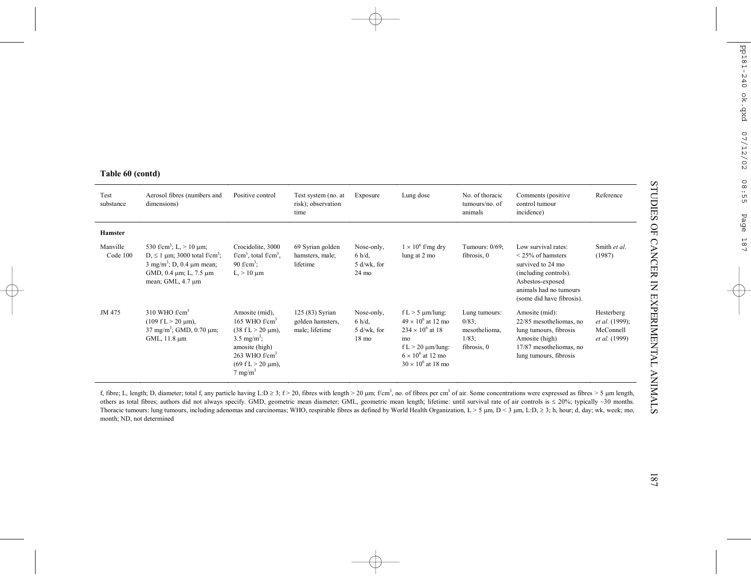**Table 60 (contd)**

| Test substance | Aerosol fibres (numbers and dimensions) | Positive control | Test system (no. at risk); observation time | Exposure | Lung dose | No. of thoracic tumours/no. of animals | Comments (positive control tumour incidence) | Reference |
|---|---|---|---|---|---|---|---|---|
| **Hamster** | | | | | | | | |
| Manville Code 100 | 530 f/cm$^3$; L, > 10 μm; D, ≤ 1 μm; 3000 total f/cm$^3$; 3 mg/m$^3$; D, 0.4 μm mean; GMD, 0.4 μm; L, 7.5 μm mean; GML, 4.7 μm | Crocidolite, 3000 f/cm$^3$, total f/cm$^3$, 90 f/cm$^3$; L, > 10 μm | 69 Syrian golden hamsters, male; lifetime | Nose-only, 6 h/d, 5 d/wk, for 24 mo | $1 \times 10^6$ f/mg dry lung at 2 mo | Tumours: 0/69; fibrosis, 0 | Low survival rates: < 25% of hamsters survived to 24 mo (including controls). Asbestos-exposed animals had no tumours (some did have fibrosis). | Smith *et al.* (1987) |
| JM 475 | 310 WHO f/cm$^3$ (109 f L > 20 μm), 37 mg/m$^3$; GMD, 0.70 μm; GML, 11.8 μm | Amosite (mid), 165 WHO f/cm$^3$ (38 f L > 20 μm), 3.5 mg/m$^3$; amosite (high) 263 WHO f/cm$^3$ (69 f L > 20 μm), 7 mg/m$^3$ | 125 (83) Syrian golden hamsters, male; lifetime | Nose-only, 6 h/d, 5 d/wk, for 18 mo | f L > 5 μm/lung: $49 \times 10^6$ at 12 mo $234 \times 10^6$ at 18 mo f L > 20 μm/lung: $6 \times 10^6$ at 12 mo $30 \times 10^6$ at 18 mo | Lung tumours: 0/83; mesothelioma, 1/83; fibrosis, 0 | Amosite (mid): 22/85 mesotheliomas, no lung tumours, fibrosis Amosite (high) 17/87 mesotheliomas, no lung tumours, fibrosis | Hesterberg *et al.* (1999); McConnell *et al.* (1999) |

f, fibre; L, length; D, diameter; total f, any particle having L:D ≥ 3; f > 20, fibres with length > 20 μm; f/cm$^3$, no. of fibres per cm$^3$ of air. Some concentrations were expressed as fibres > 5 μm length, others as total fibres; authors did not always specify. GMD, geometric mean diameter; GML, geometric mean length; lifetime: until survival rate of air controls is ≤ 20%; typically ~30 months. Thoracic tumours: lung tumours, including adenomas and carcinomas; WHO, respirable fibres as defined by World Health Organization, L > 5 μm, D < 3 μm, L:D, ≥ 3; h, hour; d, day; wk, week; mo, month; ND, not determined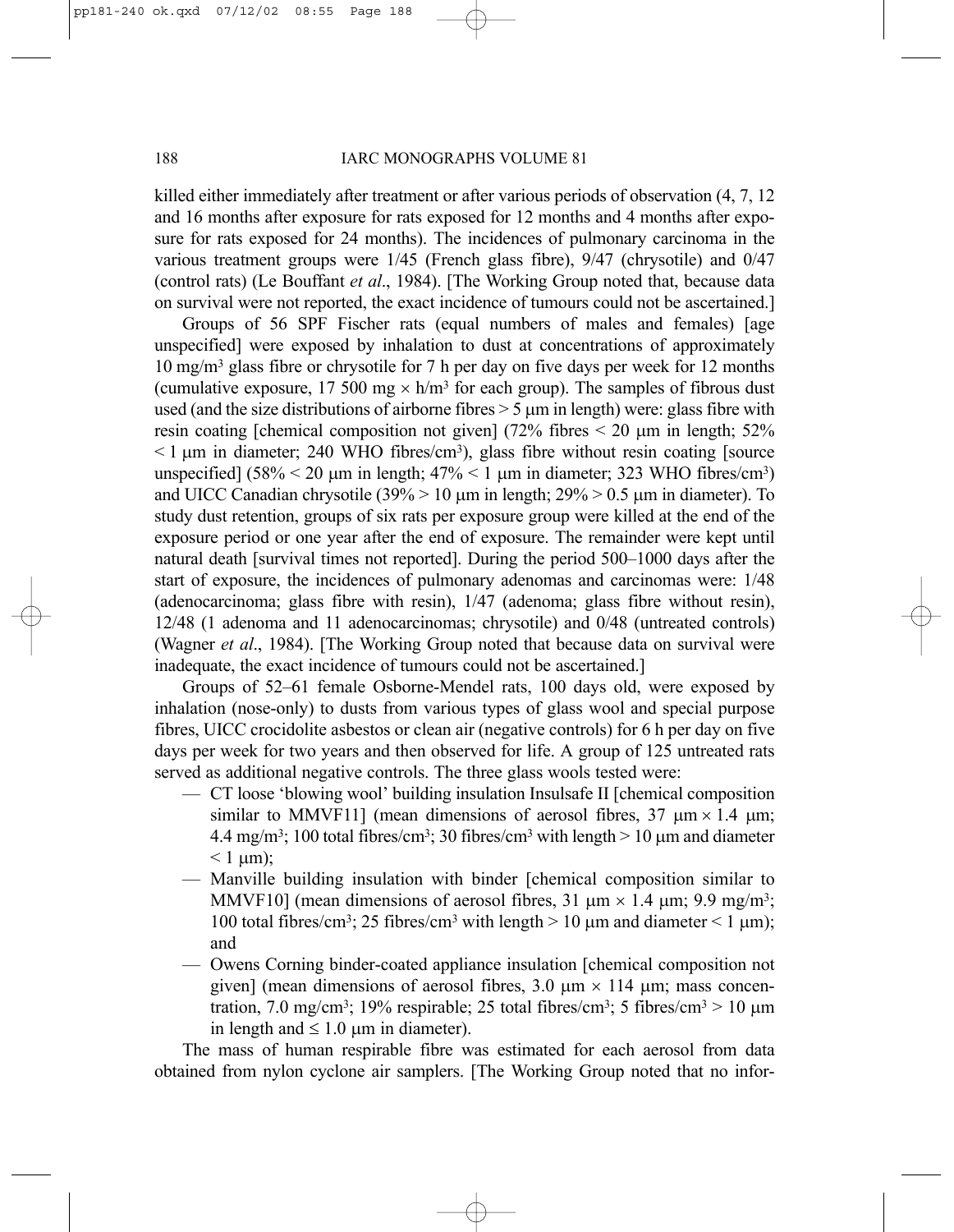killed either immediately after treatment or after various periods of observation (4, 7, 12 and 16 months after exposure for rats exposed for 12 months and 4 months after exposure for rats exposed for 24 months). The incidences of pulmonary carcinoma in the various treatment groups were 1/45 (French glass fibre), 9/47 (chrysotile) and 0/47 (control rats) (Le Bouffant *et al*., 1984). [The Working Group noted that, because data on survival were not reported, the exact incidence of tumours could not be ascertained.]

Groups of 56 SPF Fischer rats (equal numbers of males and females) [age unspecified] were exposed by inhalation to dust at concentrations of approximately 10 mg/m$^3$ glass fibre or chrysotile for 7 h per day on five days per week for 12 months (cumulative exposure, 17 500 mg × h/m$^3$ for each group). The samples of fibrous dust used (and the size distributions of airborne fibres > 5 μm in length) were: glass fibre with resin coating [chemical composition not given] (72% fibres < 20 μm in length; 52% < 1 μm in diameter; 240 WHO fibres/cm$^3$), glass fibre without resin coating [source unspecified] (58% < 20 μm in length; 47% < 1 μm in diameter; 323 WHO fibres/cm$^3$) and UICC Canadian chrysotile (39% > 10 μm in length; 29% > 0.5 μm in diameter). To study dust retention, groups of six rats per exposure group were killed at the end of the exposure period or one year after the end of exposure. The remainder were kept until natural death [survival times not reported]. During the period 500–1000 days after the start of exposure, the incidences of pulmonary adenomas and carcinomas were: 1/48 (adenocarcinoma; glass fibre with resin), 1/47 (adenoma; glass fibre without resin), 12/48 (1 adenoma and 11 adenocarcinomas; chrysotile) and 0/48 (untreated controls) (Wagner *et al*., 1984). [The Working Group noted that because data on survival were inadequate, the exact incidence of tumours could not be ascertained.]

Groups of 52–61 female Osborne-Mendel rats, 100 days old, were exposed by inhalation (nose-only) to dusts from various types of glass wool and special purpose fibres, UICC crocidolite asbestos or clean air (negative controls) for 6 h per day on five days per week for two years and then observed for life. A group of 125 untreated rats served as additional negative controls. The three glass wools tested were:

- CT loose 'blowing wool' building insulation Insulsafe II [chemical composition similar to MMVF11] (mean dimensions of aerosol fibres, 37 μm × 1.4 μm; 4.4 mg/m$^3$; 100 total fibres/cm$^3$; 30 fibres/cm$^3$ with length > 10 μm and diameter < 1 μm);
- Manville building insulation with binder [chemical composition similar to MMVF10] (mean dimensions of aerosol fibres, 31 μm × 1.4 μm; 9.9 mg/m$^3$; 100 total fibres/cm$^3$; 25 fibres/cm$^3$ with length > 10 μm and diameter < 1 μm); and
- Owens Corning binder-coated appliance insulation [chemical composition not given] (mean dimensions of aerosol fibres, 3.0 μm × 114 μm; mass concentration, 7.0 mg/cm$^3$; 19% respirable; 25 total fibres/cm$^3$; 5 fibres/cm$^3$ > 10 μm in length and ≤ 1.0 μm in diameter).

The mass of human respirable fibre was estimated for each aerosol from data obtained from nylon cyclone air samplers. [The Working Group noted that no infor-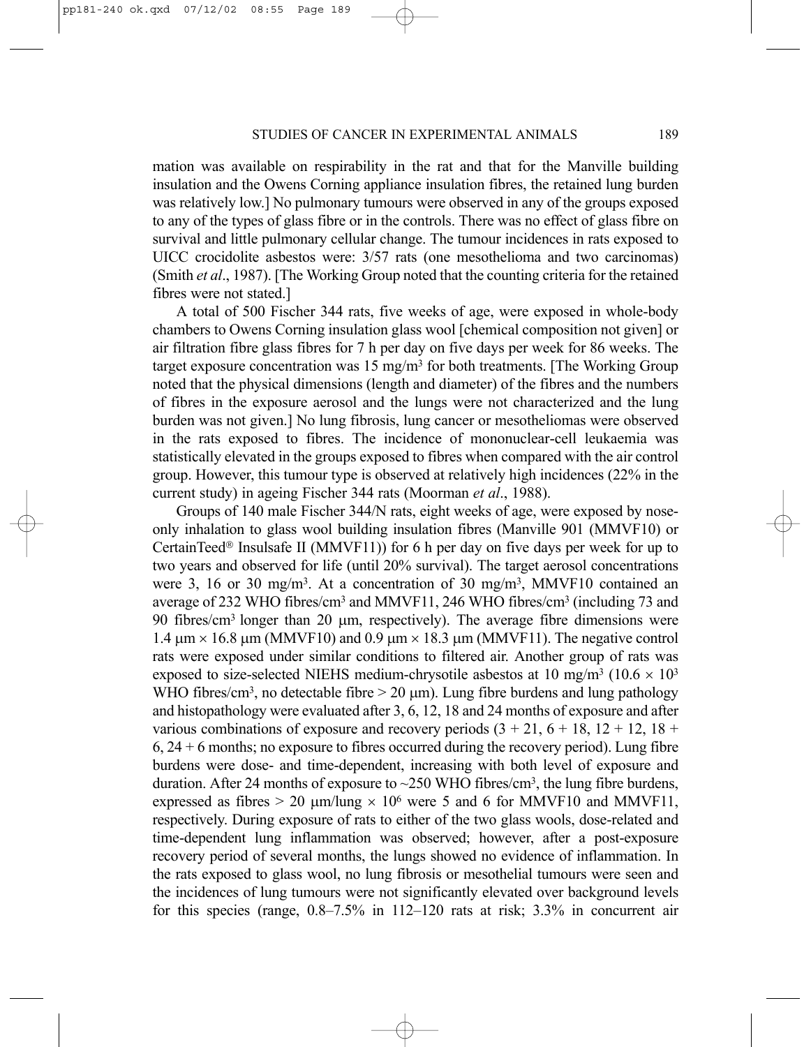mation was available on respirability in the rat and that for the Manville building insulation and the Owens Corning appliance insulation fibres, the retained lung burden was relatively low.] No pulmonary tumours were observed in any of the groups exposed to any of the types of glass fibre or in the controls. There was no effect of glass fibre on survival and little pulmonary cellular change. The tumour incidences in rats exposed to UICC crocidolite asbestos were: 3/57 rats (one mesothelioma and two carcinomas) (Smith *et al*., 1987). [The Working Group noted that the counting criteria for the retained fibres were not stated.]

A total of 500 Fischer 344 rats, five weeks of age, were exposed in whole-body chambers to Owens Corning insulation glass wool [chemical composition not given] or air filtration fibre glass fibres for 7 h per day on five days per week for 86 weeks. The target exposure concentration was 15 mg/m$^3$ for both treatments. [The Working Group noted that the physical dimensions (length and diameter) of the fibres and the numbers of fibres in the exposure aerosol and the lungs were not characterized and the lung burden was not given.] No lung fibrosis, lung cancer or mesotheliomas were observed in the rats exposed to fibres. The incidence of mononuclear-cell leukaemia was statistically elevated in the groups exposed to fibres when compared with the air control group. However, this tumour type is observed at relatively high incidences (22% in the current study) in ageing Fischer 344 rats (Moorman *et al*., 1988).

Groups of 140 male Fischer 344/N rats, eight weeks of age, were exposed by nose-only inhalation to glass wool building insulation fibres (Manville 901 (MMVF10) or CertainTeed® Insulsafe II (MMVF11)) for 6 h per day on five days per week for up to two years and observed for life (until 20% survival). The target aerosol concentrations were 3, 16 or 30 mg/m$^3$. At a concentration of 30 mg/m$^3$, MMVF10 contained an average of 232 WHO fibres/cm$^3$ and MMVF11, 246 WHO fibres/cm$^3$ (including 73 and 90 fibres/cm$^3$ longer than 20 μm, respectively). The average fibre dimensions were 1.4 μm × 16.8 μm (MMVF10) and 0.9 μm × 18.3 μm (MMVF11). The negative control rats were exposed under similar conditions to filtered air. Another group of rats was exposed to size-selected NIEHS medium-chrysotile asbestos at 10 mg/m$^3$ ($10.6 \times 10^3$ WHO fibres/cm$^3$, no detectable fibre > 20 μm). Lung fibre burdens and lung pathology and histopathology were evaluated after 3, 6, 12, 18 and 24 months of exposure and after various combinations of exposure and recovery periods (3 + 21, 6 + 18, 12 + 12, 18 + 6, 24 + 6 months; no exposure to fibres occurred during the recovery period). Lung fibre burdens were dose- and time-dependent, increasing with both level of exposure and duration. After 24 months of exposure to ~250 WHO fibres/cm$^3$, the lung fibre burdens, expressed as fibres > 20 μm/lung × $10^6$ were 5 and 6 for MMVF10 and MMVF11, respectively. During exposure of rats to either of the two glass wools, dose-related and time-dependent lung inflammation was observed; however, after a post-exposure recovery period of several months, the lungs showed no evidence of inflammation. In the rats exposed to glass wool, no lung fibrosis or mesothelial tumours were seen and the incidences of lung tumours were not significantly elevated over background levels for this species (range, 0.8–7.5% in 112–120 rats at risk; 3.3% in concurrent air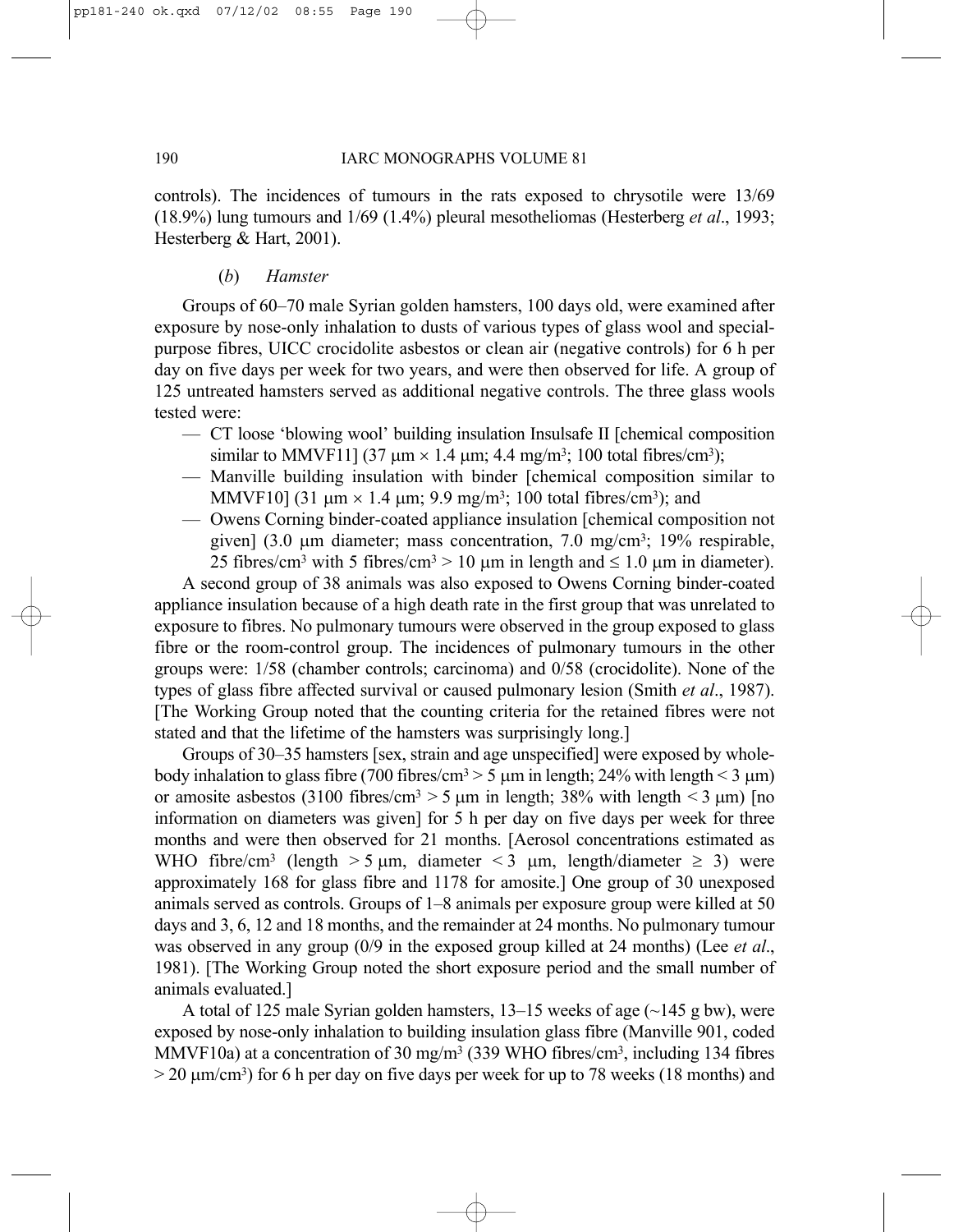controls). The incidences of tumours in the rats exposed to chrysotile were 13/69 (18.9%) lung tumours and 1/69 (1.4%) pleural mesotheliomas (Hesterberg *et al*., 1993; Hesterberg & Hart, 2001).

### (*b*) *Hamster*

Groups of 60–70 male Syrian golden hamsters, 100 days old, were examined after exposure by nose-only inhalation to dusts of various types of glass wool and special-purpose fibres, UICC crocidolite asbestos or clean air (negative controls) for 6 h per day on five days per week for two years, and were then observed for life. A group of 125 untreated hamsters served as additional negative controls. The three glass wools tested were:

- CT loose 'blowing wool' building insulation Insulsafe II [chemical composition similar to MMVF11] (37 μm × 1.4 μm; 4.4 mg/m$^3$; 100 total fibres/cm$^3$);
- Manville building insulation with binder [chemical composition similar to MMVF10] (31 μm × 1.4 μm; 9.9 mg/m$^3$; 100 total fibres/cm$^3$); and
- Owens Corning binder-coated appliance insulation [chemical composition not given] (3.0 μm diameter; mass concentration, 7.0 mg/cm$^3$; 19% respirable, 25 fibres/cm$^3$ with 5 fibres/cm$^3$ > 10 μm in length and ≤ 1.0 μm in diameter).

A second group of 38 animals was also exposed to Owens Corning binder-coated appliance insulation because of a high death rate in the first group that was unrelated to exposure to fibres. No pulmonary tumours were observed in the group exposed to glass fibre or the room-control group. The incidences of pulmonary tumours in the other groups were: 1/58 (chamber controls; carcinoma) and 0/58 (crocidolite). None of the types of glass fibre affected survival or caused pulmonary lesion (Smith *et al*., 1987). [The Working Group noted that the counting criteria for the retained fibres were not stated and that the lifetime of the hamsters was surprisingly long.]

Groups of 30–35 hamsters [sex, strain and age unspecified] were exposed by whole-body inhalation to glass fibre (700 fibres/cm$^3$ > 5 μm in length; 24% with length < 3 μm) or amosite asbestos (3100 fibres/cm$^3$ > 5 μm in length; 38% with length < 3 μm) [no information on diameters was given] for 5 h per day on five days per week for three months and were then observed for 21 months. [Aerosol concentrations estimated as WHO fibre/cm$^3$ (length > 5 μm, diameter < 3 μm, length/diameter ≥ 3) were approximately 168 for glass fibre and 1178 for amosite.] One group of 30 unexposed animals served as controls. Groups of 1–8 animals per exposure group were killed at 50 days and 3, 6, 12 and 18 months, and the remainder at 24 months. No pulmonary tumour was observed in any group (0/9 in the exposed group killed at 24 months) (Lee *et al*., 1981). [The Working Group noted the short exposure period and the small number of animals evaluated.]

A total of 125 male Syrian golden hamsters, 13–15 weeks of age (~145 g bw), were exposed by nose-only inhalation to building insulation glass fibre (Manville 901, coded MMVF10a) at a concentration of 30 mg/m$^3$ (339 WHO fibres/cm$^3$, including 134 fibres > 20 μm/cm$^3$) for 6 h per day on five days per week for up to 78 weeks (18 months) and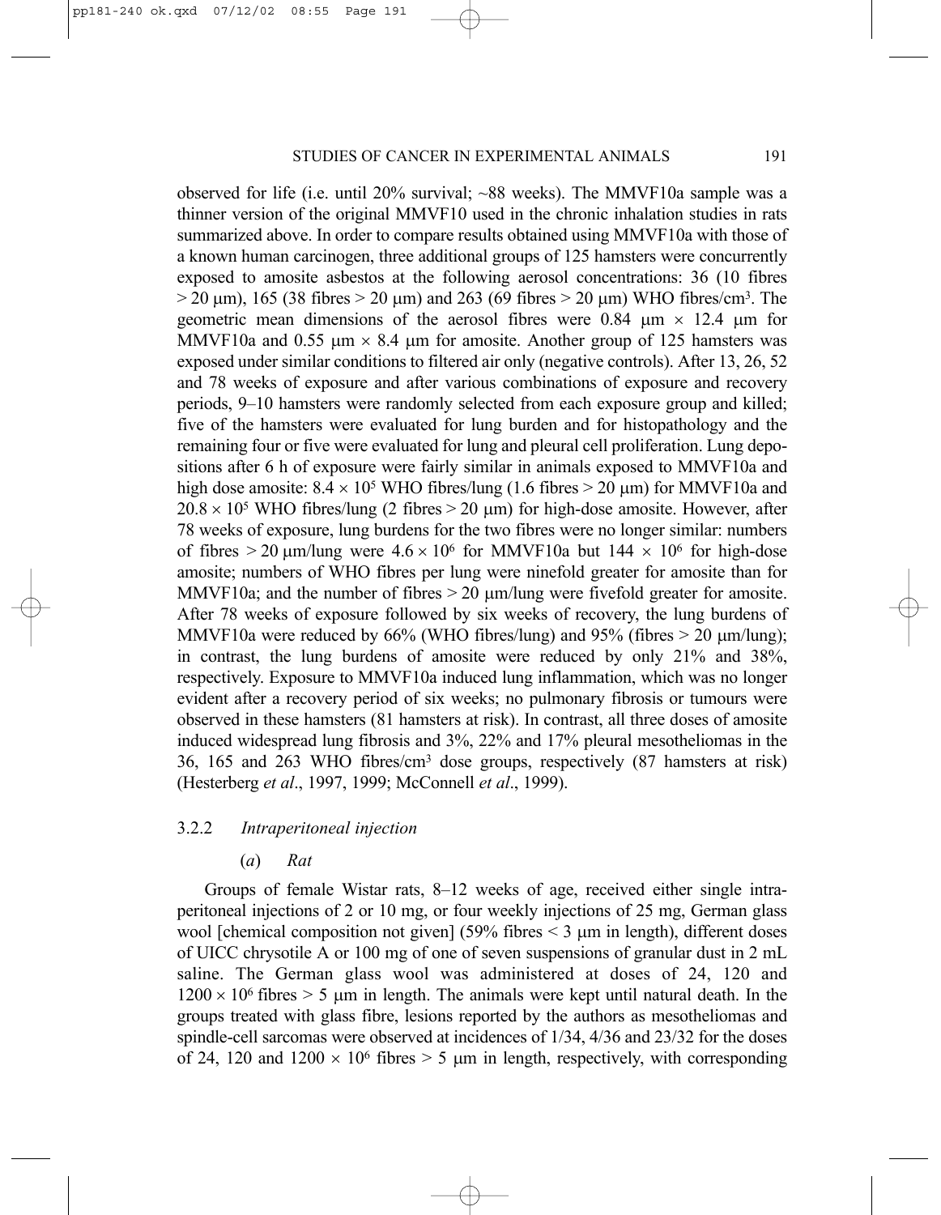observed for life (i.e. until 20% survival; ~88 weeks). The MMVF10a sample was a thinner version of the original MMVF10 used in the chronic inhalation studies in rats summarized above. In order to compare results obtained using MMVF10a with those of a known human carcinogen, three additional groups of 125 hamsters were concurrently exposed to amosite asbestos at the following aerosol concentrations: 36 (10 fibres > 20 μm), 165 (38 fibres > 20 μm) and 263 (69 fibres > 20 μm) WHO fibres/cm$^3$. The geometric mean dimensions of the aerosol fibres were 0.84 μm × 12.4 μm for MMVF10a and 0.55 μm × 8.4 μm for amosite. Another group of 125 hamsters was exposed under similar conditions to filtered air only (negative controls). After 13, 26, 52 and 78 weeks of exposure and after various combinations of exposure and recovery periods, 9–10 hamsters were randomly selected from each exposure group and killed; five of the hamsters were evaluated for lung burden and for histopathology and the remaining four or five were evaluated for lung and pleural cell proliferation. Lung depositions after 6 h of exposure were fairly similar in animals exposed to MMVF10a and high dose amosite: $8.4 \times 10^5$ WHO fibres/lung (1.6 fibres > 20 μm) for MMVF10a and $20.8 \times 10^5$ WHO fibres/lung (2 fibres > 20 μm) for high-dose amosite. However, after 78 weeks of exposure, lung burdens for the two fibres were no longer similar: numbers of fibres > 20 μm/lung were $4.6 \times 10^6$ for MMVF10a but $144 \times 10^6$ for high-dose amosite; numbers of WHO fibres per lung were ninefold greater for amosite than for MMVF10a; and the number of fibres > 20 μm/lung were fivefold greater for amosite. After 78 weeks of exposure followed by six weeks of recovery, the lung burdens of MMVF10a were reduced by 66% (WHO fibres/lung) and 95% (fibres > 20 μm/lung); in contrast, the lung burdens of amosite were reduced by only 21% and 38%, respectively. Exposure to MMVF10a induced lung inflammation, which was no longer evident after a recovery period of six weeks; no pulmonary fibrosis or tumours were observed in these hamsters (81 hamsters at risk). In contrast, all three doses of amosite induced widespread lung fibrosis and 3%, 22% and 17% pleural mesotheliomas in the 36, 165 and 263 WHO fibres/cm$^3$ dose groups, respectively (87 hamsters at risk) (Hesterberg *et al*., 1997, 1999; McConnell *et al*., 1999).

### 3.2.2 *Intraperitoneal injection*

#### (*a*) *Rat*

Groups of female Wistar rats, 8–12 weeks of age, received either single intraperitoneal injections of 2 or 10 mg, or four weekly injections of 25 mg, German glass wool [chemical composition not given] (59% fibres < 3 μm in length), different doses of UICC chrysotile A or 100 mg of one of seven suspensions of granular dust in 2 mL saline. The German glass wool was administered at doses of 24, 120 and $1200 \times 10^6$ fibres > 5 μm in length. The animals were kept until natural death. In the groups treated with glass fibre, lesions reported by the authors as mesotheliomas and spindle-cell sarcomas were observed at incidences of 1/34, 4/36 and 23/32 for the doses of 24, 120 and $1200 \times 10^6$ fibres > 5 μm in length, respectively, with corresponding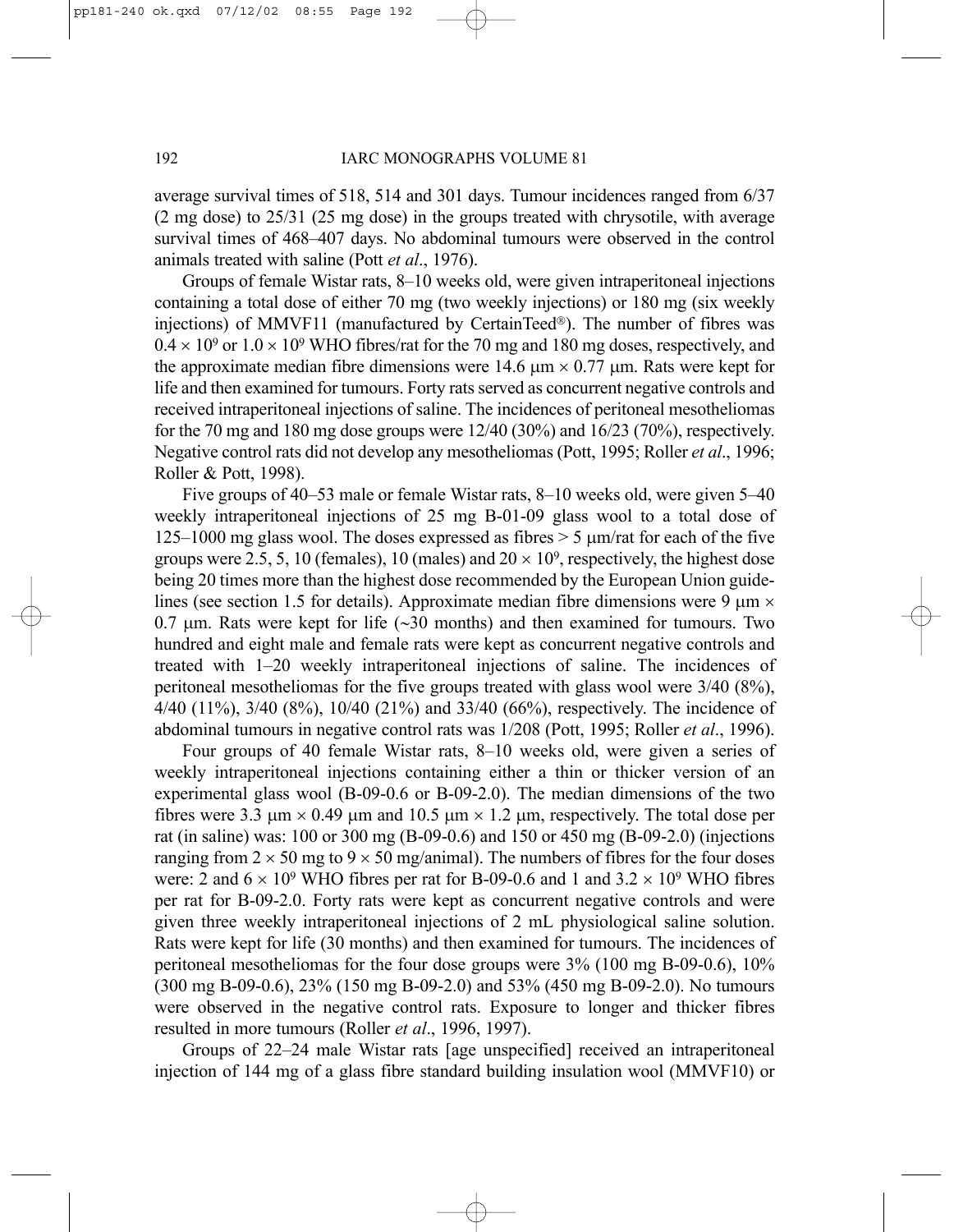average survival times of 518, 514 and 301 days. Tumour incidences ranged from 6/37 (2 mg dose) to 25/31 (25 mg dose) in the groups treated with chrysotile, with average survival times of 468–407 days. No abdominal tumours were observed in the control animals treated with saline (Pott *et al*., 1976).

Groups of female Wistar rats, 8–10 weeks old, were given intraperitoneal injections containing a total dose of either 70 mg (two weekly injections) or 180 mg (six weekly injections) of MMVF11 (manufactured by CertainTeed®). The number of fibres was $0.4 \times 10^9$ or $1.0 \times 10^9$ WHO fibres/rat for the 70 mg and 180 mg doses, respectively, and the approximate median fibre dimensions were 14.6 μm × 0.77 μm. Rats were kept for life and then examined for tumours. Forty rats served as concurrent negative controls and received intraperitoneal injections of saline. The incidences of peritoneal mesotheliomas for the 70 mg and 180 mg dose groups were 12/40 (30%) and 16/23 (70%), respectively. Negative control rats did not develop any mesotheliomas (Pott, 1995; Roller *et al*., 1996; Roller & Pott, 1998).

Five groups of 40–53 male or female Wistar rats, 8–10 weeks old, were given 5–40 weekly intraperitoneal injections of 25 mg B-01-09 glass wool to a total dose of 125–1000 mg glass wool. The doses expressed as fibres > 5 μm/rat for each of the five groups were 2.5, 5, 10 (females), 10 (males) and $20 \times 10^9$, respectively, the highest dose being 20 times more than the highest dose recommended by the European Union guidelines (see section 1.5 for details). Approximate median fibre dimensions were 9 μm × 0.7 μm. Rats were kept for life (~30 months) and then examined for tumours. Two hundred and eight male and female rats were kept as concurrent negative controls and treated with 1–20 weekly intraperitoneal injections of saline. The incidences of peritoneal mesotheliomas for the five groups treated with glass wool were 3/40 (8%), 4/40 (11%), 3/40 (8%), 10/40 (21%) and 33/40 (66%), respectively. The incidence of abdominal tumours in negative control rats was 1/208 (Pott, 1995; Roller *et al*., 1996).

Four groups of 40 female Wistar rats, 8–10 weeks old, were given a series of weekly intraperitoneal injections containing either a thin or thicker version of an experimental glass wool (B-09-0.6 or B-09-2.0). The median dimensions of the two fibres were 3.3 μm × 0.49 μm and 10.5 μm × 1.2 μm, respectively. The total dose per rat (in saline) was: 100 or 300 mg (B-09-0.6) and 150 or 450 mg (B-09-2.0) (injections ranging from 2 × 50 mg to 9 × 50 mg/animal). The numbers of fibres for the four doses were: 2 and $6 \times 10^9$ WHO fibres per rat for B-09-0.6 and 1 and $3.2 \times 10^9$ WHO fibres per rat for B-09-2.0. Forty rats were kept as concurrent negative controls and were given three weekly intraperitoneal injections of 2 mL physiological saline solution. Rats were kept for life (30 months) and then examined for tumours. The incidences of peritoneal mesotheliomas for the four dose groups were 3% (100 mg B-09-0.6), 10% (300 mg B-09-0.6), 23% (150 mg B-09-2.0) and 53% (450 mg B-09-2.0). No tumours were observed in the negative control rats. Exposure to longer and thicker fibres resulted in more tumours (Roller *et al*., 1996, 1997).

Groups of 22–24 male Wistar rats [age unspecified] received an intraperitoneal injection of 144 mg of a glass fibre standard building insulation wool (MMVF10) or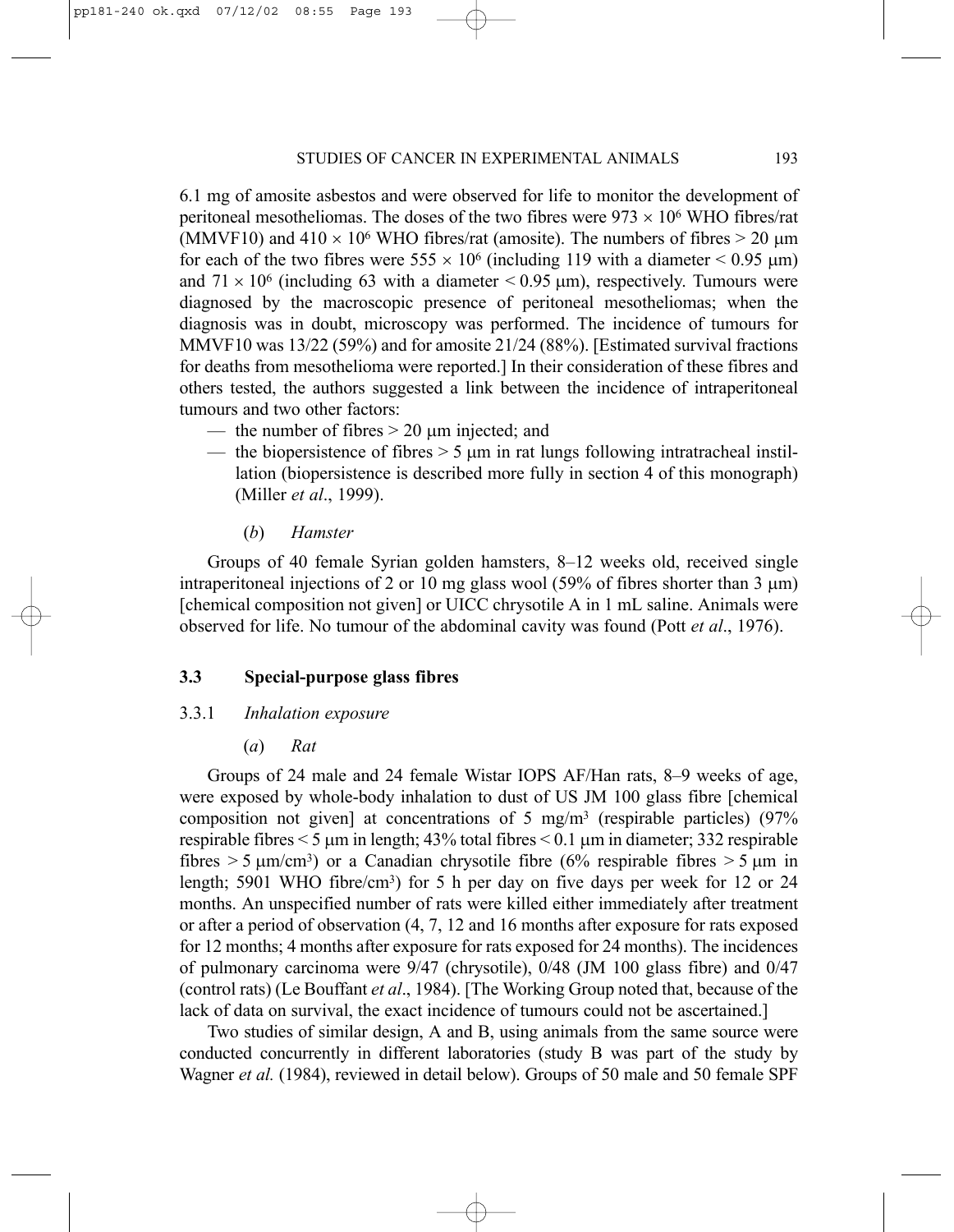6.1 mg of amosite asbestos and were observed for life to monitor the development of peritoneal mesotheliomas. The doses of the two fibres were $973 \times 10^6$ WHO fibres/rat (MMVF10) and $410 \times 10^6$ WHO fibres/rat (amosite). The numbers of fibres > 20 μm for each of the two fibres were $555 \times 10^6$ (including 119 with a diameter < 0.95 μm) and $71 \times 10^6$ (including 63 with a diameter < 0.95 μm), respectively. Tumours were diagnosed by the macroscopic presence of peritoneal mesotheliomas; when the diagnosis was in doubt, microscopy was performed. The incidence of tumours for MMVF10 was 13/22 (59%) and for amosite 21/24 (88%). [Estimated survival fractions for deaths from mesothelioma were reported.] In their consideration of these fibres and others tested, the authors suggested a link between the incidence of intraperitoneal tumours and two other factors:

- the number of fibres > 20 μm injected; and
- the biopersistence of fibres > 5 μm in rat lungs following intratracheal instillation (biopersistence is described more fully in section 4 of this monograph) (Miller *et al*., 1999).

(*b*) *Hamster*

Groups of 40 female Syrian golden hamsters, 8–12 weeks old, received single intraperitoneal injections of 2 or 10 mg glass wool (59% of fibres shorter than 3 μm) [chemical composition not given] or UICC chrysotile A in 1 mL saline. Animals were observed for life. No tumour of the abdominal cavity was found (Pott *et al*., 1976).

## 3.3 Special-purpose glass fibres

### 3.3.1 *Inhalation exposure*

(*a*) *Rat*

Groups of 24 male and 24 female Wistar IOPS AF/Han rats, 8–9 weeks of age, were exposed by whole-body inhalation to dust of US JM 100 glass fibre [chemical composition not given] at concentrations of 5 mg/m$^3$ (respirable particles) (97% respirable fibres < 5 μm in length; 43% total fibres < 0.1 μm in diameter; 332 respirable fibres > 5 μm/cm$^3$) or a Canadian chrysotile fibre (6% respirable fibres > 5 μm in length; 5901 WHO fibre/cm$^3$) for 5 h per day on five days per week for 12 or 24 months. An unspecified number of rats were killed either immediately after treatment or after a period of observation (4, 7, 12 and 16 months after exposure for rats exposed for 12 months; 4 months after exposure for rats exposed for 24 months). The incidences of pulmonary carcinoma were 9/47 (chrysotile), 0/48 (JM 100 glass fibre) and 0/47 (control rats) (Le Bouffant *et al*., 1984). [The Working Group noted that, because of the lack of data on survival, the exact incidence of tumours could not be ascertained.]

Two studies of similar design, A and B, using animals from the same source were conducted concurrently in different laboratories (study B was part of the study by Wagner *et al.* (1984), reviewed in detail below). Groups of 50 male and 50 female SPF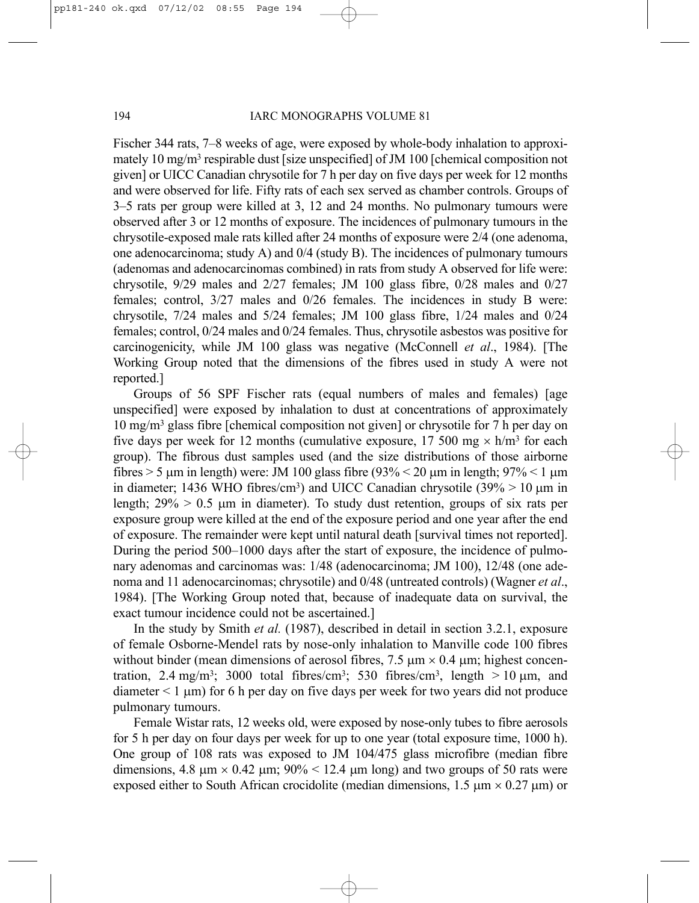Fischer 344 rats, 7–8 weeks of age, were exposed by whole-body inhalation to approximately 10 mg/m$^3$ respirable dust [size unspecified] of JM 100 [chemical composition not given] or UICC Canadian chrysotile for 7 h per day on five days per week for 12 months and were observed for life. Fifty rats of each sex served as chamber controls. Groups of 3–5 rats per group were killed at 3, 12 and 24 months. No pulmonary tumours were observed after 3 or 12 months of exposure. The incidences of pulmonary tumours in the chrysotile-exposed male rats killed after 24 months of exposure were 2/4 (one adenoma, one adenocarcinoma; study A) and 0/4 (study B). The incidences of pulmonary tumours (adenomas and adenocarcinomas combined) in rats from study A observed for life were: chrysotile, 9/29 males and 2/27 females; JM 100 glass fibre, 0/28 males and 0/27 females; control, 3/27 males and 0/26 females. The incidences in study B were: chrysotile, 7/24 males and 5/24 females; JM 100 glass fibre, 1/24 males and 0/24 females; control, 0/24 males and 0/24 females. Thus, chrysotile asbestos was positive for carcinogenicity, while JM 100 glass was negative (McConnell *et al*., 1984). [The Working Group noted that the dimensions of the fibres used in study A were not reported.]

Groups of 56 SPF Fischer rats (equal numbers of males and females) [age unspecified] were exposed by inhalation to dust at concentrations of approximately 10 mg/m$^3$ glass fibre [chemical composition not given] or chrysotile for 7 h per day on five days per week for 12 months (cumulative exposure, 17 500 mg × h/m$^3$ for each group). The fibrous dust samples used (and the size distributions of those airborne fibres > 5 μm in length) were: JM 100 glass fibre (93% < 20 μm in length; 97% < 1 μm in diameter; 1436 WHO fibres/cm$^3$) and UICC Canadian chrysotile (39% > 10 μm in length; 29% > 0.5 μm in diameter). To study dust retention, groups of six rats per exposure group were killed at the end of the exposure period and one year after the end of exposure. The remainder were kept until natural death [survival times not reported]. During the period 500–1000 days after the start of exposure, the incidence of pulmonary adenomas and carcinomas was: 1/48 (adenocarcinoma; JM 100), 12/48 (one adenoma and 11 adenocarcinomas; chrysotile) and 0/48 (untreated controls) (Wagner *et al*., 1984). [The Working Group noted that, because of inadequate data on survival, the exact tumour incidence could not be ascertained.]

In the study by Smith *et al.* (1987), described in detail in section 3.2.1, exposure of female Osborne-Mendel rats by nose-only inhalation to Manville code 100 fibres without binder (mean dimensions of aerosol fibres, 7.5 μm × 0.4 μm; highest concentration, 2.4 mg/m$^3$; 3000 total fibres/cm$^3$; 530 fibres/cm$^3$, length > 10 μm, and diameter < 1 μm) for 6 h per day on five days per week for two years did not produce pulmonary tumours.

Female Wistar rats, 12 weeks old, were exposed by nose-only tubes to fibre aerosols for 5 h per day on four days per week for up to one year (total exposure time, 1000 h). One group of 108 rats was exposed to JM 104/475 glass microfibre (median fibre dimensions, 4.8 μm × 0.42 μm; 90% < 12.4 μm long) and two groups of 50 rats were exposed either to South African crocidolite (median dimensions, 1.5 μm × 0.27 μm) or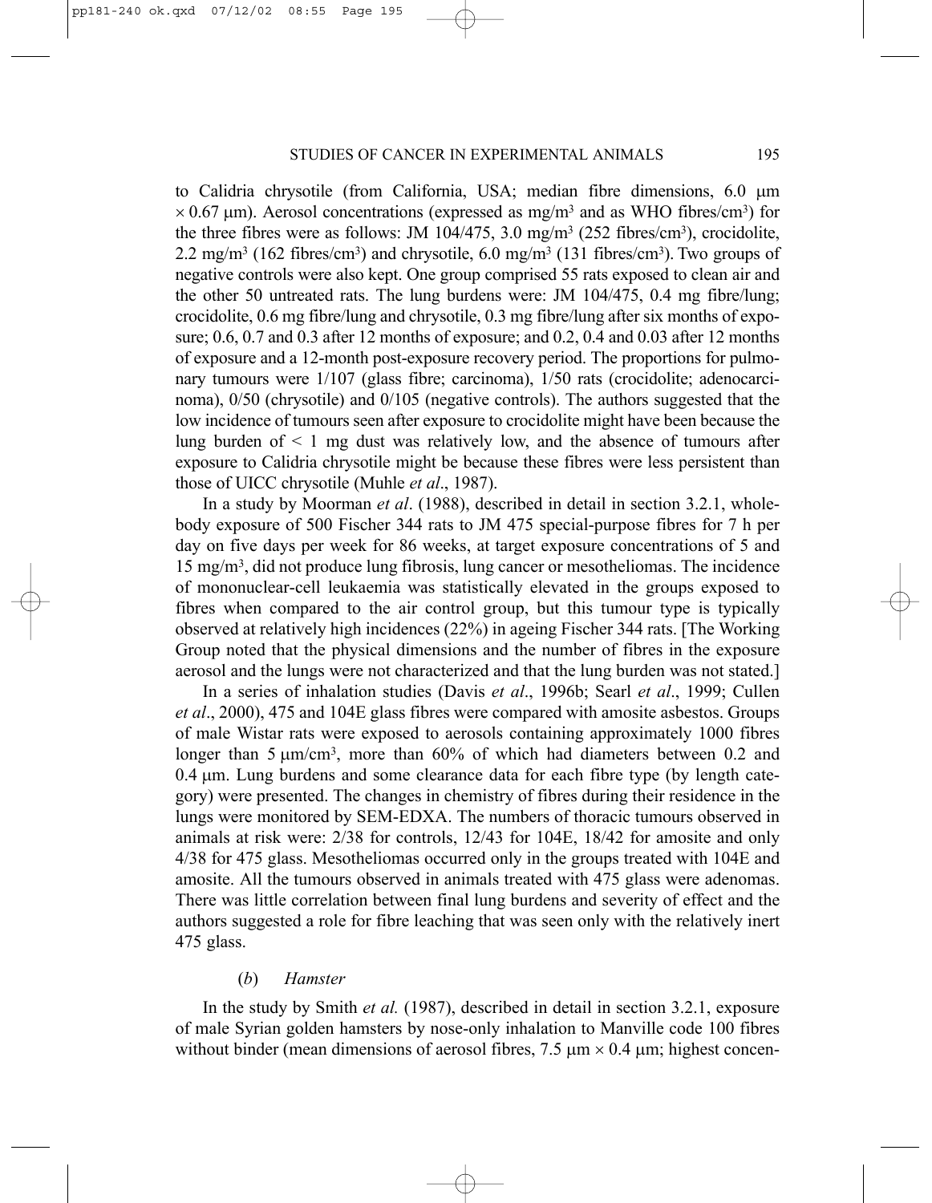to Calidria chrysotile (from California, USA; median fibre dimensions, 6.0 μm × 0.67 μm). Aerosol concentrations (expressed as mg/m³ and as WHO fibres/cm³) for the three fibres were as follows: JM 104/475, 3.0 mg/m³ (252 fibres/cm³), crocidolite, 2.2 mg/m³ (162 fibres/cm³) and chrysotile, 6.0 mg/m³ (131 fibres/cm³). Two groups of negative controls were also kept. One group comprised 55 rats exposed to clean air and the other 50 untreated rats. The lung burdens were: JM 104/475, 0.4 mg fibre/lung; crocidolite, 0.6 mg fibre/lung and chrysotile, 0.3 mg fibre/lung after six months of exposure; 0.6, 0.7 and 0.3 after 12 months of exposure; and 0.2, 0.4 and 0.03 after 12 months of exposure and a 12-month post-exposure recovery period. The proportions for pulmonary tumours were 1/107 (glass fibre; carcinoma), 1/50 rats (crocidolite; adenocarcinoma), 0/50 (chrysotile) and 0/105 (negative controls). The authors suggested that the low incidence of tumours seen after exposure to crocidolite might have been because the lung burden of < 1 mg dust was relatively low, and the absence of tumours after exposure to Calidria chrysotile might be because these fibres were less persistent than those of UICC chrysotile (Muhle *et al*., 1987).

In a study by Moorman *et al*. (1988), described in detail in section 3.2.1, whole-body exposure of 500 Fischer 344 rats to JM 475 special-purpose fibres for 7 h per day on five days per week for 86 weeks, at target exposure concentrations of 5 and 15 mg/m³, did not produce lung fibrosis, lung cancer or mesotheliomas. The incidence of mononuclear-cell leukaemia was statistically elevated in the groups exposed to fibres when compared to the air control group, but this tumour type is typically observed at relatively high incidences (22%) in ageing Fischer 344 rats. [The Working Group noted that the physical dimensions and the number of fibres in the exposure aerosol and the lungs were not characterized and that the lung burden was not stated.]

In a series of inhalation studies (Davis *et al*., 1996b; Searl *et al*., 1999; Cullen *et al*., 2000), 475 and 104E glass fibres were compared with amosite asbestos. Groups of male Wistar rats were exposed to aerosols containing approximately 1000 fibres longer than 5 μm/cm³, more than 60% of which had diameters between 0.2 and 0.4 μm. Lung burdens and some clearance data for each fibre type (by length category) were presented. The changes in chemistry of fibres during their residence in the lungs were monitored by SEM-EDXA. The numbers of thoracic tumours observed in animals at risk were: 2/38 for controls, 12/43 for 104E, 18/42 for amosite and only 4/38 for 475 glass. Mesotheliomas occurred only in the groups treated with 104E and amosite. All the tumours observed in animals treated with 475 glass were adenomas. There was little correlation between final lung burdens and severity of effect and the authors suggested a role for fibre leaching that was seen only with the relatively inert 475 glass.

#### (*b*) *Hamster*

In the study by Smith *et al.* (1987), described in detail in section 3.2.1, exposure of male Syrian golden hamsters by nose-only inhalation to Manville code 100 fibres without binder (mean dimensions of aerosol fibres, 7.5 μm × 0.4 μm; highest concen-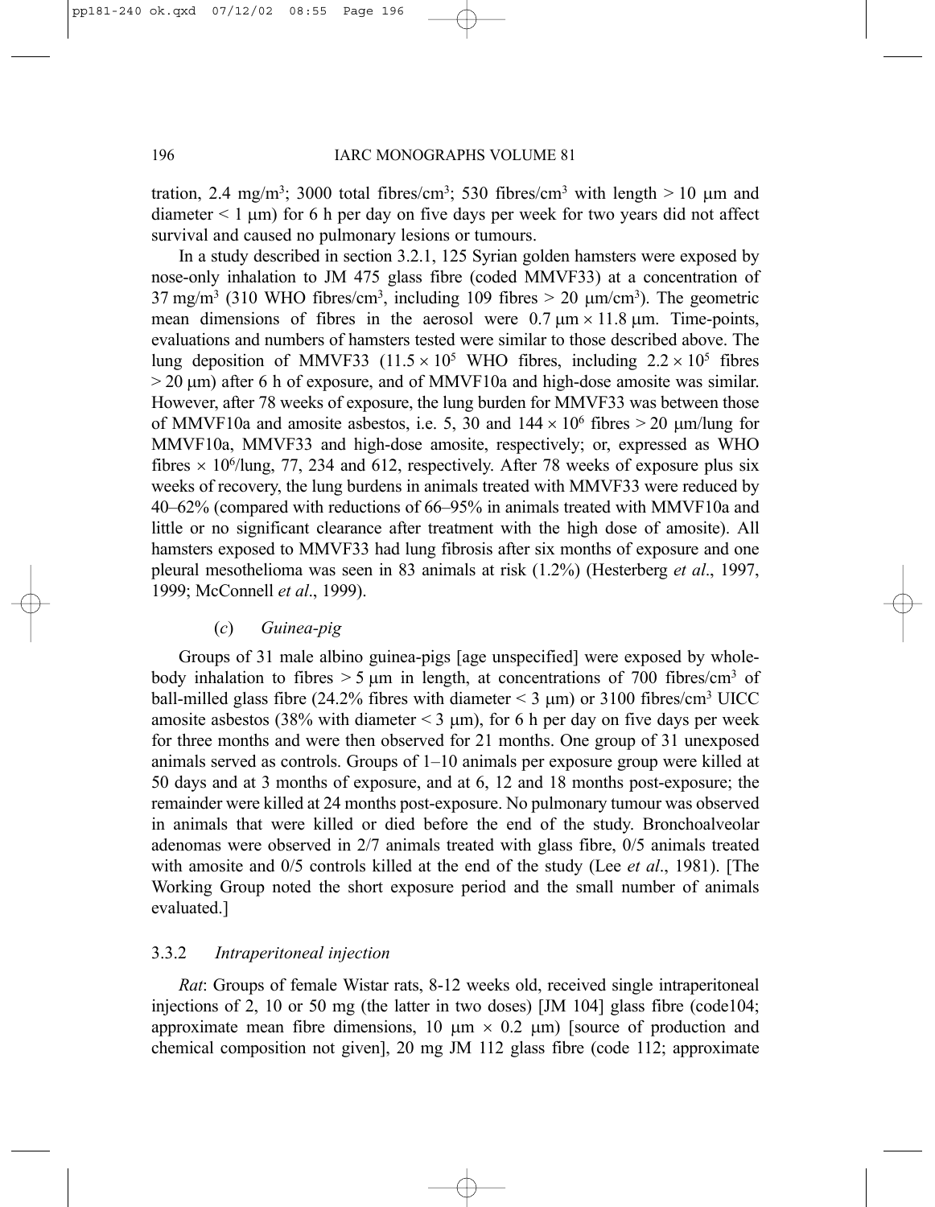tration, 2.4 mg/m$^3$; 3000 total fibres/cm$^3$; 530 fibres/cm$^3$ with length > 10 μm and diameter < 1 μm) for 6 h per day on five days per week for two years did not affect survival and caused no pulmonary lesions or tumours.

In a study described in section 3.2.1, 125 Syrian golden hamsters were exposed by nose-only inhalation to JM 475 glass fibre (coded MMVF33) at a concentration of 37 mg/m$^3$ (310 WHO fibres/cm$^3$, including 109 fibres > 20 μm/cm$^3$). The geometric mean dimensions of fibres in the aerosol were 0.7 μm × 11.8 μm. Time-points, evaluations and numbers of hamsters tested were similar to those described above. The lung deposition of MMVF33 ($11.5 \times 10^5$ WHO fibres, including $2.2 \times 10^5$ fibres > 20 μm) after 6 h of exposure, and of MMVF10a and high-dose amosite was similar. However, after 78 weeks of exposure, the lung burden for MMVF33 was between those of MMVF10a and amosite asbestos, i.e. 5, 30 and $144 \times 10^6$ fibres > 20 μm/lung for MMVF10a, MMVF33 and high-dose amosite, respectively; or, expressed as WHO fibres × $10^6$/lung, 77, 234 and 612, respectively. After 78 weeks of exposure plus six weeks of recovery, the lung burdens in animals treated with MMVF33 were reduced by 40–62% (compared with reductions of 66–95% in animals treated with MMVF10a and little or no significant clearance after treatment with the high dose of amosite). All hamsters exposed to MMVF33 had lung fibrosis after six months of exposure and one pleural mesothelioma was seen in 83 animals at risk (1.2%) (Hesterberg *et al*., 1997, 1999; McConnell *et al*., 1999).

#### (*c*) *Guinea-pig*

Groups of 31 male albino guinea-pigs [age unspecified] were exposed by whole-body inhalation to fibres > 5 μm in length, at concentrations of 700 fibres/cm$^3$ of ball-milled glass fibre (24.2% fibres with diameter < 3 μm) or 3100 fibres/cm$^3$ UICC amosite asbestos (38% with diameter < 3 μm), for 6 h per day on five days per week for three months and were then observed for 21 months. One group of 31 unexposed animals served as controls. Groups of 1–10 animals per exposure group were killed at 50 days and at 3 months of exposure, and at 6, 12 and 18 months post-exposure; the remainder were killed at 24 months post-exposure. No pulmonary tumour was observed in animals that were killed or died before the end of the study. Bronchoalveolar adenomas were observed in 2/7 animals treated with glass fibre, 0/5 animals treated with amosite and 0/5 controls killed at the end of the study (Lee *et al*., 1981). [The Working Group noted the short exposure period and the small number of animals evaluated.]

### 3.3.2 *Intraperitoneal injection*

*Rat*: Groups of female Wistar rats, 8-12 weeks old, received single intraperitoneal injections of 2, 10 or 50 mg (the latter in two doses) [JM 104] glass fibre (code104; approximate mean fibre dimensions, 10 μm × 0.2 μm) [source of production and chemical composition not given], 20 mg JM 112 glass fibre (code 112; approximate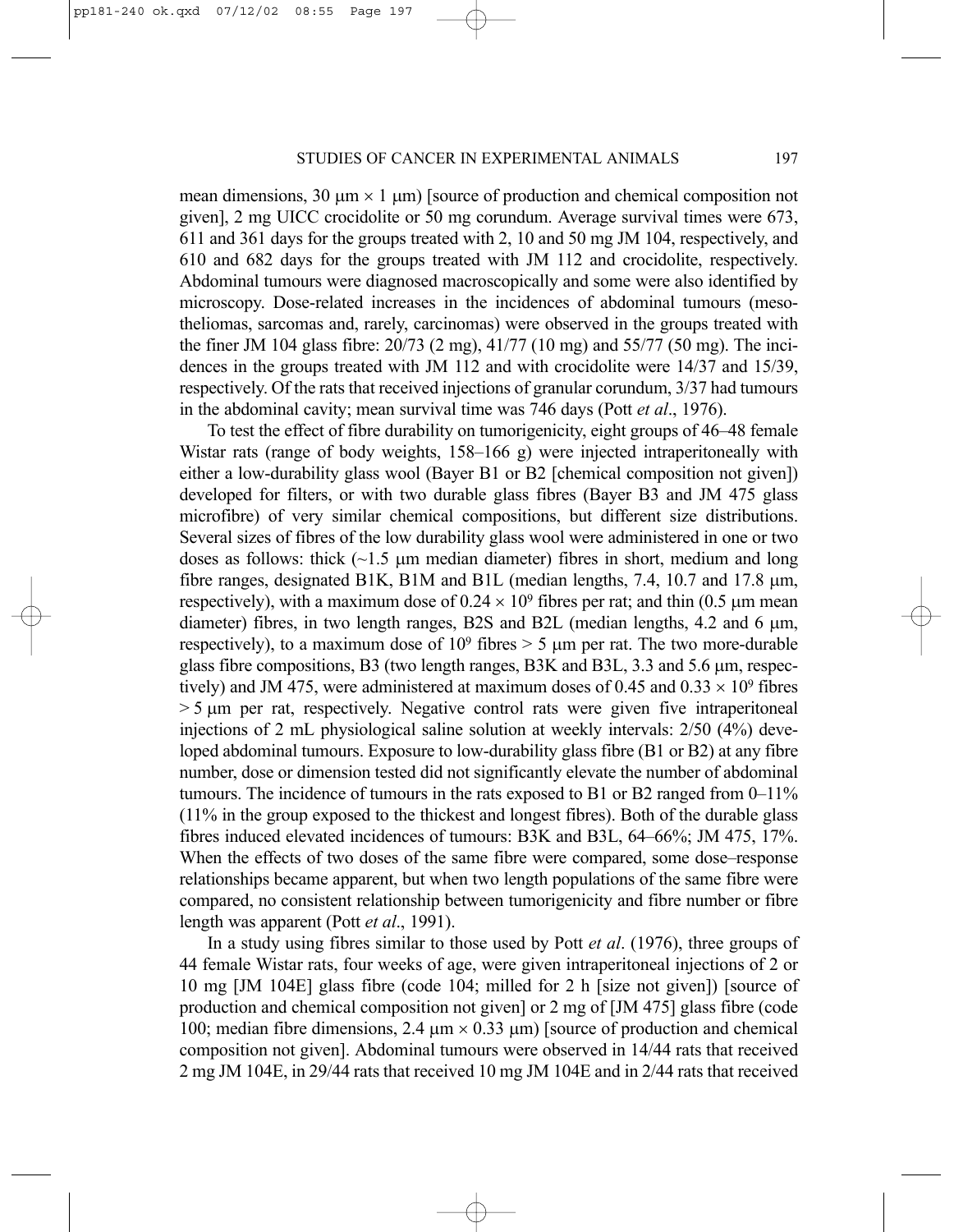mean dimensions, 30 μm × 1 μm) [source of production and chemical composition not given], 2 mg UICC crocidolite or 50 mg corundum. Average survival times were 673, 611 and 361 days for the groups treated with 2, 10 and 50 mg JM 104, respectively, and 610 and 682 days for the groups treated with JM 112 and crocidolite, respectively. Abdominal tumours were diagnosed macroscopically and some were also identified by microscopy. Dose-related increases in the incidences of abdominal tumours (mesotheliomas, sarcomas and, rarely, carcinomas) were observed in the groups treated with the finer JM 104 glass fibre: 20/73 (2 mg), 41/77 (10 mg) and 55/77 (50 mg). The incidences in the groups treated with JM 112 and with crocidolite were 14/37 and 15/39, respectively. Of the rats that received injections of granular corundum, 3/37 had tumours in the abdominal cavity; mean survival time was 746 days (Pott *et al*., 1976).

To test the effect of fibre durability on tumorigenicity, eight groups of 46–48 female Wistar rats (range of body weights, 158–166 g) were injected intraperitoneally with either a low-durability glass wool (Bayer B1 or B2 [chemical composition not given]) developed for filters, or with two durable glass fibres (Bayer B3 and JM 475 glass microfibre) of very similar chemical compositions, but different size distributions. Several sizes of fibres of the low durability glass wool were administered in one or two doses as follows: thick (~1.5 μm median diameter) fibres in short, medium and long fibre ranges, designated B1K, B1M and B1L (median lengths, 7.4, 10.7 and 17.8 μm, respectively), with a maximum dose of $0.24 \times 10^9$ fibres per rat; and thin (0.5 μm mean diameter) fibres, in two length ranges, B2S and B2L (median lengths, 4.2 and 6 μm, respectively), to a maximum dose of $10^9$ fibres > 5 μm per rat. The two more-durable glass fibre compositions, B3 (two length ranges, B3K and B3L, 3.3 and 5.6 μm, respectively) and JM 475, were administered at maximum doses of 0.45 and $0.33 \times 10^9$ fibres > 5 μm per rat, respectively. Negative control rats were given five intraperitoneal injections of 2 mL physiological saline solution at weekly intervals: 2/50 (4%) developed abdominal tumours. Exposure to low-durability glass fibre (B1 or B2) at any fibre number, dose or dimension tested did not significantly elevate the number of abdominal tumours. The incidence of tumours in the rats exposed to B1 or B2 ranged from 0–11% (11% in the group exposed to the thickest and longest fibres). Both of the durable glass fibres induced elevated incidences of tumours: B3K and B3L, 64–66%; JM 475, 17%. When the effects of two doses of the same fibre were compared, some dose–response relationships became apparent, but when two length populations of the same fibre were compared, no consistent relationship between tumorigenicity and fibre number or fibre length was apparent (Pott *et al*., 1991).

In a study using fibres similar to those used by Pott *et al*. (1976), three groups of 44 female Wistar rats, four weeks of age, were given intraperitoneal injections of 2 or 10 mg [JM 104E] glass fibre (code 104; milled for 2 h [size not given]) [source of production and chemical composition not given] or 2 mg of [JM 475] glass fibre (code 100; median fibre dimensions, 2.4 μm × 0.33 μm) [source of production and chemical composition not given]. Abdominal tumours were observed in 14/44 rats that received 2 mg JM 104E, in 29/44 rats that received 10 mg JM 104E and in 2/44 rats that received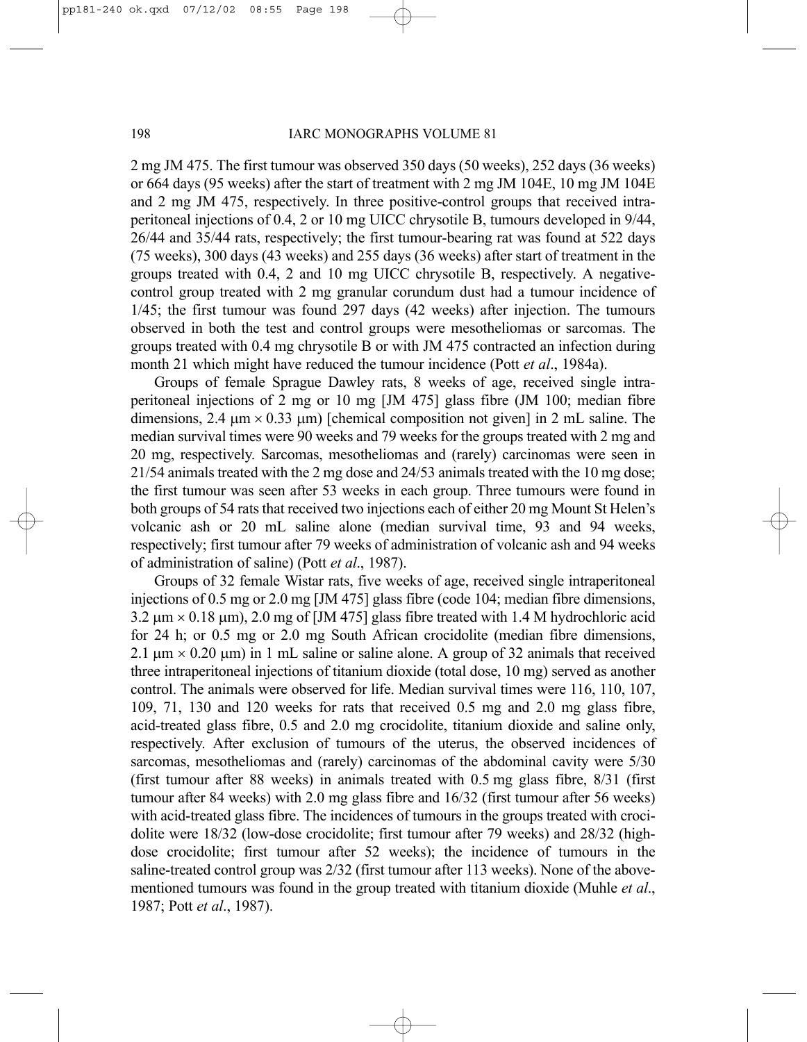2 mg JM 475. The first tumour was observed 350 days (50 weeks), 252 days (36 weeks) or 664 days (95 weeks) after the start of treatment with 2 mg JM 104E, 10 mg JM 104E and 2 mg JM 475, respectively. In three positive-control groups that received intraperitoneal injections of 0.4, 2 or 10 mg UICC chrysotile B, tumours developed in 9/44, 26/44 and 35/44 rats, respectively; the first tumour-bearing rat was found at 522 days (75 weeks), 300 days (43 weeks) and 255 days (36 weeks) after start of treatment in the groups treated with 0.4, 2 and 10 mg UICC chrysotile B, respectively. A negative-control group treated with 2 mg granular corundum dust had a tumour incidence of 1/45; the first tumour was found 297 days (42 weeks) after injection. The tumours observed in both the test and control groups were mesotheliomas or sarcomas. The groups treated with 0.4 mg chrysotile B or with JM 475 contracted an infection during month 21 which might have reduced the tumour incidence (Pott *et al*., 1984a).

Groups of female Sprague Dawley rats, 8 weeks of age, received single intraperitoneal injections of 2 mg or 10 mg [JM 475] glass fibre (JM 100; median fibre dimensions, 2.4 μm × 0.33 μm) [chemical composition not given] in 2 mL saline. The median survival times were 90 weeks and 79 weeks for the groups treated with 2 mg and 20 mg, respectively. Sarcomas, mesotheliomas and (rarely) carcinomas were seen in 21/54 animals treated with the 2 mg dose and 24/53 animals treated with the 10 mg dose; the first tumour was seen after 53 weeks in each group. Three tumours were found in both groups of 54 rats that received two injections each of either 20 mg Mount St Helen's volcanic ash or 20 mL saline alone (median survival time, 93 and 94 weeks, respectively; first tumour after 79 weeks of administration of volcanic ash and 94 weeks of administration of saline) (Pott *et al*., 1987).

Groups of 32 female Wistar rats, five weeks of age, received single intraperitoneal injections of 0.5 mg or 2.0 mg [JM 475] glass fibre (code 104; median fibre dimensions, 3.2 μm × 0.18 μm), 2.0 mg of [JM 475] glass fibre treated with 1.4 M hydrochloric acid for 24 h; or 0.5 mg or 2.0 mg South African crocidolite (median fibre dimensions, 2.1 μm × 0.20 μm) in 1 mL saline or saline alone. A group of 32 animals that received three intraperitoneal injections of titanium dioxide (total dose, 10 mg) served as another control. The animals were observed for life. Median survival times were 116, 110, 107, 109, 71, 130 and 120 weeks for rats that received 0.5 mg and 2.0 mg glass fibre, acid-treated glass fibre, 0.5 and 2.0 mg crocidolite, titanium dioxide and saline only, respectively. After exclusion of tumours of the uterus, the observed incidences of sarcomas, mesotheliomas and (rarely) carcinomas of the abdominal cavity were 5/30 (first tumour after 88 weeks) in animals treated with 0.5 mg glass fibre, 8/31 (first tumour after 84 weeks) with 2.0 mg glass fibre and 16/32 (first tumour after 56 weeks) with acid-treated glass fibre. The incidences of tumours in the groups treated with crocidolite were 18/32 (low-dose crocidolite; first tumour after 79 weeks) and 28/32 (high-dose crocidolite; first tumour after 52 weeks); the incidence of tumours in the saline-treated control group was 2/32 (first tumour after 113 weeks). None of the above-mentioned tumours was found in the group treated with titanium dioxide (Muhle *et al*., 1987; Pott *et al*., 1987).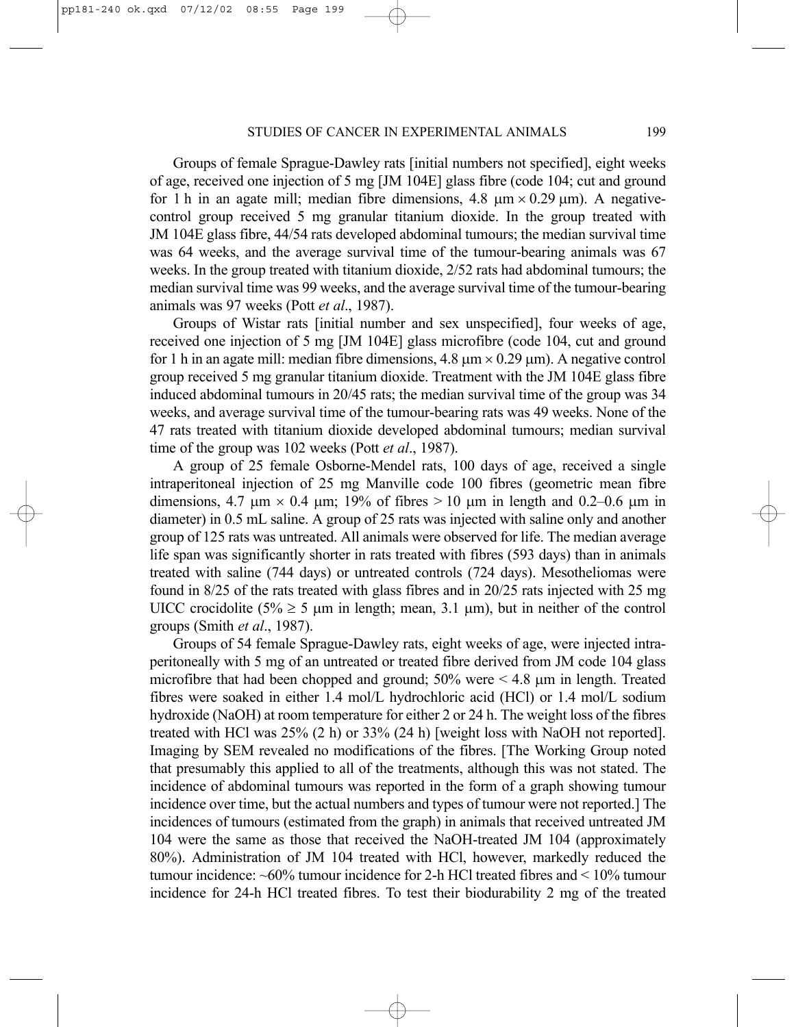Groups of female Sprague-Dawley rats [initial numbers not specified], eight weeks of age, received one injection of 5 mg [JM 104E] glass fibre (code 104; cut and ground for 1 h in an agate mill; median fibre dimensions, 4.8 μm × 0.29 μm). A negative-control group received 5 mg granular titanium dioxide. In the group treated with JM 104E glass fibre, 44/54 rats developed abdominal tumours; the median survival time was 64 weeks, and the average survival time of the tumour-bearing animals was 67 weeks. In the group treated with titanium dioxide, 2/52 rats had abdominal tumours; the median survival time was 99 weeks, and the average survival time of the tumour-bearing animals was 97 weeks (Pott *et al*., 1987).

Groups of Wistar rats [initial number and sex unspecified], four weeks of age, received one injection of 5 mg [JM 104E] glass microfibre (code 104, cut and ground for 1 h in an agate mill: median fibre dimensions, 4.8 μm × 0.29 μm). A negative control group received 5 mg granular titanium dioxide. Treatment with the JM 104E glass fibre induced abdominal tumours in 20/45 rats; the median survival time of the group was 34 weeks, and average survival time of the tumour-bearing rats was 49 weeks. None of the 47 rats treated with titanium dioxide developed abdominal tumours; median survival time of the group was 102 weeks (Pott *et al*., 1987).

A group of 25 female Osborne-Mendel rats, 100 days of age, received a single intraperitoneal injection of 25 mg Manville code 100 fibres (geometric mean fibre dimensions, 4.7 μm × 0.4 μm; 19% of fibres > 10 μm in length and 0.2–0.6 μm in diameter) in 0.5 mL saline. A group of 25 rats was injected with saline only and another group of 125 rats was untreated. All animals were observed for life. The median average life span was significantly shorter in rats treated with fibres (593 days) than in animals treated with saline (744 days) or untreated controls (724 days). Mesotheliomas were found in 8/25 of the rats treated with glass fibres and in 20/25 rats injected with 25 mg UICC crocidolite (5% ≥ 5 μm in length; mean, 3.1 μm), but in neither of the control groups (Smith *et al*., 1987).

Groups of 54 female Sprague-Dawley rats, eight weeks of age, were injected intraperitoneally with 5 mg of an untreated or treated fibre derived from JM code 104 glass microfibre that had been chopped and ground; 50% were < 4.8 μm in length. Treated fibres were soaked in either 1.4 mol/L hydrochloric acid (HCl) or 1.4 mol/L sodium hydroxide (NaOH) at room temperature for either 2 or 24 h. The weight loss of the fibres treated with HCl was 25% (2 h) or 33% (24 h) [weight loss with NaOH not reported]. Imaging by SEM revealed no modifications of the fibres. [The Working Group noted that presumably this applied to all of the treatments, although this was not stated. The incidence of abdominal tumours was reported in the form of a graph showing tumour incidence over time, but the actual numbers and types of tumour were not reported.] The incidences of tumours (estimated from the graph) in animals that received untreated JM 104 were the same as those that received the NaOH-treated JM 104 (approximately 80%). Administration of JM 104 treated with HCl, however, markedly reduced the tumour incidence: ~60% tumour incidence for 2-h HCl treated fibres and < 10% tumour incidence for 24-h HCl treated fibres. To test their biodurability 2 mg of the treated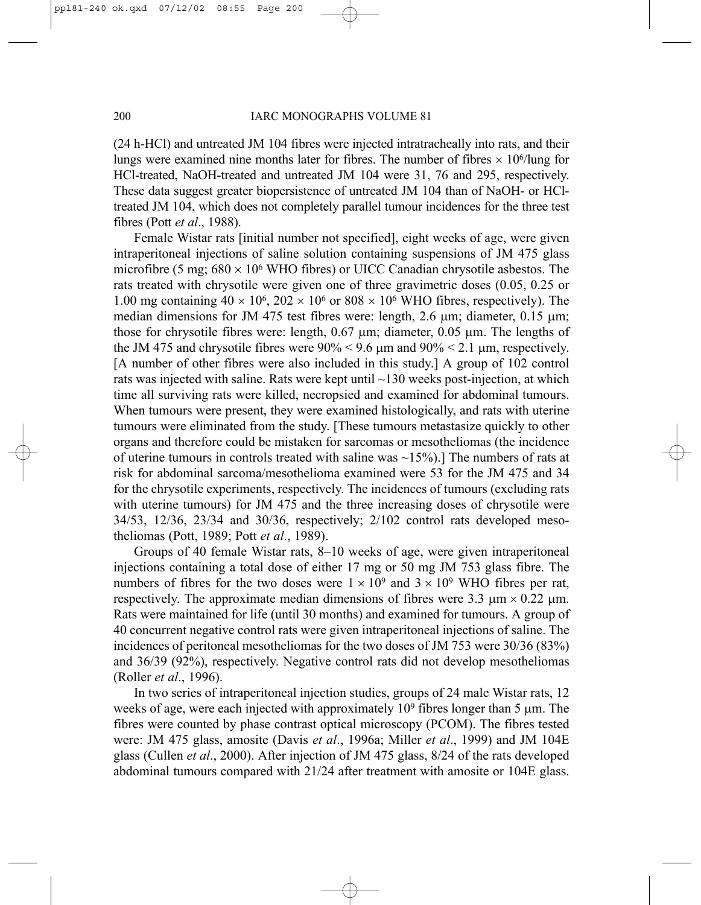(24 h-HCl) and untreated JM 104 fibres were injected intratracheally into rats, and their lungs were examined nine months later for fibres. The number of fibres × $10^6$/lung for HCl-treated, NaOH-treated and untreated JM 104 were 31, 76 and 295, respectively. These data suggest greater biopersistence of untreated JM 104 than of NaOH- or HCl-treated JM 104, which does not completely parallel tumour incidences for the three test fibres (Pott *et al*., 1988).

Female Wistar rats [initial number not specified], eight weeks of age, were given intraperitoneal injections of saline solution containing suspensions of JM 475 glass microfibre (5 mg; 680 × $10^6$ WHO fibres) or UICC Canadian chrysotile asbestos. The rats treated with chrysotile were given one of three gravimetric doses (0.05, 0.25 or 1.00 mg containing 40 × $10^6$, 202 × $10^6$ or 808 × $10^6$ WHO fibres, respectively). The median dimensions for JM 475 test fibres were: length, 2.6 µm; diameter, 0.15 µm; those for chrysotile fibres were: length, 0.67 µm; diameter, 0.05 µm. The lengths of the JM 475 and chrysotile fibres were 90% < 9.6 µm and 90% < 2.1 µm, respectively. [A number of other fibres were also included in this study.] A group of 102 control rats was injected with saline. Rats were kept until ~130 weeks post-injection, at which time all surviving rats were killed, necropsied and examined for abdominal tumours. When tumours were present, they were examined histologically, and rats with uterine tumours were eliminated from the study. [These tumours metastasize quickly to other organs and therefore could be mistaken for sarcomas or mesotheliomas (the incidence of uterine tumours in controls treated with saline was ~15%).] The numbers of rats at risk for abdominal sarcoma/mesothelioma examined were 53 for the JM 475 and 34 for the chrysotile experiments, respectively. The incidences of tumours (excluding rats with uterine tumours) for JM 475 and the three increasing doses of chrysotile were 34/53, 12/36, 23/34 and 30/36, respectively; 2/102 control rats developed mesotheliomas (Pott, 1989; Pott *et al*., 1989).

Groups of 40 female Wistar rats, 8–10 weeks of age, were given intraperitoneal injections containing a total dose of either 17 mg or 50 mg JM 753 glass fibre. The numbers of fibres for the two doses were 1 × $10^9$ and 3 × $10^9$ WHO fibres per rat, respectively. The approximate median dimensions of fibres were 3.3 µm × 0.22 µm. Rats were maintained for life (until 30 months) and examined for tumours. A group of 40 concurrent negative control rats were given intraperitoneal injections of saline. The incidences of peritoneal mesotheliomas for the two doses of JM 753 were 30/36 (83%) and 36/39 (92%), respectively. Negative control rats did not develop mesotheliomas (Roller *et al*., 1996).

In two series of intraperitoneal injection studies, groups of 24 male Wistar rats, 12 weeks of age, were each injected with approximately $10^9$ fibres longer than 5 µm. The fibres were counted by phase contrast optical microscopy (PCOM). The fibres tested were: JM 475 glass, amosite (Davis *et al*., 1996a; Miller *et al*., 1999) and JM 104E glass (Cullen *et al*., 2000). After injection of JM 475 glass, 8/24 of the rats developed abdominal tumours compared with 21/24 after treatment with amosite or 104E glass.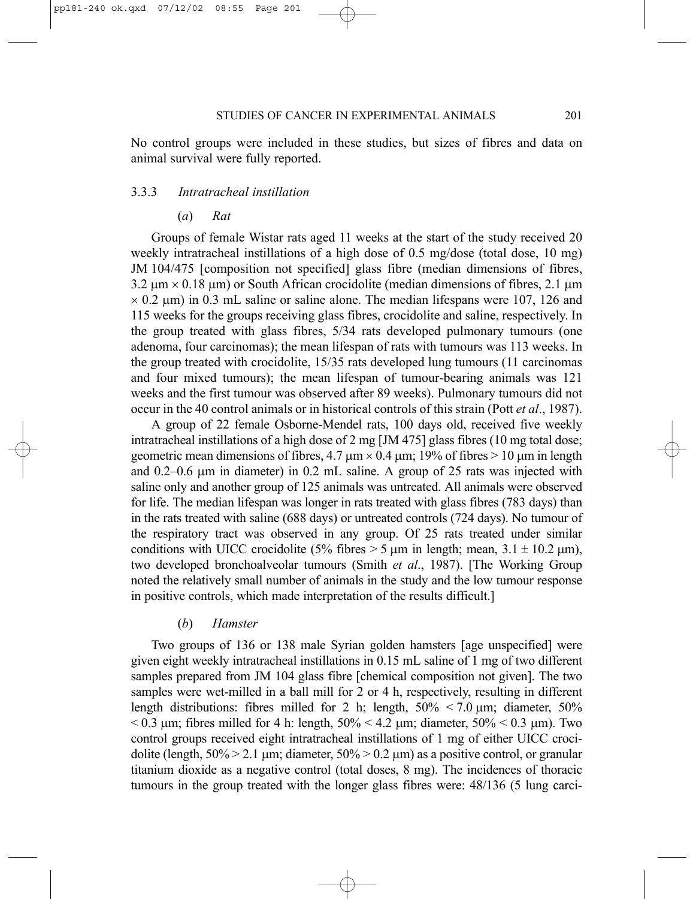No control groups were included in these studies, but sizes of fibres and data on animal survival were fully reported.

### 3.3.3 *Intratracheal instillation*

#### (*a*) *Rat*

Groups of female Wistar rats aged 11 weeks at the start of the study received 20 weekly intratracheal instillations of a high dose of 0.5 mg/dose (total dose, 10 mg) JM 104/475 [composition not specified] glass fibre (median dimensions of fibres, 3.2 μm × 0.18 μm) or South African crocidolite (median dimensions of fibres, 2.1 μm × 0.2 μm) in 0.3 mL saline or saline alone. The median lifespans were 107, 126 and 115 weeks for the groups receiving glass fibres, crocidolite and saline, respectively. In the group treated with glass fibres, 5/34 rats developed pulmonary tumours (one adenoma, four carcinomas); the mean lifespan of rats with tumours was 113 weeks. In the group treated with crocidolite, 15/35 rats developed lung tumours (11 carcinomas and four mixed tumours); the mean lifespan of tumour-bearing animals was 121 weeks and the first tumour was observed after 89 weeks). Pulmonary tumours did not occur in the 40 control animals or in historical controls of this strain (Pott *et al*., 1987).

A group of 22 female Osborne-Mendel rats, 100 days old, received five weekly intratracheal instillations of a high dose of 2 mg [JM 475] glass fibres (10 mg total dose; geometric mean dimensions of fibres, 4.7 μm × 0.4 μm; 19% of fibres > 10 μm in length and 0.2–0.6 μm in diameter) in 0.2 mL saline. A group of 25 rats was injected with saline only and another group of 125 animals was untreated. All animals were observed for life. The median lifespan was longer in rats treated with glass fibres (783 days) than in the rats treated with saline (688 days) or untreated controls (724 days). No tumour of the respiratory tract was observed in any group. Of 25 rats treated under similar conditions with UICC crocidolite (5% fibres > 5 μm in length; mean, 3.1 ± 10.2 μm), two developed bronchoalveolar tumours (Smith *et al*., 1987). [The Working Group noted the relatively small number of animals in the study and the low tumour response in positive controls, which made interpretation of the results difficult.]

#### (*b*) *Hamster*

Two groups of 136 or 138 male Syrian golden hamsters [age unspecified] were given eight weekly intratracheal instillations in 0.15 mL saline of 1 mg of two different samples prepared from JM 104 glass fibre [chemical composition not given]. The two samples were wet-milled in a ball mill for 2 or 4 h, respectively, resulting in different length distributions: fibres milled for 2 h; length, 50% < 7.0 μm; diameter, 50% < 0.3 μm; fibres milled for 4 h: length, 50% < 4.2 μm; diameter, 50% < 0.3 μm). Two control groups received eight intratracheal instillations of 1 mg of either UICC crocidolite (length, 50% > 2.1 μm; diameter, 50% > 0.2 μm) as a positive control, or granular titanium dioxide as a negative control (total doses, 8 mg). The incidences of thoracic tumours in the group treated with the longer glass fibres were: 48/136 (5 lung carci-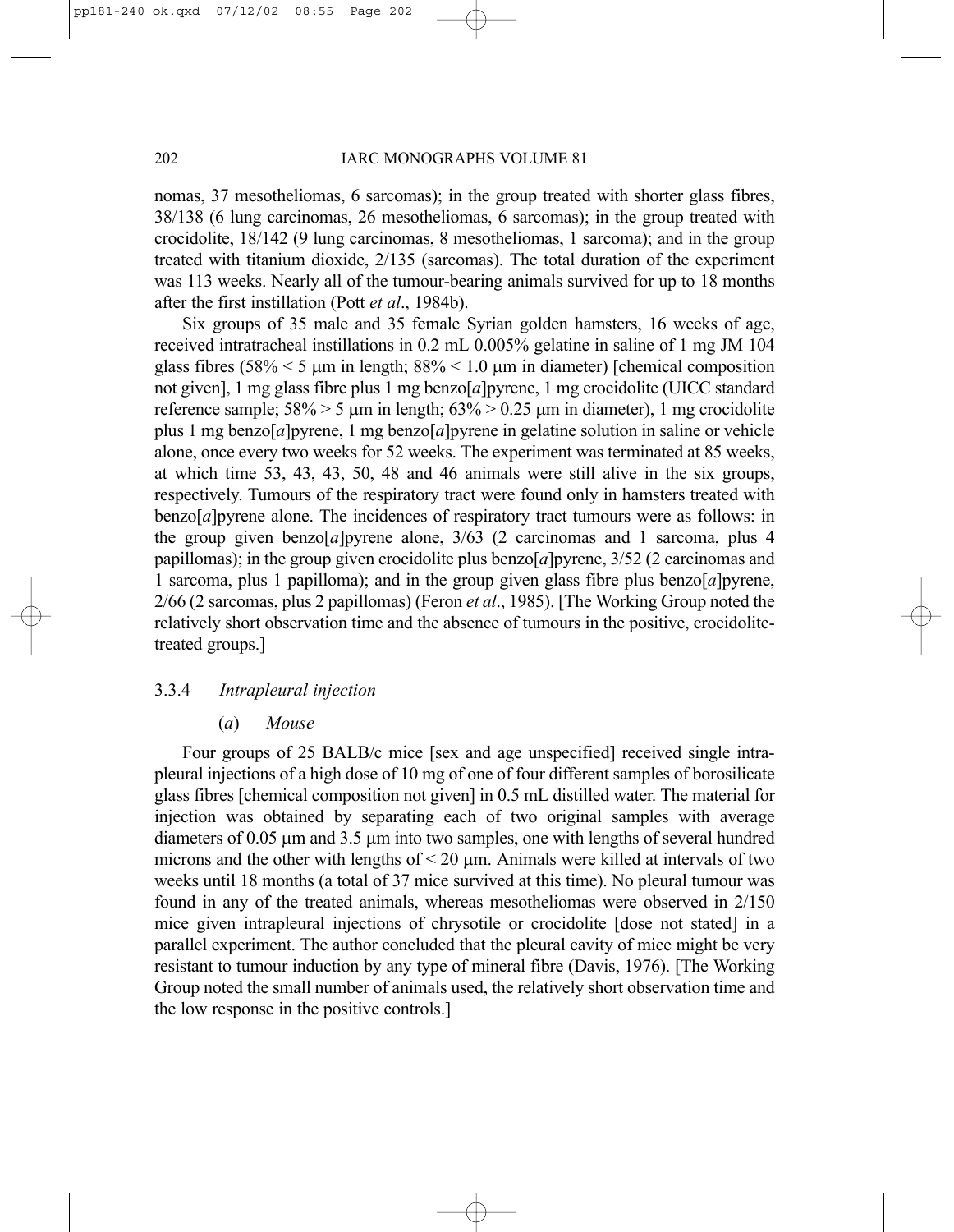nomas, 37 mesotheliomas, 6 sarcomas); in the group treated with shorter glass fibres, 38/138 (6 lung carcinomas, 26 mesotheliomas, 6 sarcomas); in the group treated with crocidolite, 18/142 (9 lung carcinomas, 8 mesotheliomas, 1 sarcoma); and in the group treated with titanium dioxide, 2/135 (sarcomas). The total duration of the experiment was 113 weeks. Nearly all of the tumour-bearing animals survived for up to 18 months after the first instillation (Pott *et al*., 1984b).

Six groups of 35 male and 35 female Syrian golden hamsters, 16 weeks of age, received intratracheal instillations in 0.2 mL 0.005% gelatine in saline of 1 mg JM 104 glass fibres (58% < 5 μm in length; 88% < 1.0 μm in diameter) [chemical composition not given], 1 mg glass fibre plus 1 mg benzo[*a*]pyrene, 1 mg crocidolite (UICC standard reference sample; 58% > 5 μm in length; 63% > 0.25 μm in diameter), 1 mg crocidolite plus 1 mg benzo[*a*]pyrene, 1 mg benzo[*a*]pyrene in gelatine solution in saline or vehicle alone, once every two weeks for 52 weeks. The experiment was terminated at 85 weeks, at which time 53, 43, 43, 50, 48 and 46 animals were still alive in the six groups, respectively. Tumours of the respiratory tract were found only in hamsters treated with benzo[*a*]pyrene alone. The incidences of respiratory tract tumours were as follows: in the group given benzo[*a*]pyrene alone, 3/63 (2 carcinomas and 1 sarcoma, plus 4 papillomas); in the group given crocidolite plus benzo[*a*]pyrene, 3/52 (2 carcinomas and 1 sarcoma, plus 1 papilloma); and in the group given glass fibre plus benzo[*a*]pyrene, 2/66 (2 sarcomas, plus 2 papillomas) (Feron *et al*., 1985). [The Working Group noted the relatively short observation time and the absence of tumours in the positive, crocidolite-treated groups.]

### 3.3.4 *Intrapleural injection*

#### (*a*) *Mouse*

Four groups of 25 BALB/c mice [sex and age unspecified] received single intrapleural injections of a high dose of 10 mg of one of four different samples of borosilicate glass fibres [chemical composition not given] in 0.5 mL distilled water. The material for injection was obtained by separating each of two original samples with average diameters of 0.05 μm and 3.5 μm into two samples, one with lengths of several hundred microns and the other with lengths of < 20 μm. Animals were killed at intervals of two weeks until 18 months (a total of 37 mice survived at this time). No pleural tumour was found in any of the treated animals, whereas mesotheliomas were observed in 2/150 mice given intrapleural injections of chrysotile or crocidolite [dose not stated] in a parallel experiment. The author concluded that the pleural cavity of mice might be very resistant to tumour induction by any type of mineral fibre (Davis, 1976). [The Working Group noted the small number of animals used, the relatively short observation time and the low response in the positive controls.]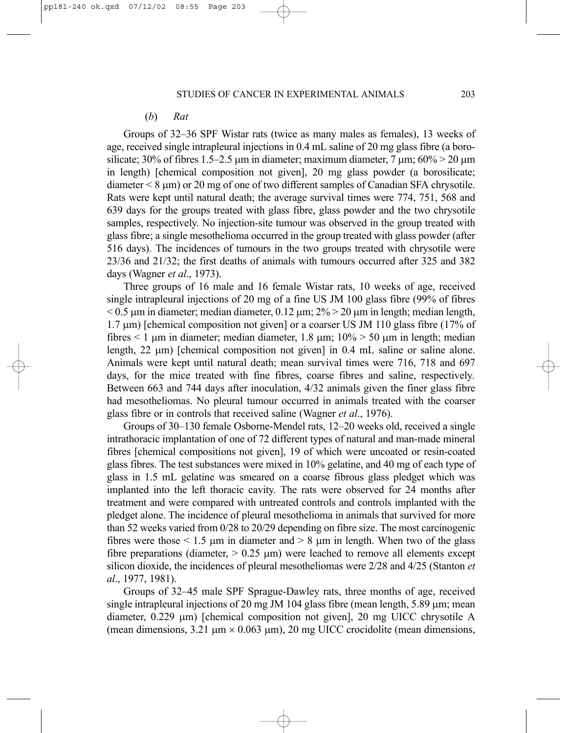### (*b*) *Rat*

Groups of 32–36 SPF Wistar rats (twice as many males as females), 13 weeks of age, received single intrapleural injections in 0.4 mL saline of 20 mg glass fibre (a borosilicate; 30% of fibres 1.5–2.5 μm in diameter; maximum diameter, 7 μm; 60% > 20 μm in length) [chemical composition not given], 20 mg glass powder (a borosilicate; diameter < 8 μm) or 20 mg of one of two different samples of Canadian SFA chrysotile. Rats were kept until natural death; the average survival times were 774, 751, 568 and 639 days for the groups treated with glass fibre, glass powder and the two chrysotile samples, respectively. No injection-site tumour was observed in the group treated with glass fibre; a single mesothelioma occurred in the group treated with glass powder (after 516 days). The incidences of tumours in the two groups treated with chrysotile were 23/36 and 21/32; the first deaths of animals with tumours occurred after 325 and 382 days (Wagner *et al*., 1973).

Three groups of 16 male and 16 female Wistar rats, 10 weeks of age, received single intrapleural injections of 20 mg of a fine US JM 100 glass fibre (99% of fibres < 0.5 μm in diameter; median diameter, 0.12 μm; 2% > 20 μm in length; median length, 1.7 μm) [chemical composition not given] or a coarser US JM 110 glass fibre (17% of fibres < 1 μm in diameter; median diameter, 1.8 μm; 10% > 50 μm in length; median length, 22 μm) [chemical composition not given] in 0.4 mL saline or saline alone. Animals were kept until natural death; mean survival times were 716, 718 and 697 days, for the mice treated with fine fibres, coarse fibres and saline, respectively. Between 663 and 744 days after inoculation, 4/32 animals given the finer glass fibre had mesotheliomas. No pleural tumour occurred in animals treated with the coarser glass fibre or in controls that received saline (Wagner *et al*., 1976).

Groups of 30–130 female Osborne-Mendel rats, 12–20 weeks old, received a single intrathoracic implantation of one of 72 different types of natural and man-made mineral fibres [chemical compositions not given], 19 of which were uncoated or resin-coated glass fibres. The test substances were mixed in 10% gelatine, and 40 mg of each type of glass in 1.5 mL gelatine was smeared on a coarse fibrous glass pledget which was implanted into the left thoracic cavity. The rats were observed for 24 months after treatment and were compared with untreated controls and controls implanted with the pledget alone. The incidence of pleural mesothelioma in animals that survived for more than 52 weeks varied from 0/28 to 20/29 depending on fibre size. The most carcinogenic fibres were those < 1.5 μm in diameter and > 8 μm in length. When two of the glass fibre preparations (diameter, > 0.25 μm) were leached to remove all elements except silicon dioxide, the incidences of pleural mesotheliomas were 2/28 and 4/25 (Stanton *et al*., 1977, 1981).

Groups of 32–45 male SPF Sprague-Dawley rats, three months of age, received single intrapleural injections of 20 mg JM 104 glass fibre (mean length, 5.89 μm; mean diameter, 0.229 μm) [chemical composition not given], 20 mg UICC chrysotile A (mean dimensions, 3.21 μm × 0.063 μm), 20 mg UICC crocidolite (mean dimensions,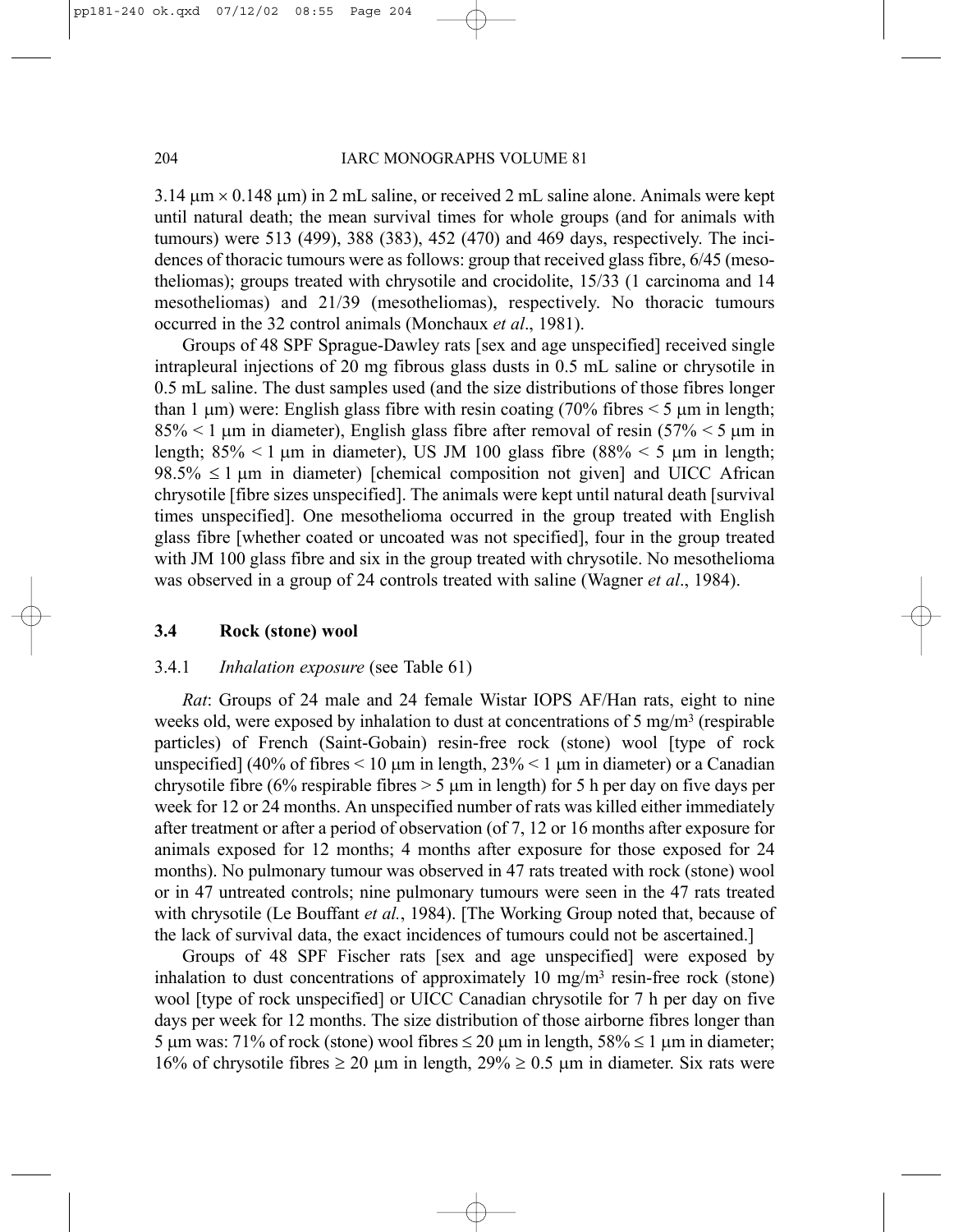3.14 μm × 0.148 μm) in 2 mL saline, or received 2 mL saline alone. Animals were kept until natural death; the mean survival times for whole groups (and for animals with tumours) were 513 (499), 388 (383), 452 (470) and 469 days, respectively. The incidences of thoracic tumours were as follows: group that received glass fibre, 6/45 (mesotheliomas); groups treated with chrysotile and crocidolite, 15/33 (1 carcinoma and 14 mesotheliomas) and 21/39 (mesotheliomas), respectively. No thoracic tumours occurred in the 32 control animals (Monchaux *et al*., 1981).

Groups of 48 SPF Sprague-Dawley rats [sex and age unspecified] received single intrapleural injections of 20 mg fibrous glass dusts in 0.5 mL saline or chrysotile in 0.5 mL saline. The dust samples used (and the size distributions of those fibres longer than 1 μm) were: English glass fibre with resin coating (70% fibres < 5 μm in length; 85% < 1 μm in diameter), English glass fibre after removal of resin (57% < 5 μm in length; 85% < 1 μm in diameter), US JM 100 glass fibre (88% < 5 μm in length; 98.5% ≤ 1 μm in diameter) [chemical composition not given] and UICC African chrysotile [fibre sizes unspecified]. The animals were kept until natural death [survival times unspecified]. One mesothelioma occurred in the group treated with English glass fibre [whether coated or uncoated was not specified], four in the group treated with JM 100 glass fibre and six in the group treated with chrysotile. No mesothelioma was observed in a group of 24 controls treated with saline (Wagner *et al*., 1984).

### 3.4 Rock (stone) wool

#### 3.4.1 *Inhalation exposure* (see Table 61)

*Rat*: Groups of 24 male and 24 female Wistar IOPS AF/Han rats, eight to nine weeks old, were exposed by inhalation to dust at concentrations of 5 mg/m$^3$ (respirable particles) of French (Saint-Gobain) resin-free rock (stone) wool [type of rock unspecified] (40% of fibres < 10 μm in length, 23% < 1 μm in diameter) or a Canadian chrysotile fibre (6% respirable fibres > 5 μm in length) for 5 h per day on five days per week for 12 or 24 months. An unspecified number of rats was killed either immediately after treatment or after a period of observation (of 7, 12 or 16 months after exposure for animals exposed for 12 months; 4 months after exposure for those exposed for 24 months). No pulmonary tumour was observed in 47 rats treated with rock (stone) wool or in 47 untreated controls; nine pulmonary tumours were seen in the 47 rats treated with chrysotile (Le Bouffant *et al.*, 1984). [The Working Group noted that, because of the lack of survival data, the exact incidences of tumours could not be ascertained.]

Groups of 48 SPF Fischer rats [sex and age unspecified] were exposed by inhalation to dust concentrations of approximately 10 mg/m$^3$ resin-free rock (stone) wool [type of rock unspecified] or UICC Canadian chrysotile for 7 h per day on five days per week for 12 months. The size distribution of those airborne fibres longer than 5 μm was: 71% of rock (stone) wool fibres ≤ 20 μm in length, 58% ≤ 1 μm in diameter; 16% of chrysotile fibres ≥ 20 μm in length, 29% ≥ 0.5 μm in diameter. Six rats were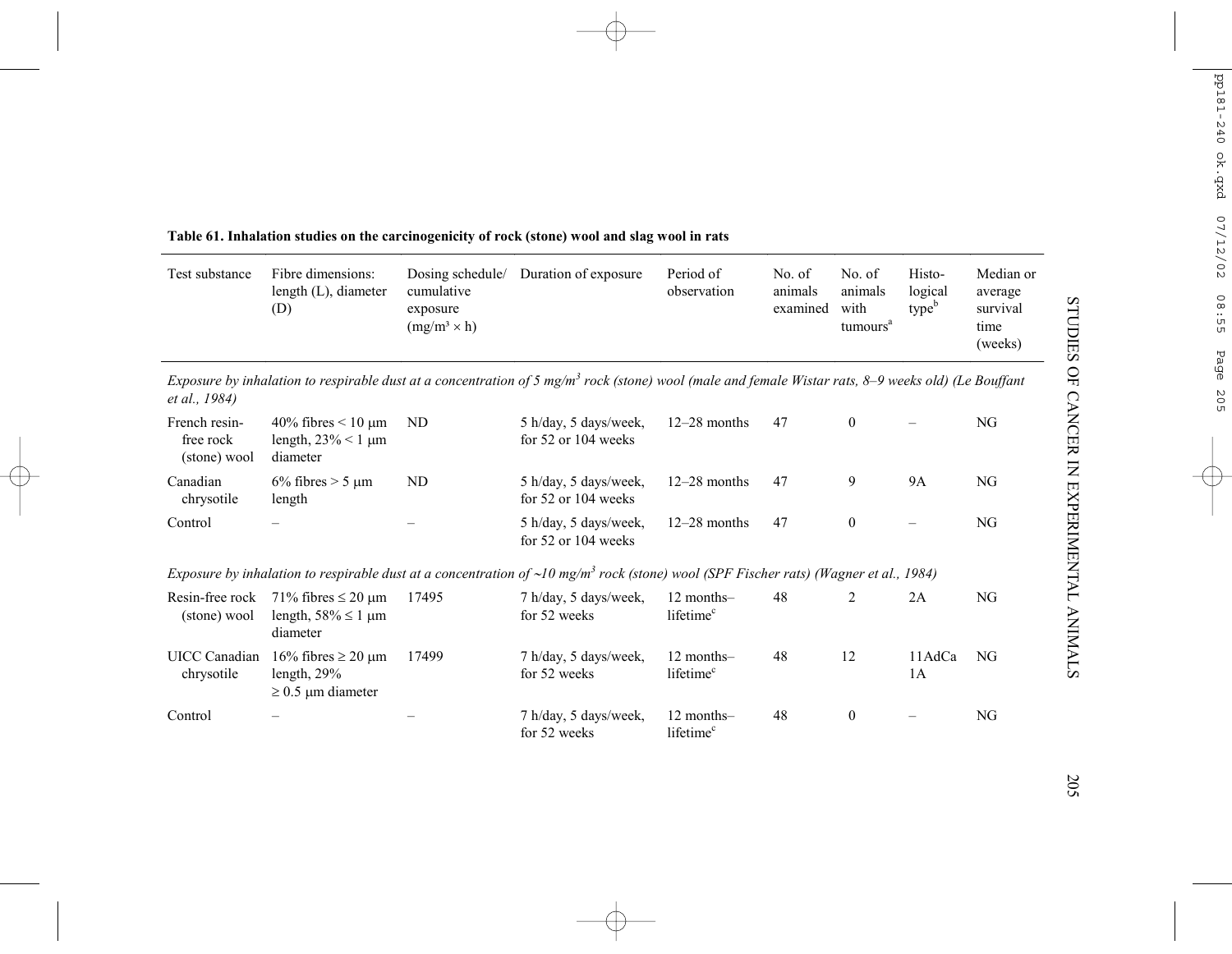**Table 61. Inhalation studies on the carcinogenicity of rock (stone) wool and slag wool in rats**

| Test substance | Fibre dimensions: length (L), diameter (D) | Dosing schedule/ cumulative exposure (mg/m³ × h) | Duration of exposure | Period of observation | No. of animals examined | No. of animals with tumours[a] | Histo-logical type[b] | Median or average survival time (weeks) |
|---|---|---|---|---|---|---|---|---|
| *Exposure by inhalation to respirable dust at a concentration of 5 mg/m³ rock (stone) wool (male and female Wistar rats, 8–9 weeks old) (Le Bouffant et al., 1984)* | | | | | | | | |
| French resin-free rock (stone) wool | 40% fibres < 10 µm length, 23% < 1 µm diameter | ND | 5 h/day, 5 days/week, for 52 or 104 weeks | 12–28 months | 47 | 0 | – | NG |
| Canadian chrysotile | 6% fibres > 5 µm length | ND | 5 h/day, 5 days/week, for 52 or 104 weeks | 12–28 months | 47 | 9 | 9A | NG |
| Control | – | – | 5 h/day, 5 days/week, for 52 or 104 weeks | 12–28 months | 47 | 0 | – | NG |
| *Exposure by inhalation to respirable dust at a concentration of ~10 mg/m³ rock (stone) wool (SPF Fischer rats) (Wagner et al., 1984)* | | | | | | | | |
| Resin-free rock (stone) wool | 71% fibres ≤ 20 µm length, 58% ≤ 1 µm diameter | 17495 | 7 h/day, 5 days/week, for 52 weeks | 12 months–lifetime[c] | 48 | 2 | 2A | NG |
| UICC Canadian chrysotile | 16% fibres ≥ 20 µm length, 29% ≥ 0.5 µm diameter | 17499 | 7 h/day, 5 days/week, for 52 weeks | 12 months–lifetime[c] | 48 | 12 | 11AdCa 1A | NG |
| Control | – | – | 7 h/day, 5 days/week, for 52 weeks | 12 months–lifetime[c] | 48 | 0 | – | NG |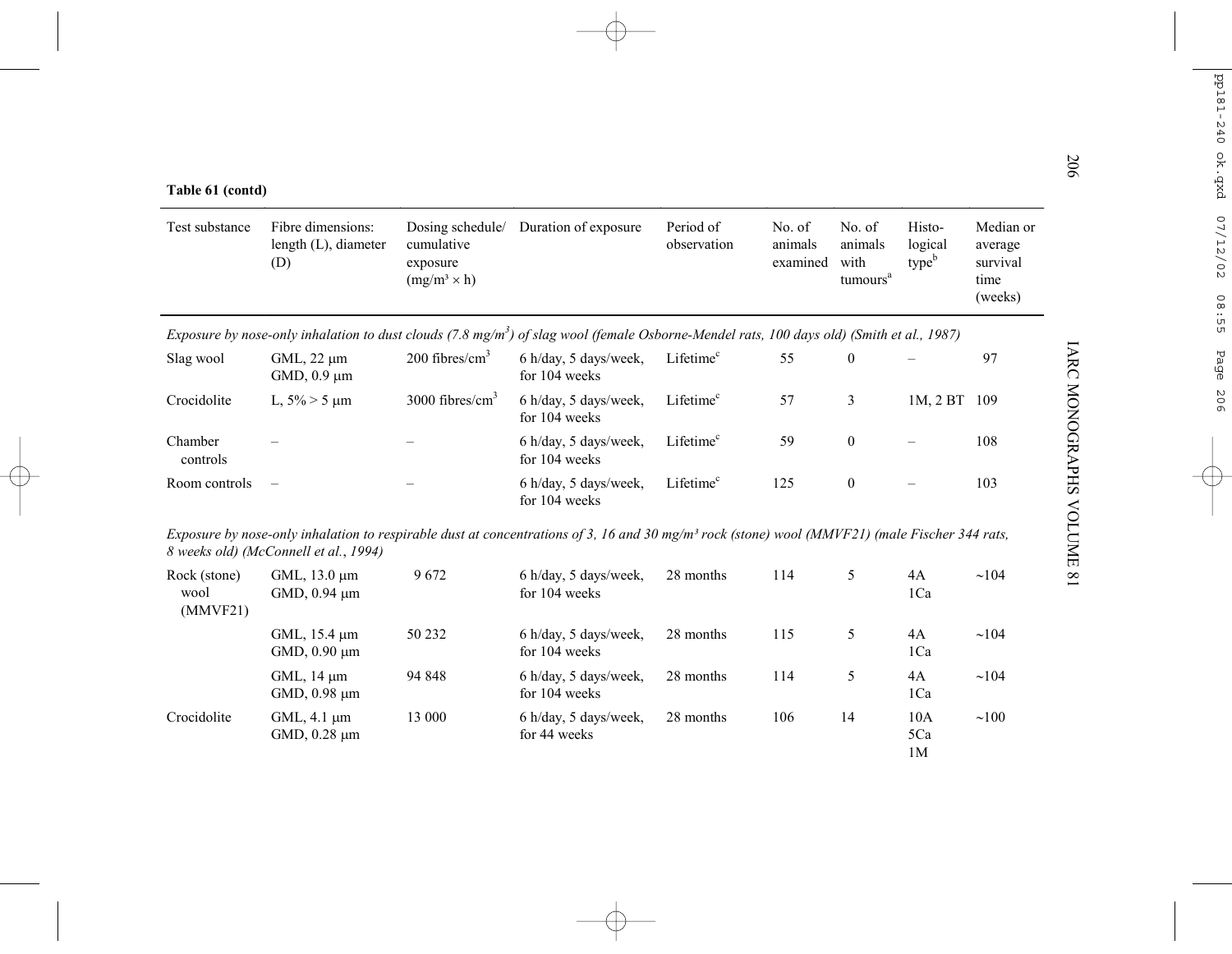**Table 61 (contd)**

| Test substance | Fibre dimensions: length (L), diameter (D) | Dosing schedule/ cumulative exposure ($mg/m^3 \times h$) | Duration of exposure | Period of observation | No. of animals examined | No. of animals with tumours[a] | Histo-logical type[b] | Median or average survival time (weeks) |
|---|---|---|---|---|---|---|---|---|
| *Exposure by nose-only inhalation to dust clouds (7.8 $mg/m^3$) of slag wool (female Osborne-Mendel rats, 100 days old) (Smith et al., 1987)* | | | | | | | | |
| Slag wool | GML, 22 µm<br>GMD, 0.9 µm | 200 fibres/$cm^3$ | 6 h/day, 5 days/week, for 104 weeks | Lifetime[c] | 55 | 0 | – | 97 |
| Crocidolite | L, 5% > 5 µm | 3000 fibres/$cm^3$ | 6 h/day, 5 days/week, for 104 weeks | Lifetime[c] | 57 | 3 | 1M, 2 BT | 109 |
| Chamber controls | – | – | 6 h/day, 5 days/week, for 104 weeks | Lifetime[c] | 59 | 0 | – | 108 |
| Room controls | – | – | 6 h/day, 5 days/week, for 104 weeks | Lifetime[c] | 125 | 0 | – | 103 |
| *Exposure by nose-only inhalation to respirable dust at concentrations of 3, 16 and 30 mg/m³ rock (stone) wool (MMVF21) (male Fischer 344 rats, 8 weeks old) (McConnell et al., 1994)* | | | | | | | | |
| Rock (stone) wool (MMVF21) | GML, 13.0 µm<br>GMD, 0.94 µm | 9 672 | 6 h/day, 5 days/week, for 104 weeks | 28 months | 114 | 5 | 4A<br>1Ca | ~104 |
| | GML, 15.4 µm<br>GMD, 0.90 µm | 50 232 | 6 h/day, 5 days/week, for 104 weeks | 28 months | 115 | 5 | 4A<br>1Ca | ~104 |
| | GML, 14 µm<br>GMD, 0.98 µm | 94 848 | 6 h/day, 5 days/week, for 104 weeks | 28 months | 114 | 5 | 4A<br>1Ca | ~104 |
| Crocidolite | GML, 4.1 µm<br>GMD, 0.28 µm | 13 000 | 6 h/day, 5 days/week, for 44 weeks | 28 months | 106 | 14 | 10A<br>5Ca<br>1M | ~100 |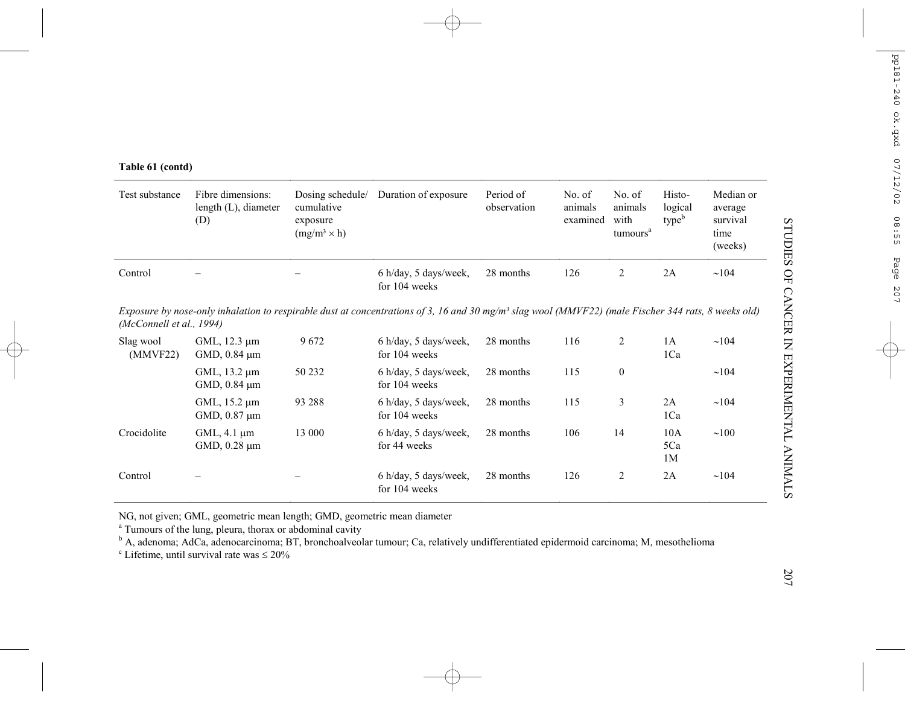**Table 61 (contd)**

| Test substance | Fibre dimensions: length (L), diameter (D) | Dosing schedule/ cumulative exposure (mg/m³ × h) | Duration of exposure | Period of observation | No. of animals examined | No. of animals with tumours[a] | Histo-logical type[b] | Median or average survival time (weeks) |
|---|---|---|---|---|---|---|---|---|
| Control | – | – | 6 h/day, 5 days/week, for 104 weeks | 28 months | 126 | 2 | 2A | ~104 |
| *Exposure by nose-only inhalation to respirable dust at concentrations of 3, 16 and 30 mg/m³ slag wool (MMVF22) (male Fischer 344 rats, 8 weeks old) (McConnell et al., 1994)* | | | | | | | | |
| Slag wool (MMVF22) | GML, 12.3 μm GMD, 0.84 μm | 9 672 | 6 h/day, 5 days/week, for 104 weeks | 28 months | 116 | 2 | 1A 1Ca | ~104 |
| | GML, 13.2 μm GMD, 0.84 μm | 50 232 | 6 h/day, 5 days/week, for 104 weeks | 28 months | 115 | 0 | | ~104 |
| | GML, 15.2 μm GMD, 0.87 μm | 93 288 | 6 h/day, 5 days/week, for 104 weeks | 28 months | 115 | 3 | 2A 1Ca | ~104 |
| Crocidolite | GML, 4.1 μm GMD, 0.28 μm | 13 000 | 6 h/day, 5 days/week, for 44 weeks | 28 months | 106 | 14 | 10A 5Ca 1M | ~100 |
| Control | – | – | 6 h/day, 5 days/week, for 104 weeks | 28 months | 126 | 2 | 2A | ~104 |

NG, not given; GML, geometric mean length; GMD, geometric mean diameter

[a] Tumours of the lung, pleura, thorax or abdominal cavity

[b] A, adenoma; AdCa, adenocarcinoma; BT, bronchoalveolar tumour; Ca, relatively undifferentiated epidermoid carcinoma; M, mesothelioma

[c] Lifetime, until survival rate was ≤ 20%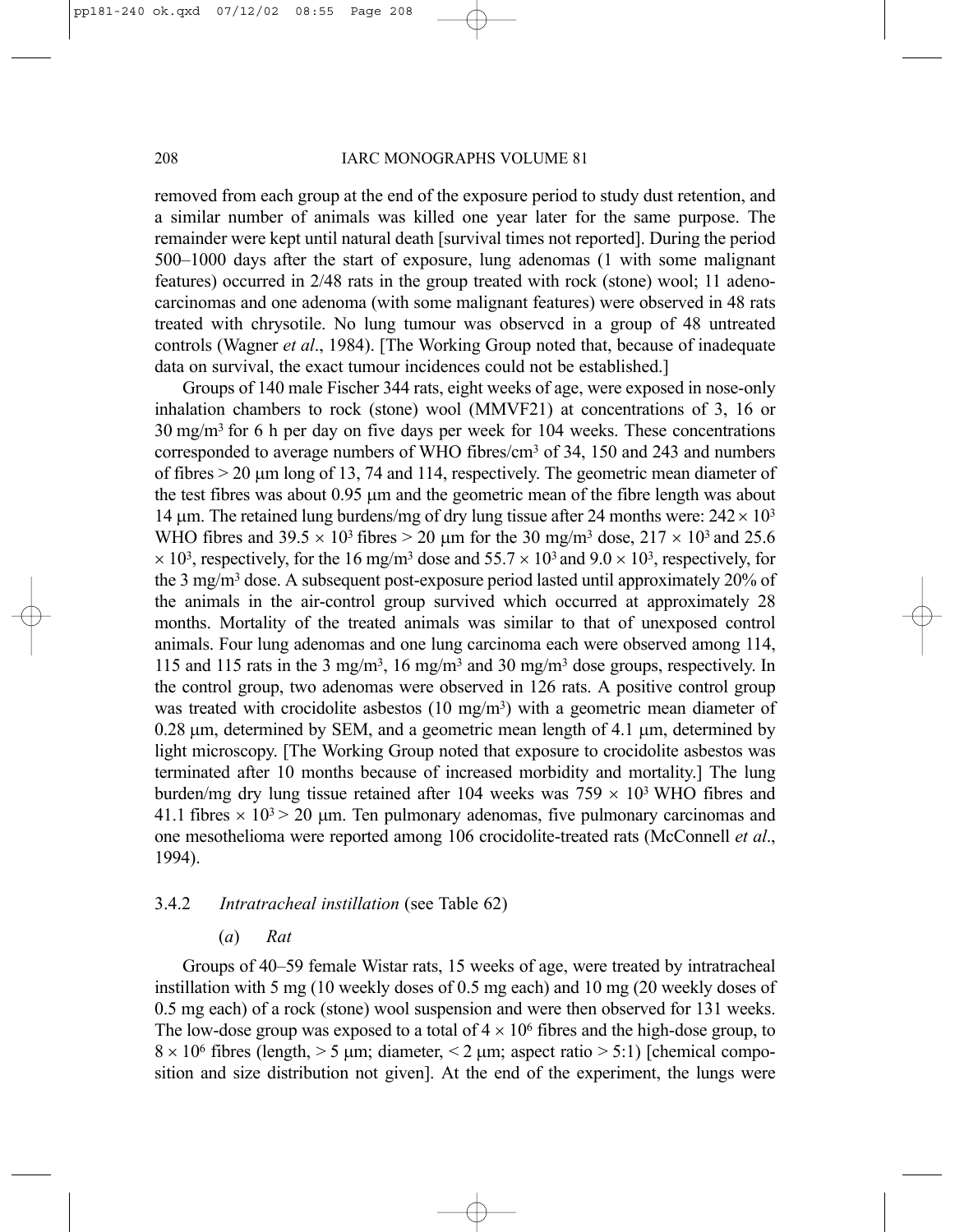removed from each group at the end of the exposure period to study dust retention, and a similar number of animals was killed one year later for the same purpose. The remainder were kept until natural death [survival times not reported]. During the period 500–1000 days after the start of exposure, lung adenomas (1 with some malignant features) occurred in 2/48 rats in the group treated with rock (stone) wool; 11 adenocarcinomas and one adenoma (with some malignant features) were observed in 48 rats treated with chrysotile. No lung tumour was observed in a group of 48 untreated controls (Wagner *et al*., 1984). [The Working Group noted that, because of inadequate data on survival, the exact tumour incidences could not be established.]

Groups of 140 male Fischer 344 rats, eight weeks of age, were exposed in nose-only inhalation chambers to rock (stone) wool (MMVF21) at concentrations of 3, 16 or 30 mg/m$^3$ for 6 h per day on five days per week for 104 weeks. These concentrations corresponded to average numbers of WHO fibres/cm$^3$ of 34, 150 and 243 and numbers of fibres > 20 μm long of 13, 74 and 114, respectively. The geometric mean diameter of the test fibres was about 0.95 μm and the geometric mean of the fibre length was about 14 μm. The retained lung burdens/mg of dry lung tissue after 24 months were: $242 \times 10^3$ WHO fibres and $39.5 \times 10^3$ fibres > 20 μm for the 30 mg/m$^3$ dose, $217 \times 10^3$ and $25.6 \times 10^3$, respectively, for the 16 mg/m$^3$ dose and $55.7 \times 10^3$ and $9.0 \times 10^3$, respectively, for the 3 mg/m$^3$ dose. A subsequent post-exposure period lasted until approximately 20% of the animals in the air-control group survived which occurred at approximately 28 months. Mortality of the treated animals was similar to that of unexposed control animals. Four lung adenomas and one lung carcinoma each were observed among 114, 115 and 115 rats in the 3 mg/m$^3$, 16 mg/m$^3$ and 30 mg/m$^3$ dose groups, respectively. In the control group, two adenomas were observed in 126 rats. A positive control group was treated with crocidolite asbestos (10 mg/m$^3$) with a geometric mean diameter of 0.28 μm, determined by SEM, and a geometric mean length of 4.1 μm, determined by light microscopy. [The Working Group noted that exposure to crocidolite asbestos was terminated after 10 months because of increased morbidity and mortality.] The lung burden/mg dry lung tissue retained after 104 weeks was $759 \times 10^3$ WHO fibres and 41.1 fibres $\times 10^3$ > 20 μm. Ten pulmonary adenomas, five pulmonary carcinomas and one mesothelioma were reported among 106 crocidolite-treated rats (McConnell *et al*., 1994).

### 3.4.2 *Intratracheal instillation* (see Table 62)

#### (*a*) *Rat*

Groups of 40–59 female Wistar rats, 15 weeks of age, were treated by intratracheal instillation with 5 mg (10 weekly doses of 0.5 mg each) and 10 mg (20 weekly doses of 0.5 mg each) of a rock (stone) wool suspension and were then observed for 131 weeks. The low-dose group was exposed to a total of $4 \times 10^6$ fibres and the high-dose group, to $8 \times 10^6$ fibres (length, > 5 μm; diameter, < 2 μm; aspect ratio > 5:1) [chemical composition and size distribution not given]. At the end of the experiment, the lungs were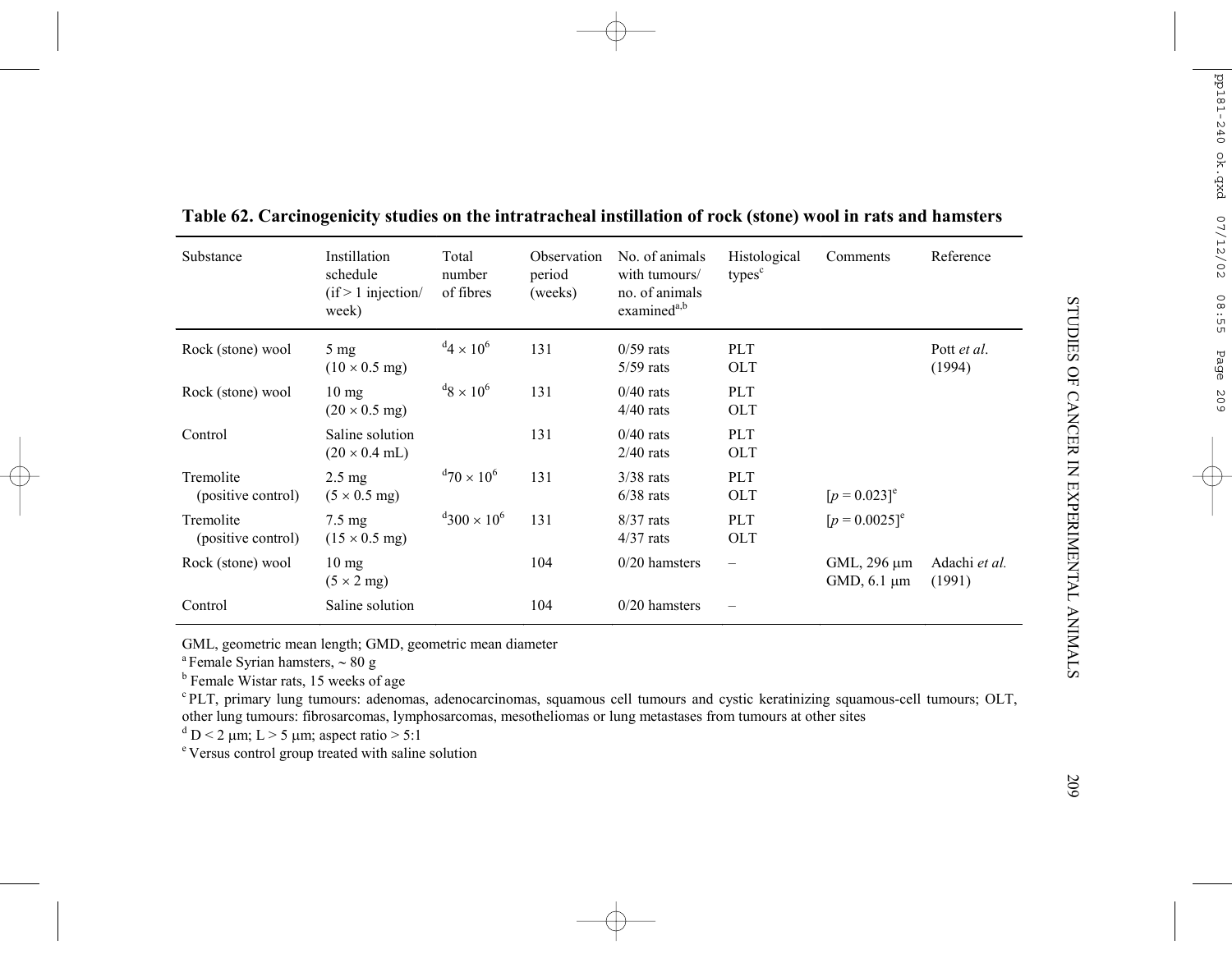**Table 62. Carcinogenicity studies on the intratracheal instillation of rock (stone) wool in rats and hamsters**

| Substance | Instillation schedule (if > 1 injection/ week) | Total number of fibres | Observation period (weeks) | No. of animals with tumours/ no. of animals examined[a,b] | Histological types[c] | Comments | Reference |
|---|---|---|---|---|---|---|---|
| Rock (stone) wool | 5 mg ($10 \times 0.5$ mg) | [d]$4 \times 10^6$ | 131 | 0/59 rats<br>5/59 rats | PLT<br>OLT | | Pott *et al.* (1994) |
| Rock (stone) wool | 10 mg ($20 \times 0.5$ mg) | [d]$8 \times 10^6$ | 131 | 0/40 rats<br>4/40 rats | PLT<br>OLT | | |
| Control | Saline solution ($20 \times 0.4$ mL) | | 131 | 0/40 rats<br>2/40 rats | PLT<br>OLT | | |
| Tremolite (positive control) | 2.5 mg ($5 \times 0.5$ mg) | [d]$70 \times 10^6$ | 131 | 3/38 rats<br>6/38 rats | PLT<br>OLT | <br>[$p = 0.023$][e] | |
| Tremolite (positive control) | 7.5 mg ($15 \times 0.5$ mg) | [d]$300 \times 10^6$ | 131 | 8/37 rats<br>4/37 rats | PLT<br>OLT | [$p = 0.0025$][e] | |
| Rock (stone) wool | 10 mg ($5 \times 2$ mg) | | 104 | 0/20 hamsters | – | GML, 296 μm<br>GMD, 6.1 μm | Adachi *et al.* (1991) |
| Control | Saline solution | | 104 | 0/20 hamsters | – | | |

GML, geometric mean length; GMD, geometric mean diameter

[a] Female Syrian hamsters, ~ 80 g

[b] Female Wistar rats, 15 weeks of age

[c] PLT, primary lung tumours: adenomas, adenocarcinomas, squamous cell tumours and cystic keratinizing squamous-cell tumours; OLT, other lung tumours: fibrosarcomas, lymphosarcomas, mesotheliomas or lung metastases from tumours at other sites

[d] D < 2 μm; L > 5 μm; aspect ratio > 5:1

[e] Versus control group treated with saline solution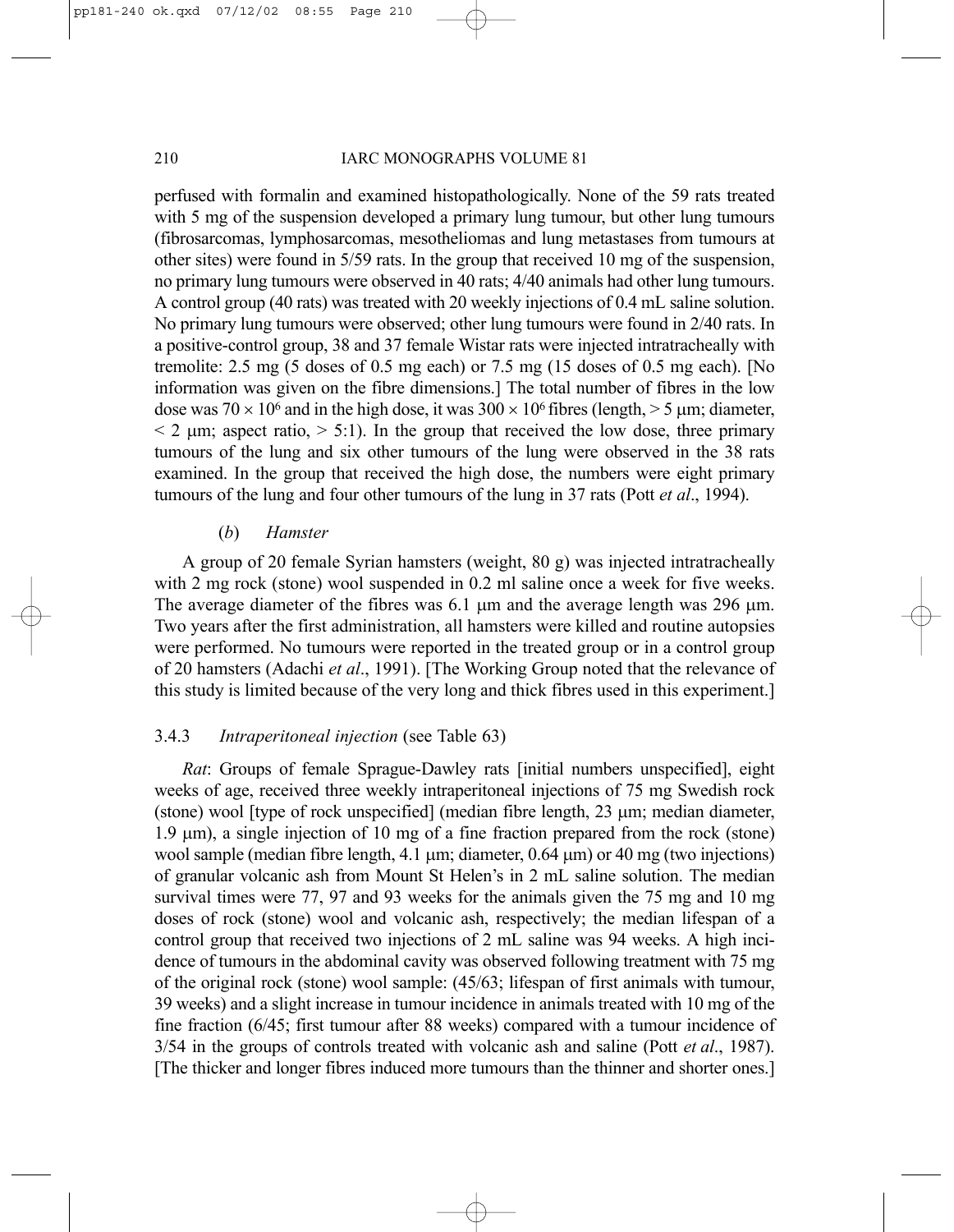perfused with formalin and examined histopathologically. None of the 59 rats treated with 5 mg of the suspension developed a primary lung tumour, but other lung tumours (fibrosarcomas, lymphosarcomas, mesotheliomas and lung metastases from tumours at other sites) were found in 5/59 rats. In the group that received 10 mg of the suspension, no primary lung tumours were observed in 40 rats; 4/40 animals had other lung tumours. A control group (40 rats) was treated with 20 weekly injections of 0.4 mL saline solution. No primary lung tumours were observed; other lung tumours were found in 2/40 rats. In a positive-control group, 38 and 37 female Wistar rats were injected intratracheally with tremolite: 2.5 mg (5 doses of 0.5 mg each) or 7.5 mg (15 doses of 0.5 mg each). [No information was given on the fibre dimensions.] The total number of fibres in the low dose was $70 \times 10^6$ and in the high dose, it was $300 \times 10^6$ fibres (length, > 5 μm; diameter, < 2 μm; aspect ratio, > 5:1). In the group that received the low dose, three primary tumours of the lung and six other tumours of the lung were observed in the 38 rats examined. In the group that received the high dose, the numbers were eight primary tumours of the lung and four other tumours of the lung in 37 rats (Pott *et al*., 1994).

#### (*b*) *Hamster*

A group of 20 female Syrian hamsters (weight, 80 g) was injected intratracheally with 2 mg rock (stone) wool suspended in 0.2 ml saline once a week for five weeks. The average diameter of the fibres was 6.1 μm and the average length was 296 μm. Two years after the first administration, all hamsters were killed and routine autopsies were performed. No tumours were reported in the treated group or in a control group of 20 hamsters (Adachi *et al*., 1991). [The Working Group noted that the relevance of this study is limited because of the very long and thick fibres used in this experiment.]

### 3.4.3 *Intraperitoneal injection* (see Table 63)

*Rat*: Groups of female Sprague-Dawley rats [initial numbers unspecified], eight weeks of age, received three weekly intraperitoneal injections of 75 mg Swedish rock (stone) wool [type of rock unspecified] (median fibre length, 23 μm; median diameter, 1.9 μm), a single injection of 10 mg of a fine fraction prepared from the rock (stone) wool sample (median fibre length, 4.1 μm; diameter, 0.64 μm) or 40 mg (two injections) of granular volcanic ash from Mount St Helen's in 2 mL saline solution. The median survival times were 77, 97 and 93 weeks for the animals given the 75 mg and 10 mg doses of rock (stone) wool and volcanic ash, respectively; the median lifespan of a control group that received two injections of 2 mL saline was 94 weeks. A high incidence of tumours in the abdominal cavity was observed following treatment with 75 mg of the original rock (stone) wool sample: (45/63; lifespan of first animals with tumour, 39 weeks) and a slight increase in tumour incidence in animals treated with 10 mg of the fine fraction (6/45; first tumour after 88 weeks) compared with a tumour incidence of 3/54 in the groups of controls treated with volcanic ash and saline (Pott *et al*., 1987). [The thicker and longer fibres induced more tumours than the thinner and shorter ones.]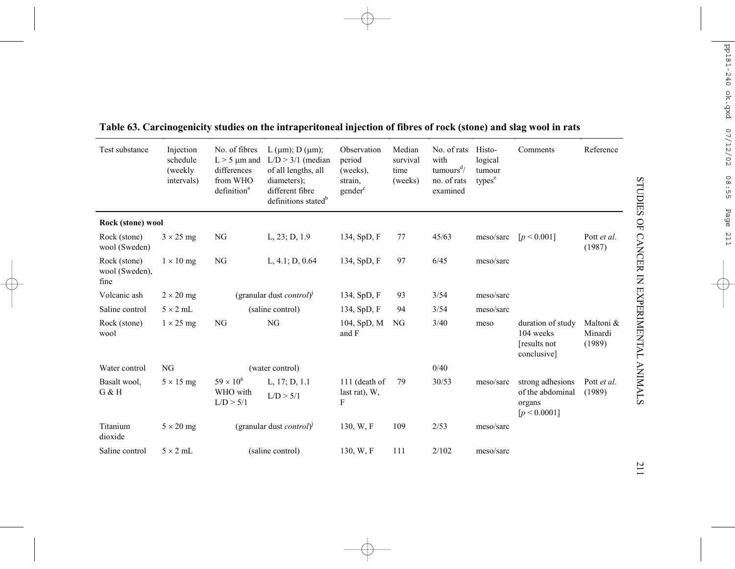**Table 63. Carcinogenicity studies on the intraperitoneal injection of fibres of rock (stone) and slag wool in rats**

| Test substance | Injection schedule (weekly intervals) | No. of fibres L > 5 μm and differences from WHO definition[a] | L (μm); D (μm); L/D > 3/1 (median of all lengths, all diameters); different fibre definitions stated[b] | Observation period (weeks), strain, gender[c] | Median survival time (weeks) | No. of rats with tumours[d]/ no. of rats examined | Histo-logical tumour types[e] | Comments | Reference |
|---|---|---|---|---|---|---|---|---|---|
| **Rock (stone) wool** | | | | | | | | | |
| Rock (stone) wool (Sweden) | 3 × 25 mg | NG | L, 23; D, 1.9 | 134, SpD, F | 77 | 45/63 | meso/sarc | [$p < 0.001$] | Pott *et al.* (1987) |
| Rock (stone) wool (Sweden), fine | 1 × 10 mg | NG | L, 4.1; D, 0.64 | 134, SpD, F | 97 | 6/45 | meso/sarc | | |
| Volcanic ash | 2 × 20 mg | (granular dust *control*)[j] | | 134, SpD, F | 93 | 3/54 | meso/sarc | | |
| Saline control | 5 × 2 mL | (saline control) | | 134, SpD, F | 94 | 3/54 | meso/sarc | | |
| Rock (stone) wool | 1 × 25 mg | NG | NG | 104, SpD, M and F | NG | 3/40 | meso | duration of study 104 weeks [results not conclusive] | Maltoni & Minardi (1989) |
| Water control | NG | (water control) | | | | 0/40 | | | |
| Basalt wool, G & H | 5 × 15 mg | $59 \times 10^6$ WHO with L/D > 5/1 | L, 17; D, 1.1 L/D > 5/1 | 111 (death of last rat), W, F | 79 | 30/53 | meso/sarc | strong adhesions of the abdominal organs [$p < 0.0001$] | Pott *et al.* (1989) |
| Titanium dioxide | 5 × 20 mg | (granular dust *control*)[j] | | 130, W, F | 109 | 2/53 | meso/sarc | | |
| Saline control | 5 × 2 mL | (saline control) | | 130, W, F | 111 | 2/102 | meso/sarc | | |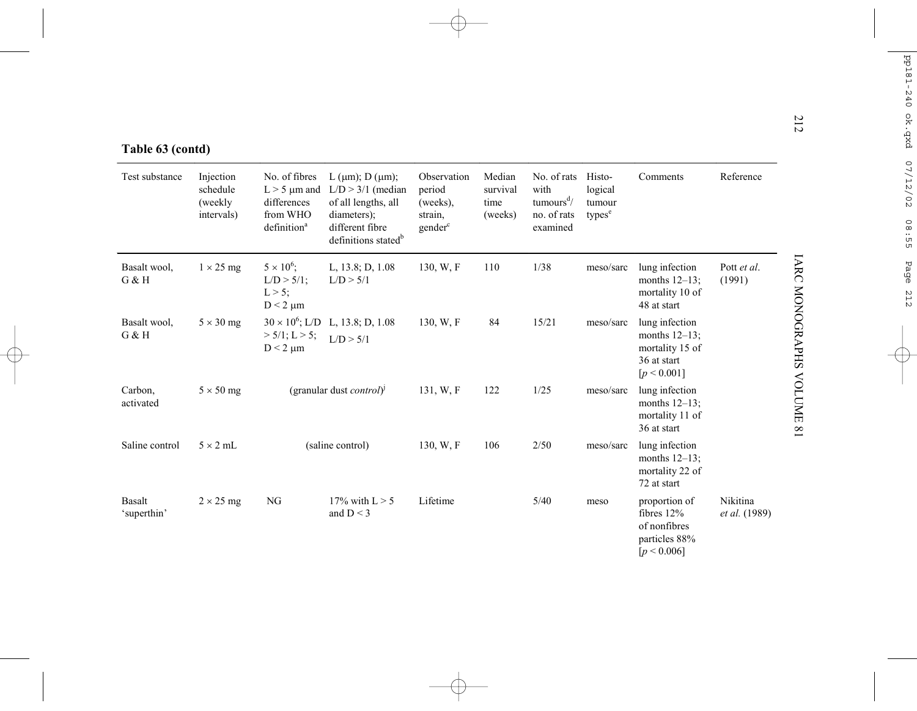**Table 63 (contd)**

| Test substance | Injection schedule (weekly intervals) | No. of fibres L > 5 μm and differences from WHO definition[a] | L (μm); D (μm); L/D > 3/1 (median of all lengths, all diameters); different fibre definitions stated[b] | Observation period (weeks), strain, gender[c] | Median survival time (weeks) | No. of rats with tumours[d]/ no. of rats examined | Histo-logical tumour types[e] | Comments | Reference |
|---|---|---|---|---|---|---|---|---|---|
| Basalt wool, G & H | 1 × 25 mg | $5 \times 10^6$; L/D > 5/1; L > 5; D < 2 μm | L, 13.8; D, 1.08 L/D > 5/1 | 130, W, F | 110 | 1/38 | meso/sarc | lung infection months 12–13; mortality 10 of 48 at start | Pott *et al.* (1991) |
| Basalt wool, G & H | 5 × 30 mg | $30 \times 10^6$; L/D > 5/1; L > 5; D < 2 μm | L, 13.8; D, 1.08 L/D > 5/1 | 130, W, F | 84 | 15/21 | meso/sarc | lung infection months 12–13; mortality 15 of 36 at start [$p < 0.001$] | |
| Carbon, activated | 5 × 50 mg | | (granular dust *control*)[j] | 131, W, F | 122 | 1/25 | meso/sarc | lung infection months 12–13; mortality 11 of 36 at start | |
| Saline control | 5 × 2 mL | | (saline control) | 130, W, F | 106 | 2/50 | meso/sarc | lung infection months 12–13; mortality 22 of 72 at start | |
| Basalt 'superthin' | 2 × 25 mg | NG | 17% with L > 5 and D < 3 | Lifetime | | 5/40 | meso | proportion of fibres 12% of nonfibres particles 88% [$p < 0.006$] | Nikitina *et al.* (1989) |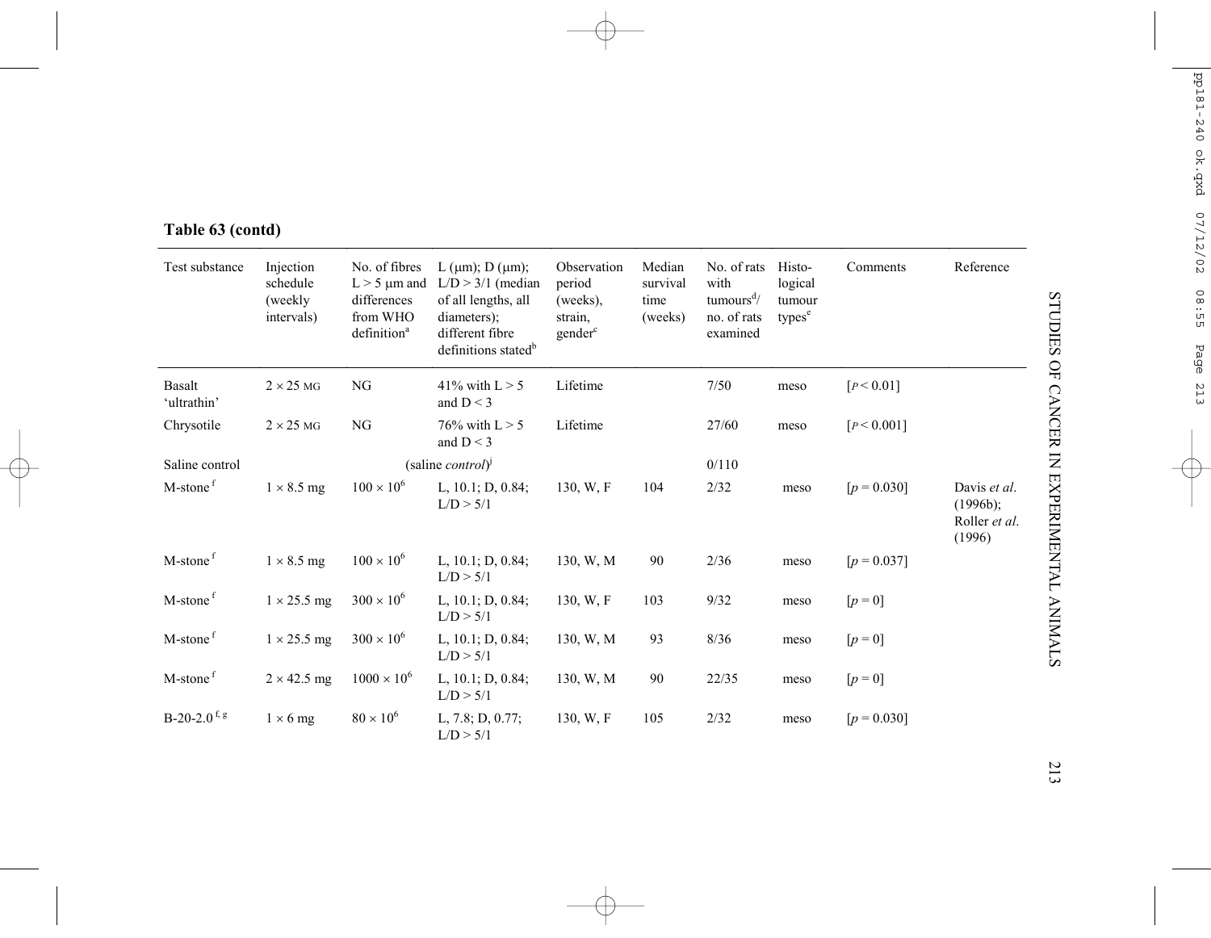**Table 63 (contd)**

| Test substance | Injection schedule (weekly intervals) | No. of fibres L > 5 μm and differences from WHO definition[a] | L (μm); D (μm); L/D > 3/1 (median of all lengths, all diameters); different fibre definitions stated[b] | Observation period (weeks), strain, gender[c] | Median survival time (weeks) | No. of rats with tumours[d]/ no. of rats examined | Histo-logical tumour types[e] | Comments | Reference |
|---|---|---|---|---|---|---|---|---|---|
| Basalt 'ultrathin' | 2 × 25 MG | NG | 41% with L > 5 and D < 3 | Lifetime | | 7/50 | meso | [$P < 0.01$] | |
| Chrysotile | 2 × 25 MG | NG | 76% with L > 5 and D < 3 | Lifetime | | 27/60 | meso | [$P < 0.001$] | |
| Saline control | | | (saline *control*)[j] | | | 0/110 | | | |
| M-stone[f] | 1 × 8.5 mg | $100 \times 10^6$ | L, 10.1; D, 0.84; L/D > 5/1 | 130, W, F | 104 | 2/32 | meso | [$p = 0.030$] | Davis *et al.* (1996b); Roller *et al.* (1996) |
| M-stone[f] | 1 × 8.5 mg | $100 \times 10^6$ | L, 10.1; D, 0.84; L/D > 5/1 | 130, W, M | 90 | 2/36 | meso | [$p = 0.037$] | |
| M-stone[f] | 1 × 25.5 mg | $300 \times 10^6$ | L, 10.1; D, 0.84; L/D > 5/1 | 130, W, F | 103 | 9/32 | meso | [$p = 0$] | |
| M-stone[f] | 1 × 25.5 mg | $300 \times 10^6$ | L, 10.1; D, 0.84; L/D > 5/1 | 130, W, M | 93 | 8/36 | meso | [$p = 0$] | |
| M-stone[f] | 2 × 42.5 mg | $1000 \times 10^6$ | L, 10.1; D, 0.84; L/D > 5/1 | 130, W, M | 90 | 22/35 | meso | [$p = 0$] | |
| B-20-2.0[f, g] | 1 × 6 mg | $80 \times 10^6$ | L, 7.8; D, 0.77; L/D > 5/1 | 130, W, F | 105 | 2/32 | meso | [$p = 0.030$] | |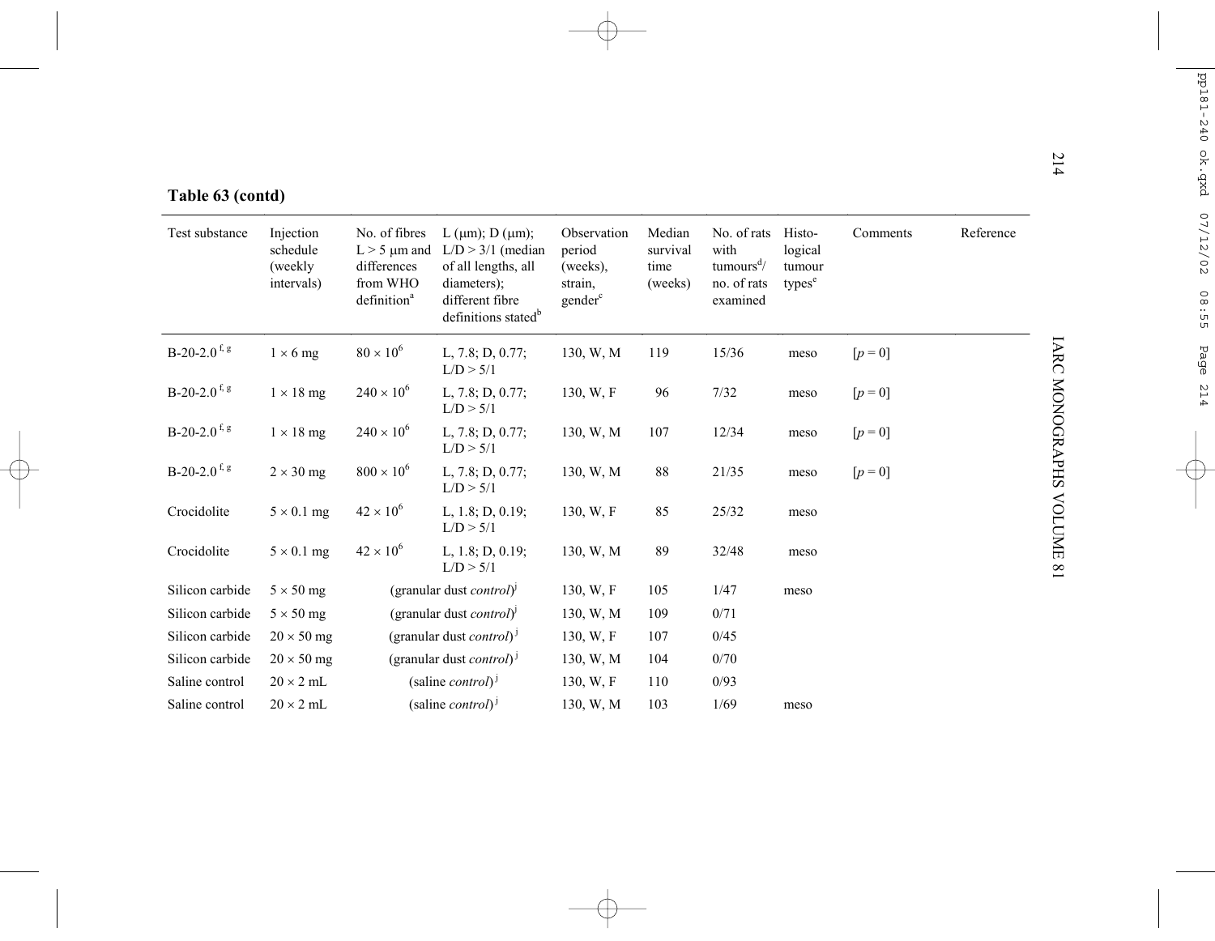**Table 63 (contd)**

| Test substance | Injection schedule (weekly intervals) | No. of fibres L > 5 μm and differences from WHO definition[a] | L (μm); D (μm); L/D > 3/1 (median of all lengths, all diameters); different fibre definitions stated[b] | Observation period (weeks), strain, gender[c] | Median survival time (weeks) | No. of rats with tumours[d]/ no. of rats examined | Histo-logical tumour types[e] | Comments | Reference |
|---|---|---|---|---|---|---|---|---|---|
| B-20-2.0[f, g] | 1 × 6 mg | $80 \times 10^6$ | L, 7.8; D, 0.77; L/D > 5/1 | 130, W, M | 119 | 15/36 | meso | [$p = 0$] | |
| B-20-2.0[f, g] | 1 × 18 mg | $240 \times 10^6$ | L, 7.8; D, 0.77; L/D > 5/1 | 130, W, F | 96 | 7/32 | meso | [$p = 0$] | |
| B-20-2.0[f, g] | 1 × 18 mg | $240 \times 10^6$ | L, 7.8; D, 0.77; L/D > 5/1 | 130, W, M | 107 | 12/34 | meso | [$p = 0$] | |
| B-20-2.0[f, g] | 2 × 30 mg | $800 \times 10^6$ | L, 7.8; D, 0.77; L/D > 5/1 | 130, W, M | 88 | 21/35 | meso | [$p = 0$] | |
| Crocidolite | 5 × 0.1 mg | $42 \times 10^6$ | L, 1.8; D, 0.19; L/D > 5/1 | 130, W, F | 85 | 25/32 | meso | | |
| Crocidolite | 5 × 0.1 mg | $42 \times 10^6$ | L, 1.8; D, 0.19; L/D > 5/1 | 130, W, M | 89 | 32/48 | meso | | |
| Silicon carbide | 5 × 50 mg | (granular dust *control*)[j] | | 130, W, F | 105 | 1/47 | meso | | |
| Silicon carbide | 5 × 50 mg | (granular dust *control*)[j] | | 130, W, M | 109 | 0/71 | | | |
| Silicon carbide | 20 × 50 mg | (granular dust *control*)[j] | | 130, W, F | 107 | 0/45 | | | |
| Silicon carbide | 20 × 50 mg | (granular dust *control*)[j] | | 130, W, M | 104 | 0/70 | | | |
| Saline control | 20 × 2 mL | (saline *control*)[j] | | 130, W, F | 110 | 0/93 | | | |
| Saline control | 20 × 2 mL | (saline *control*)[j] | | 130, W, M | 103 | 1/69 | meso | | |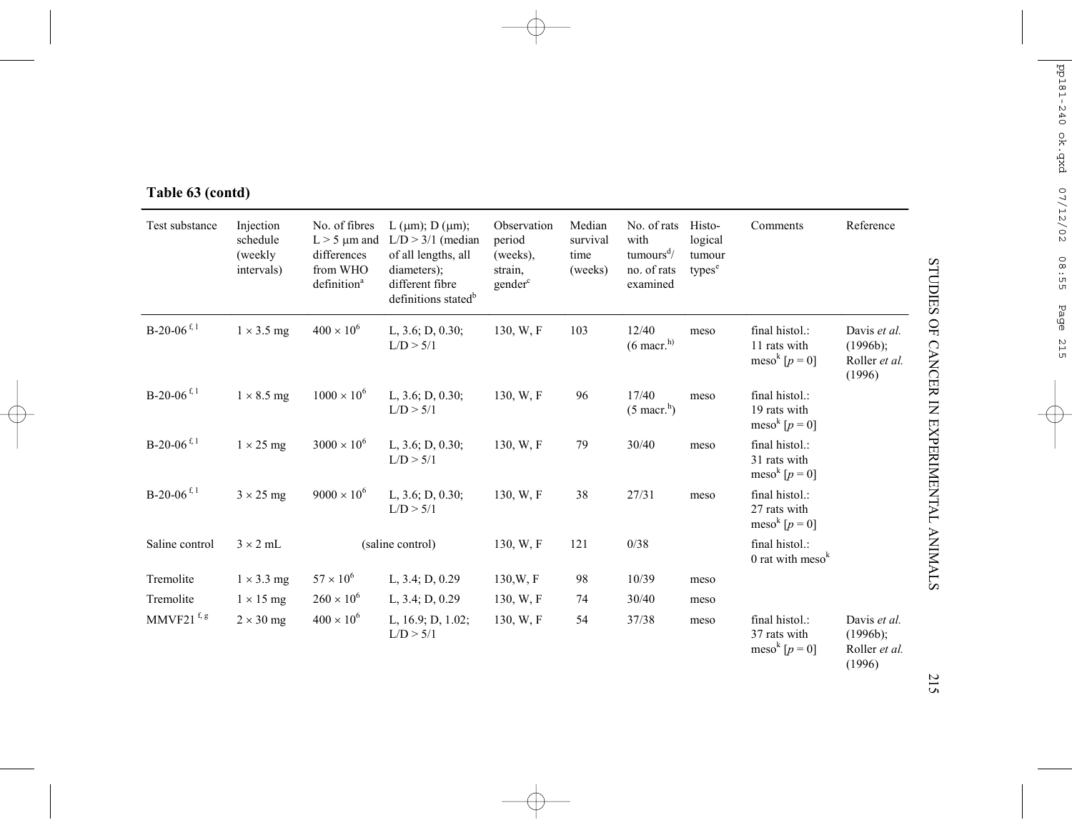**Table 63 (contd)**

| Test substance | Injection schedule (weekly intervals) | No. of fibres L > 5 μm and differences from WHO definition[a] | L (μm); D (μm); L/D > 3/1 (median of all lengths, all diameters); different fibre definitions stated[b] | Observation period (weeks), strain, gender[c] | Median survival time (weeks) | No. of rats with tumours[d]/ no. of rats examined | Histo-logical tumour types[e] | Comments | Reference |
|---|---|---|---|---|---|---|---|---|---|
| B-20-06 [f, l] | 1 × 3.5 mg | $400 \times 10^6$ | L, 3.6; D, 0.30; L/D > 5/1 | 130, W, F | 103 | 12/40 (6 macr.[h]) | meso | final histol.: 11 rats with meso[k] [p = 0] | Davis *et al.* (1996b); Roller *et al.* (1996) |
| B-20-06 [f, l] | 1 × 8.5 mg | $1000 \times 10^6$ | L, 3.6; D, 0.30; L/D > 5/1 | 130, W, F | 96 | 17/40 (5 macr.[h]) | meso | final histol.: 19 rats with meso[k] [p = 0] | |
| B-20-06 [f, l] | 1 × 25 mg | $3000 \times 10^6$ | L, 3.6; D, 0.30; L/D > 5/1 | 130, W, F | 79 | 30/40 | meso | final histol.: 31 rats with meso[k] [p = 0] | |
| B-20-06 [f, l] | 3 × 25 mg | $9000 \times 10^6$ | L, 3.6; D, 0.30; L/D > 5/1 | 130, W, F | 38 | 27/31 | meso | final histol.: 27 rats with meso[k] [p = 0] | |
| Saline control | 3 × 2 mL | (saline control) | | 130, W, F | 121 | 0/38 | | final histol.: 0 rat with meso[k] | |
| Tremolite | 1 × 3.3 mg | $57 \times 10^6$ | L, 3.4; D, 0.29 | 130,W, F | 98 | 10/39 | meso | | |
| Tremolite | 1 × 15 mg | $260 \times 10^6$ | L, 3.4; D, 0.29 | 130, W, F | 74 | 30/40 | meso | | |
| MMVF21 [f, g] | 2 × 30 mg | $400 \times 10^6$ | L, 16.9; D, 1.02; L/D > 5/1 | 130, W, F | 54 | 37/38 | meso | final histol.: 37 rats with meso[k] [p = 0] | Davis *et al.* (1996b); Roller *et al.* (1996) |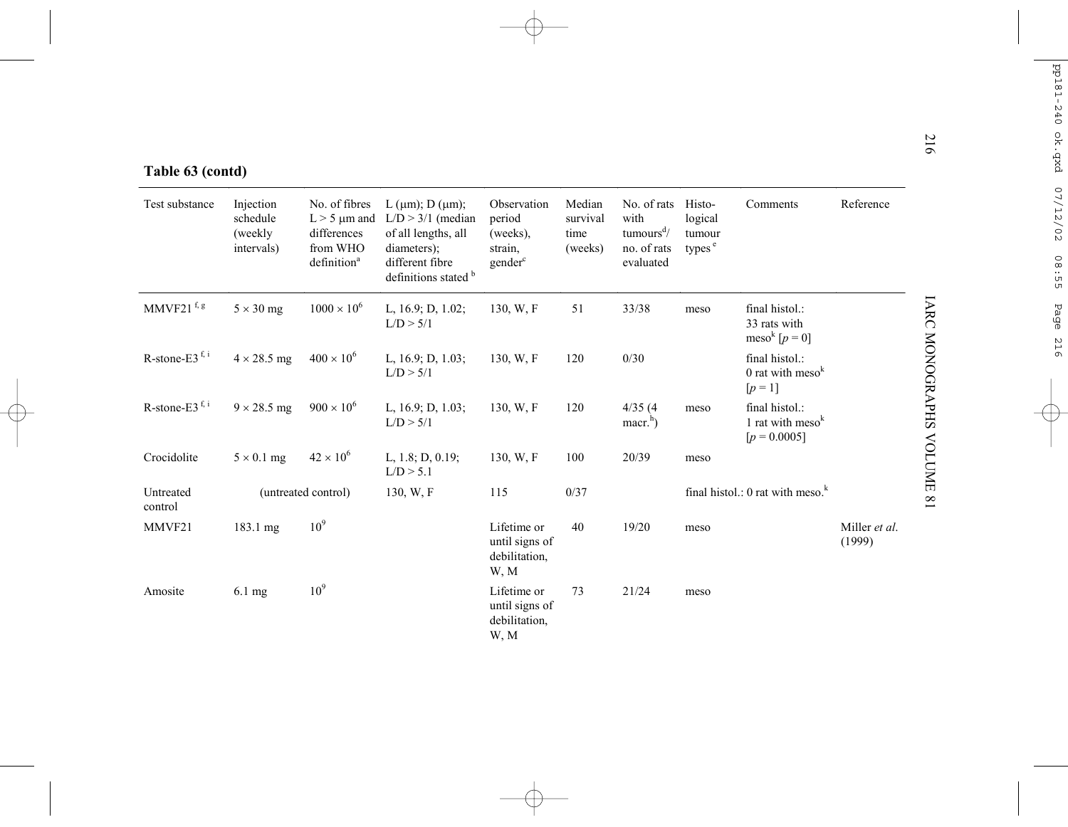**Table 63 (contd)**

| Test substance | Injection schedule (weekly intervals) | No. of fibres L > 5 μm and differences from WHO definition[a] | L (μm); D (μm); L/D > 3/1 (median of all lengths, all diameters); different fibre definitions stated [b] | Observation period (weeks), strain, gender[c] | Median survival time (weeks) | No. of rats with tumours[d]/ no. of rats evaluated | Histo-logical tumour types [e] | Comments | Reference |
|---|---|---|---|---|---|---|---|---|---|
| MMVF21 [f, g] | 5 × 30 mg | $1000 \times 10^6$ | L, 16.9; D, 1.02; L/D > 5/1 | 130, W, F | 51 | 33/38 | meso | final histol.: 33 rats with meso[k] [p = 0] | |
| R-stone-E3 [f, i] | 4 × 28.5 mg | $400 \times 10^6$ | L, 16.9; D, 1.03; L/D > 5/1 | 130, W, F | 120 | 0/30 | | final histol.: 0 rat with meso[k] [p = 1] | |
| R-stone-E3 [f, i] | 9 × 28.5 mg | $900 \times 10^6$ | L, 16.9; D, 1.03; L/D > 5/1 | 130, W, F | 120 | 4/35 (4 macr.[h]) | meso | final histol.: 1 rat with meso[k] [p = 0.0005] | |
| Crocidolite | 5 × 0.1 mg | $42 \times 10^6$ | L, 1.8; D, 0.19; L/D > 5.1 | 130, W, F | 100 | 20/39 | meso | | |
| Untreated control | (untreated control) | | | 130, W, F | 115 | 0/37 | | final histol.: 0 rat with meso.[k] | |
| MMVF21 | 183.1 mg | $10^9$ | | Lifetime or until signs of debilitation, W, M | 40 | 19/20 | meso | | Miller *et al.* (1999) |
| Amosite | 6.1 mg | $10^9$ | | Lifetime or until signs of debilitation, W, M | 73 | 21/24 | meso | | |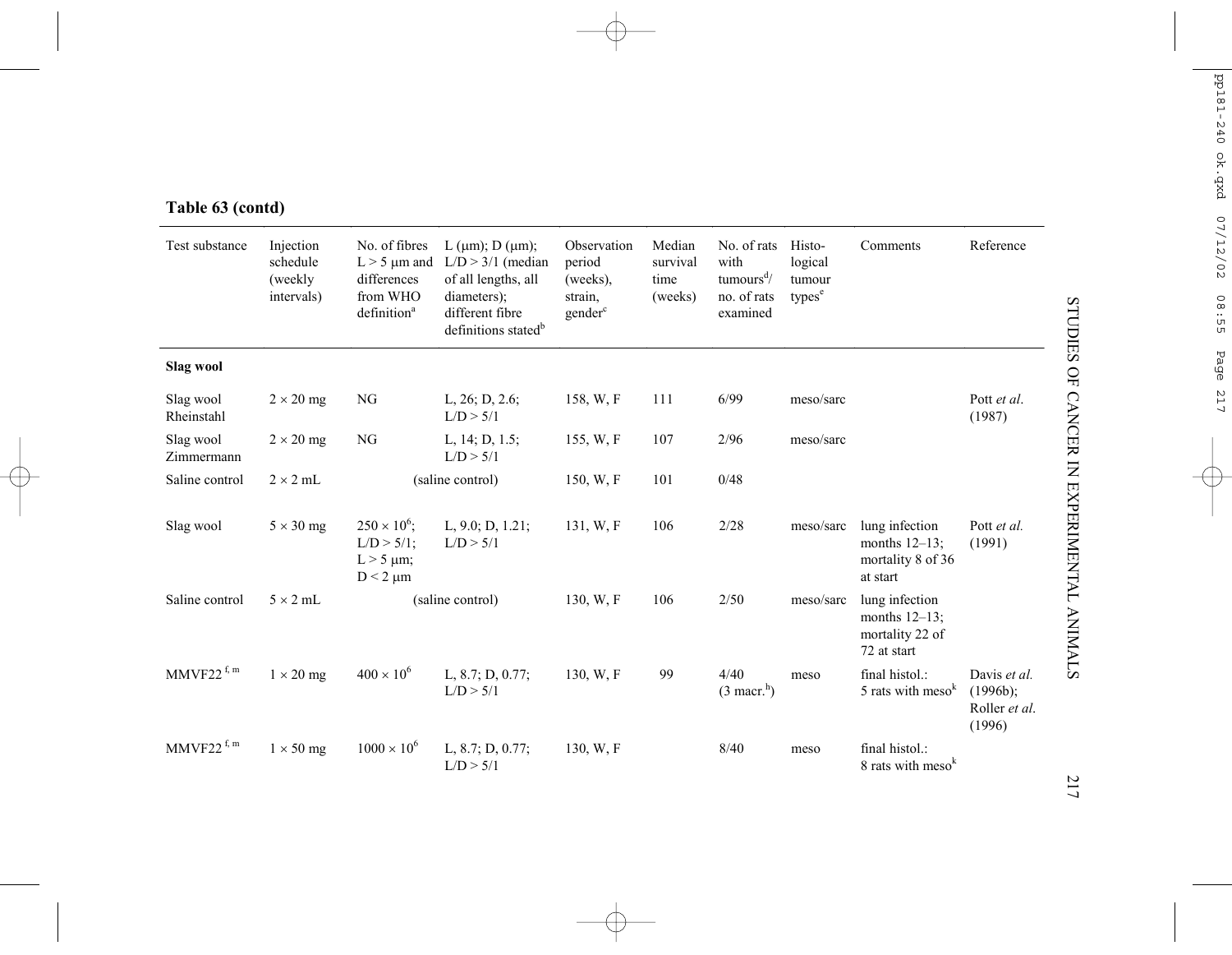**Table 63 (contd)**

| Test substance | Injection schedule (weekly intervals) | No. of fibres L > 5 µm and differences from WHO definition[a] | L (µm); D (µm); L/D > 3/1 (median of all lengths, all diameters); different fibre definitions stated[b] | Observation period (weeks), strain, gender[c] | Median survival time (weeks) | No. of rats with tumours[d]/ no. of rats examined | Histo-logical tumour types[e] | Comments | Reference |
|---|---|---|---|---|---|---|---|---|---|
| **Slag wool** | | | | | | | | | |
| Slag wool Rheinstahl | 2 × 20 mg | NG | L, 26; D, 2.6; L/D > 5/1 | 158, W, F | 111 | 6/99 | meso/sarc | | Pott *et al*. (1987) |
| Slag wool Zimmermann | 2 × 20 mg | NG | L, 14; D, 1.5; L/D > 5/1 | 155, W, F | 107 | 2/96 | meso/sarc | | |
| Saline control | 2 × 2 mL | (saline control) | | 150, W, F | 101 | 0/48 | | | |
| Slag wool | 5 × 30 mg | $250 \times 10^6$; L/D > 5/1; L > 5 µm; D < 2 µm | L, 9.0; D, 1.21; L/D > 5/1 | 131, W, F | 106 | 2/28 | meso/sarc | lung infection months 12–13; mortality 8 of 36 at start | Pott *et al.* (1991) |
| Saline control | 5 × 2 mL | (saline control) | | 130, W, F | 106 | 2/50 | meso/sarc | lung infection months 12–13; mortality 22 of 72 at start | |
| MMVF22[f, m] | 1 × 20 mg | $400 \times 10^6$ | L, 8.7; D, 0.77; L/D > 5/1 | 130, W, F | 99 | 4/40 (3 macr.[h]) | meso | final histol.: 5 rats with meso[k] | Davis *et al.* (1996b); Roller *et al.* (1996) |
| MMVF22[f, m] | 1 × 50 mg | $1000 \times 10^6$ | L, 8.7; D, 0.77; L/D > 5/1 | 130, W, F | | 8/40 | meso | final histol.: 8 rats with meso[k] | |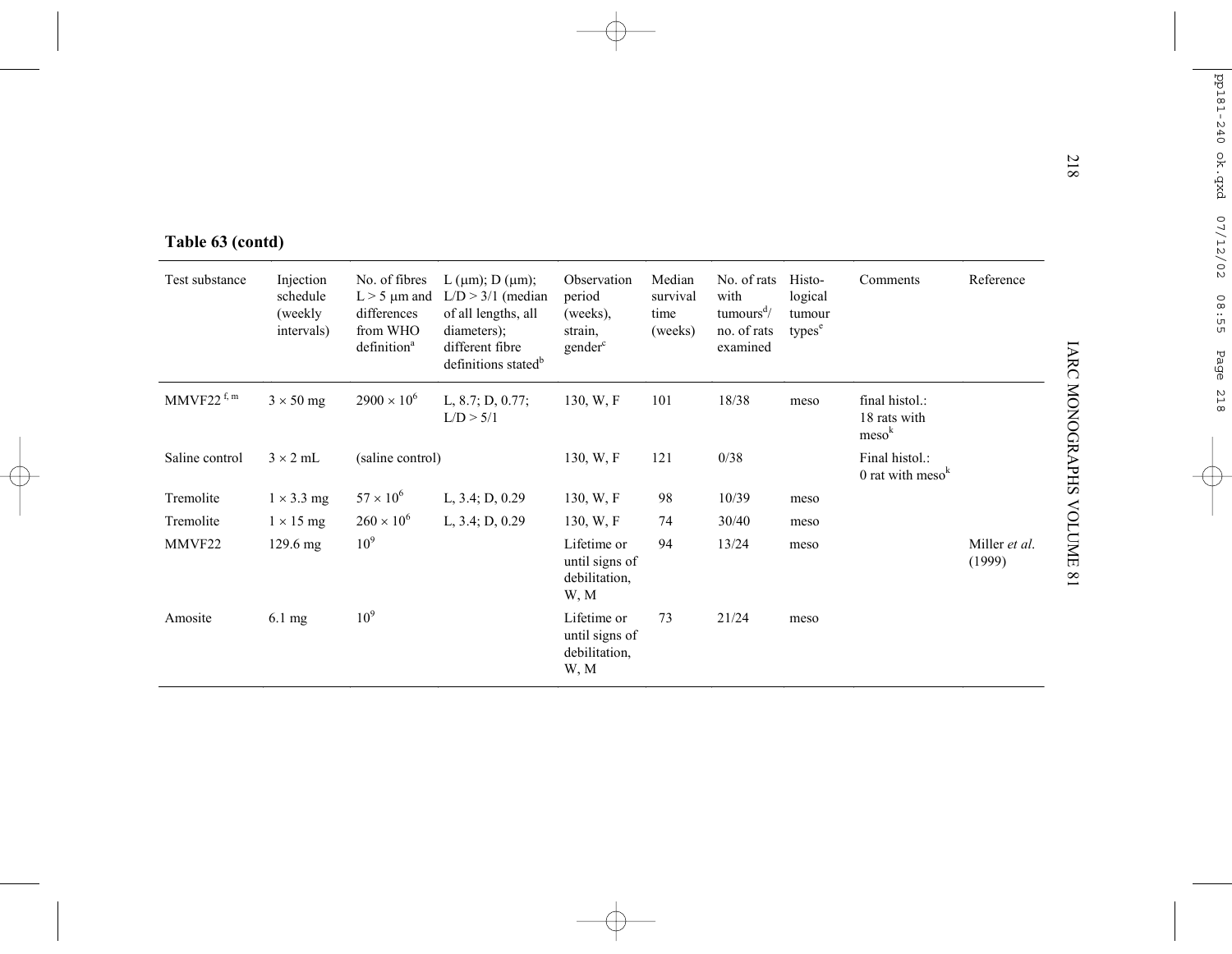## Table 63 (contd)

| Test substance | Injection schedule (weekly intervals) | No. of fibres L > 5 μm and differences from WHO definition[a] | L (μm); D (μm); L/D > 3/1 (median of all lengths, all diameters); different fibre definitions stated[b] | Observation period (weeks), strain, gender[c] | Median survival time (weeks) | No. of rats with tumours[d]/ no. of rats examined | Histo-logical tumour types[e] | Comments | Reference |
|---|---|---|---|---|---|---|---|---|---|
| MMVF22 [f, m] | 3 × 50 mg | $2900 \times 10^6$ | L, 8.7; D, 0.77; L/D > 5/1 | 130, W, F | 101 | 18/38 | meso | final histol.: 18 rats with meso[k] | |
| Saline control | 3 × 2 mL | (saline control) | | 130, W, F | 121 | 0/38 | | Final histol.: 0 rat with meso[k] | |
| Tremolite | 1 × 3.3 mg | $57 \times 10^6$ | L, 3.4; D, 0.29 | 130, W, F | 98 | 10/39 | meso | | |
| Tremolite | 1 × 15 mg | $260 \times 10^6$ | L, 3.4; D, 0.29 | 130, W, F | 74 | 30/40 | meso | | |
| MMVF22 | 129.6 mg | $10^9$ | | Lifetime or until signs of debilitation, W, M | 94 | 13/24 | meso | | Miller *et al.* (1999) |
| Amosite | 6.1 mg | $10^9$ | | Lifetime or until signs of debilitation, W, M | 73 | 21/24 | meso | | |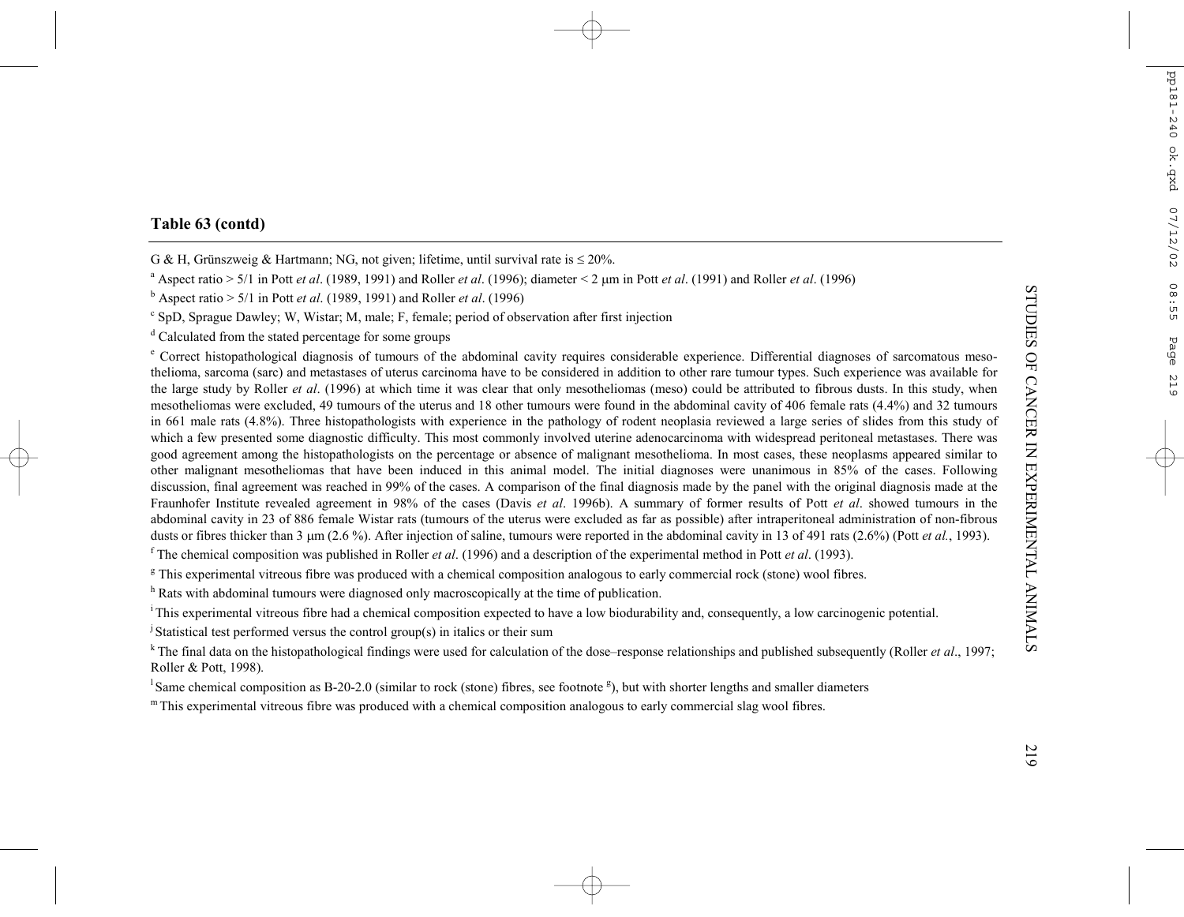**Table 63 (contd)**

G & H, Grünszweig & Hartmann; NG, not given; lifetime, until survival rate is ≤ 20%.

[a] Aspect ratio > 5/1 in Pott *et al*. (1989, 1991) and Roller *et al*. (1996); diameter < 2 μm in Pott *et al*. (1991) and Roller *et al*. (1996)

[b] Aspect ratio > 5/1 in Pott *et al*. (1989, 1991) and Roller *et al*. (1996)

[c] SpD, Sprague Dawley; W, Wistar; M, male; F, female; period of observation after first injection

[d] Calculated from the stated percentage for some groups

[e] Correct histopathological diagnosis of tumours of the abdominal cavity requires considerable experience. Differential diagnoses of sarcomatous mesothelioma, sarcoma (sarc) and metastases of uterus carcinoma have to be considered in addition to other rare tumour types. Such experience was available for the large study by Roller *et al*. (1996) at which time it was clear that only mesotheliomas (meso) could be attributed to fibrous dusts. In this study, when mesotheliomas were excluded, 49 tumours of the uterus and 18 other tumours were found in the abdominal cavity of 406 female rats (4.4%) and 32 tumours in 661 male rats (4.8%). Three histopathologists with experience in the pathology of rodent neoplasia reviewed a large series of slides from this study of which a few presented some diagnostic difficulty. This most commonly involved uterine adenocarcinoma with widespread peritoneal metastases. There was good agreement among the histopathologists on the percentage or absence of malignant mesothelioma. In most cases, these neoplasms appeared similar to other malignant mesotheliomas that have been induced in this animal model. The initial diagnoses were unanimous in 85% of the cases. Following discussion, final agreement was reached in 99% of the cases. A comparison of the final diagnosis made by the panel with the original diagnosis made at the Fraunhofer Institute revealed agreement in 98% of the cases (Davis *et al*. 1996b). A summary of former results of Pott *et al*. showed tumours in the abdominal cavity in 23 of 886 female Wistar rats (tumours of the uterus were excluded as far as possible) after intraperitoneal administration of non-fibrous dusts or fibres thicker than 3 μm (2.6 %). After injection of saline, tumours were reported in the abdominal cavity in 13 of 491 rats (2.6%) (Pott *et al.*, 1993).

[f] The chemical composition was published in Roller *et al*. (1996) and a description of the experimental method in Pott *et al*. (1993).

[g] This experimental vitreous fibre was produced with a chemical composition analogous to early commercial rock (stone) wool fibres.

[h] Rats with abdominal tumours were diagnosed only macroscopically at the time of publication.

[i] This experimental vitreous fibre had a chemical composition expected to have a low biodurability and, consequently, a low carcinogenic potential.

[j] Statistical test performed versus the control group(s) in italics or their sum

[k] The final data on the histopathological findings were used for calculation of the dose–response relationships and published subsequently (Roller *et al*., 1997; Roller & Pott, 1998).

[l] Same chemical composition as B-20-2.0 (similar to rock (stone) fibres, see footnote [g]), but with shorter lengths and smaller diameters

[m] This experimental vitreous fibre was produced with a chemical composition analogous to early commercial slag wool fibres.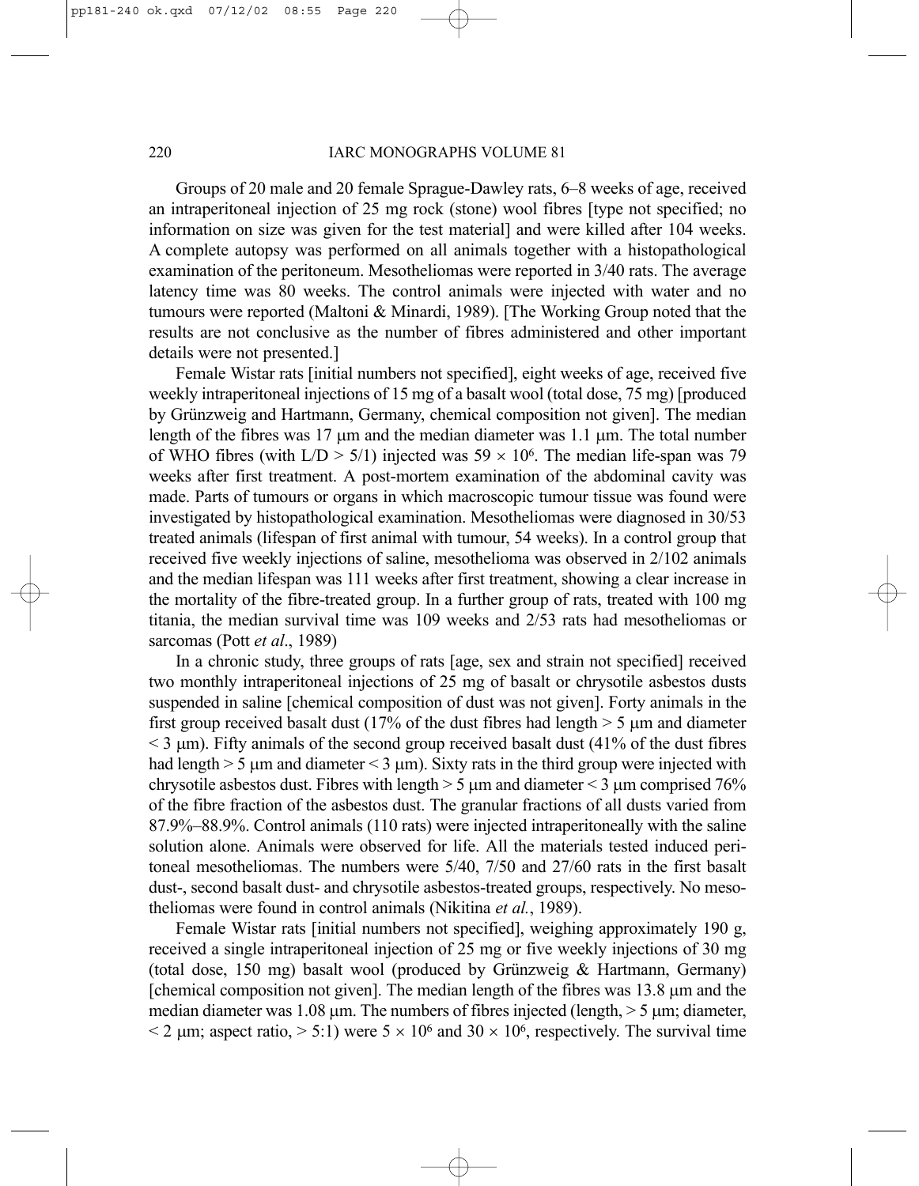Groups of 20 male and 20 female Sprague-Dawley rats, 6–8 weeks of age, received an intraperitoneal injection of 25 mg rock (stone) wool fibres [type not specified; no information on size was given for the test material] and were killed after 104 weeks. A complete autopsy was performed on all animals together with a histopathological examination of the peritoneum. Mesotheliomas were reported in 3/40 rats. The average latency time was 80 weeks. The control animals were injected with water and no tumours were reported (Maltoni & Minardi, 1989). [The Working Group noted that the results are not conclusive as the number of fibres administered and other important details were not presented.]

Female Wistar rats [initial numbers not specified], eight weeks of age, received five weekly intraperitoneal injections of 15 mg of a basalt wool (total dose, 75 mg) [produced by Grünzweig and Hartmann, Germany, chemical composition not given]. The median length of the fibres was 17 μm and the median diameter was 1.1 μm. The total number of WHO fibres (with L/D > 5/1) injected was $59 \times 10^6$. The median life-span was 79 weeks after first treatment. A post-mortem examination of the abdominal cavity was made. Parts of tumours or organs in which macroscopic tumour tissue was found were investigated by histopathological examination. Mesotheliomas were diagnosed in 30/53 treated animals (lifespan of first animal with tumour, 54 weeks). In a control group that received five weekly injections of saline, mesothelioma was observed in 2/102 animals and the median lifespan was 111 weeks after first treatment, showing a clear increase in the mortality of the fibre-treated group. In a further group of rats, treated with 100 mg titania, the median survival time was 109 weeks and 2/53 rats had mesotheliomas or sarcomas (Pott *et al*., 1989)

In a chronic study, three groups of rats [age, sex and strain not specified] received two monthly intraperitoneal injections of 25 mg of basalt or chrysotile asbestos dusts suspended in saline [chemical composition of dust was not given]. Forty animals in the first group received basalt dust (17% of the dust fibres had length > 5 μm and diameter < 3 μm). Fifty animals of the second group received basalt dust (41% of the dust fibres had length > 5 μm and diameter < 3 μm). Sixty rats in the third group were injected with chrysotile asbestos dust. Fibres with length > 5 μm and diameter < 3 μm comprised 76% of the fibre fraction of the asbestos dust. The granular fractions of all dusts varied from 87.9%–88.9%. Control animals (110 rats) were injected intraperitoneally with the saline solution alone. Animals were observed for life. All the materials tested induced peritoneal mesotheliomas. The numbers were 5/40, 7/50 and 27/60 rats in the first basalt dust-, second basalt dust- and chrysotile asbestos-treated groups, respectively. No mesotheliomas were found in control animals (Nikitina *et al.*, 1989).

Female Wistar rats [initial numbers not specified], weighing approximately 190 g, received a single intraperitoneal injection of 25 mg or five weekly injections of 30 mg (total dose, 150 mg) basalt wool (produced by Grünzweig & Hartmann, Germany) [chemical composition not given]. The median length of the fibres was 13.8 μm and the median diameter was 1.08 μm. The numbers of fibres injected (length, > 5 μm; diameter, < 2 μm; aspect ratio, > 5:1) were $5 \times 10^6$ and $30 \times 10^6$, respectively. The survival time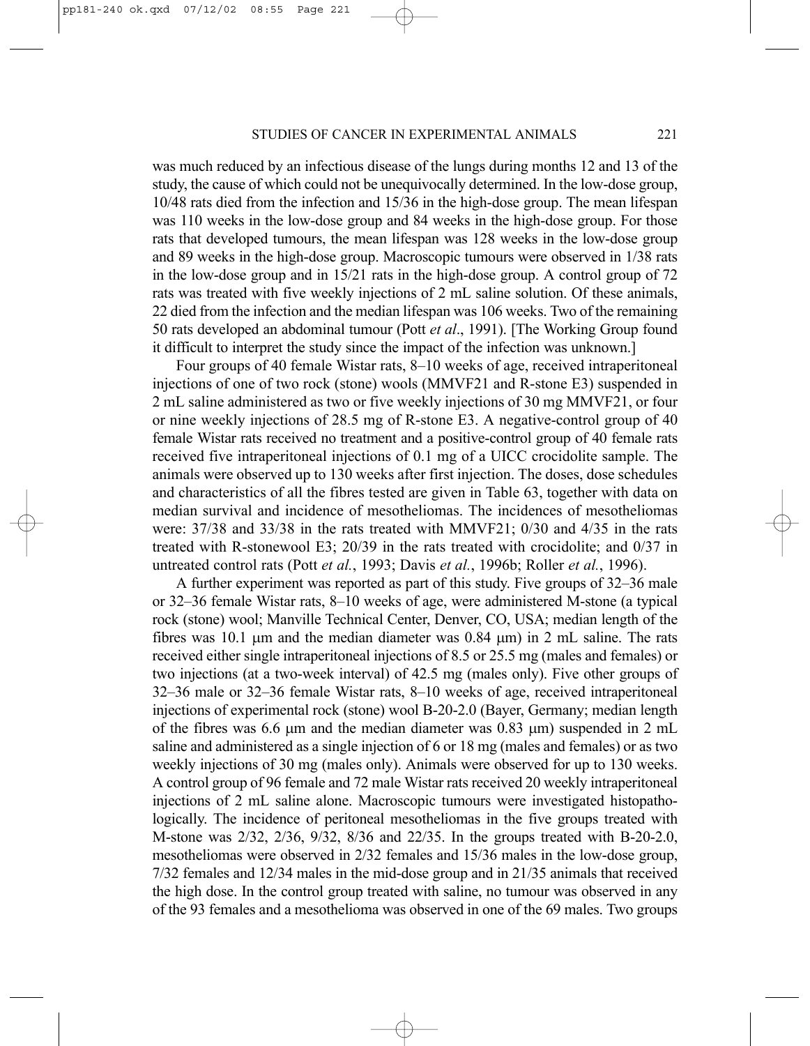was much reduced by an infectious disease of the lungs during months 12 and 13 of the study, the cause of which could not be unequivocally determined. In the low-dose group, 10/48 rats died from the infection and 15/36 in the high-dose group. The mean lifespan was 110 weeks in the low-dose group and 84 weeks in the high-dose group. For those rats that developed tumours, the mean lifespan was 128 weeks in the low-dose group and 89 weeks in the high-dose group. Macroscopic tumours were observed in 1/38 rats in the low-dose group and in 15/21 rats in the high-dose group. A control group of 72 rats was treated with five weekly injections of 2 mL saline solution. Of these animals, 22 died from the infection and the median lifespan was 106 weeks. Two of the remaining 50 rats developed an abdominal tumour (Pott *et al*., 1991). [The Working Group found it difficult to interpret the study since the impact of the infection was unknown.]

Four groups of 40 female Wistar rats, 8–10 weeks of age, received intraperitoneal injections of one of two rock (stone) wools (MMVF21 and R-stone E3) suspended in 2 mL saline administered as two or five weekly injections of 30 mg MMVF21, or four or nine weekly injections of 28.5 mg of R-stone E3. A negative-control group of 40 female Wistar rats received no treatment and a positive-control group of 40 female rats received five intraperitoneal injections of 0.1 mg of a UICC crocidolite sample. The animals were observed up to 130 weeks after first injection. The doses, dose schedules and characteristics of all the fibres tested are given in Table 63, together with data on median survival and incidence of mesotheliomas. The incidences of mesotheliomas were: 37/38 and 33/38 in the rats treated with MMVF21; 0/30 and 4/35 in the rats treated with R-stonewool E3; 20/39 in the rats treated with crocidolite; and 0/37 in untreated control rats (Pott *et al.*, 1993; Davis *et al.*, 1996b; Roller *et al.*, 1996).

A further experiment was reported as part of this study. Five groups of 32–36 male or 32–36 female Wistar rats, 8–10 weeks of age, were administered M-stone (a typical rock (stone) wool; Manville Technical Center, Denver, CO, USA; median length of the fibres was 10.1 μm and the median diameter was 0.84 μm) in 2 mL saline. The rats received either single intraperitoneal injections of 8.5 or 25.5 mg (males and females) or two injections (at a two-week interval) of 42.5 mg (males only). Five other groups of 32–36 male or 32–36 female Wistar rats, 8–10 weeks of age, received intraperitoneal injections of experimental rock (stone) wool B-20-2.0 (Bayer, Germany; median length of the fibres was 6.6 μm and the median diameter was 0.83 μm) suspended in 2 mL saline and administered as a single injection of 6 or 18 mg (males and females) or as two weekly injections of 30 mg (males only). Animals were observed for up to 130 weeks. A control group of 96 female and 72 male Wistar rats received 20 weekly intraperitoneal injections of 2 mL saline alone. Macroscopic tumours were investigated histopathologically. The incidence of peritoneal mesotheliomas in the five groups treated with M-stone was 2/32, 2/36, 9/32, 8/36 and 22/35. In the groups treated with B-20-2.0, mesotheliomas were observed in 2/32 females and 15/36 males in the low-dose group, 7/32 females and 12/34 males in the mid-dose group and in 21/35 animals that received the high dose. In the control group treated with saline, no tumour was observed in any of the 93 females and a mesothelioma was observed in one of the 69 males. Two groups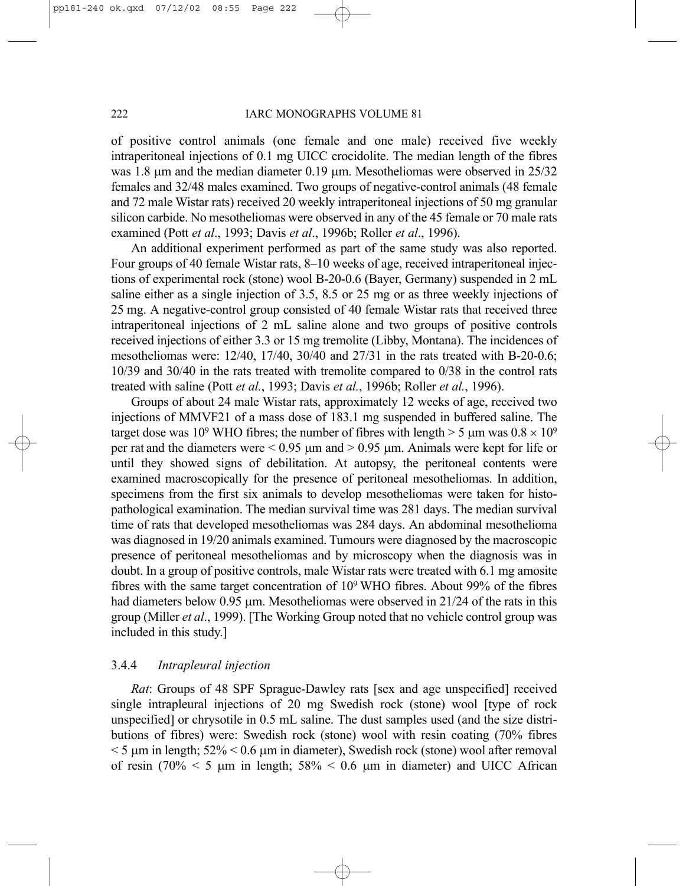of positive control animals (one female and one male) received five weekly intraperitoneal injections of 0.1 mg UICC crocidolite. The median length of the fibres was 1.8 μm and the median diameter 0.19 μm. Mesotheliomas were observed in 25/32 females and 32/48 males examined. Two groups of negative-control animals (48 female and 72 male Wistar rats) received 20 weekly intraperitoneal injections of 50 mg granular silicon carbide. No mesotheliomas were observed in any of the 45 female or 70 male rats examined (Pott *et al*., 1993; Davis *et al*., 1996b; Roller *et al*., 1996).

An additional experiment performed as part of the same study was also reported. Four groups of 40 female Wistar rats, 8–10 weeks of age, received intraperitoneal injections of experimental rock (stone) wool B-20-0.6 (Bayer, Germany) suspended in 2 mL saline either as a single injection of 3.5, 8.5 or 25 mg or as three weekly injections of 25 mg. A negative-control group consisted of 40 female Wistar rats that received three intraperitoneal injections of 2 mL saline alone and two groups of positive controls received injections of either 3.3 or 15 mg tremolite (Libby, Montana). The incidences of mesotheliomas were: 12/40, 17/40, 30/40 and 27/31 in the rats treated with B-20-0.6; 10/39 and 30/40 in the rats treated with tremolite compared to 0/38 in the control rats treated with saline (Pott *et al.*, 1993; Davis *et al.*, 1996b; Roller *et al.*, 1996).

Groups of about 24 male Wistar rats, approximately 12 weeks of age, received two injections of MMVF21 of a mass dose of 183.1 mg suspended in buffered saline. The target dose was $10^9$ WHO fibres; the number of fibres with length > 5 μm was $0.8 \times 10^9$ per rat and the diameters were < 0.95 μm and > 0.95 μm. Animals were kept for life or until they showed signs of debilitation. At autopsy, the peritoneal contents were examined macroscopically for the presence of peritoneal mesotheliomas. In addition, specimens from the first six animals to develop mesotheliomas were taken for histopathological examination. The median survival time was 281 days. The median survival time of rats that developed mesotheliomas was 284 days. An abdominal mesothelioma was diagnosed in 19/20 animals examined. Tumours were diagnosed by the macroscopic presence of peritoneal mesotheliomas and by microscopy when the diagnosis was in doubt. In a group of positive controls, male Wistar rats were treated with 6.1 mg amosite fibres with the same target concentration of $10^9$ WHO fibres. About 99% of the fibres had diameters below 0.95 μm. Mesotheliomas were observed in 21/24 of the rats in this group (Miller *et al*., 1999). [The Working Group noted that no vehicle control group was included in this study.]

### 3.4.4 *Intrapleural injection*

*Rat*: Groups of 48 SPF Sprague-Dawley rats [sex and age unspecified] received single intrapleural injections of 20 mg Swedish rock (stone) wool [type of rock unspecified] or chrysotile in 0.5 mL saline. The dust samples used (and the size distributions of fibres) were: Swedish rock (stone) wool with resin coating (70% fibres < 5 μm in length; 52% < 0.6 μm in diameter), Swedish rock (stone) wool after removal of resin (70% < 5 μm in length; 58% < 0.6 μm in diameter) and UICC African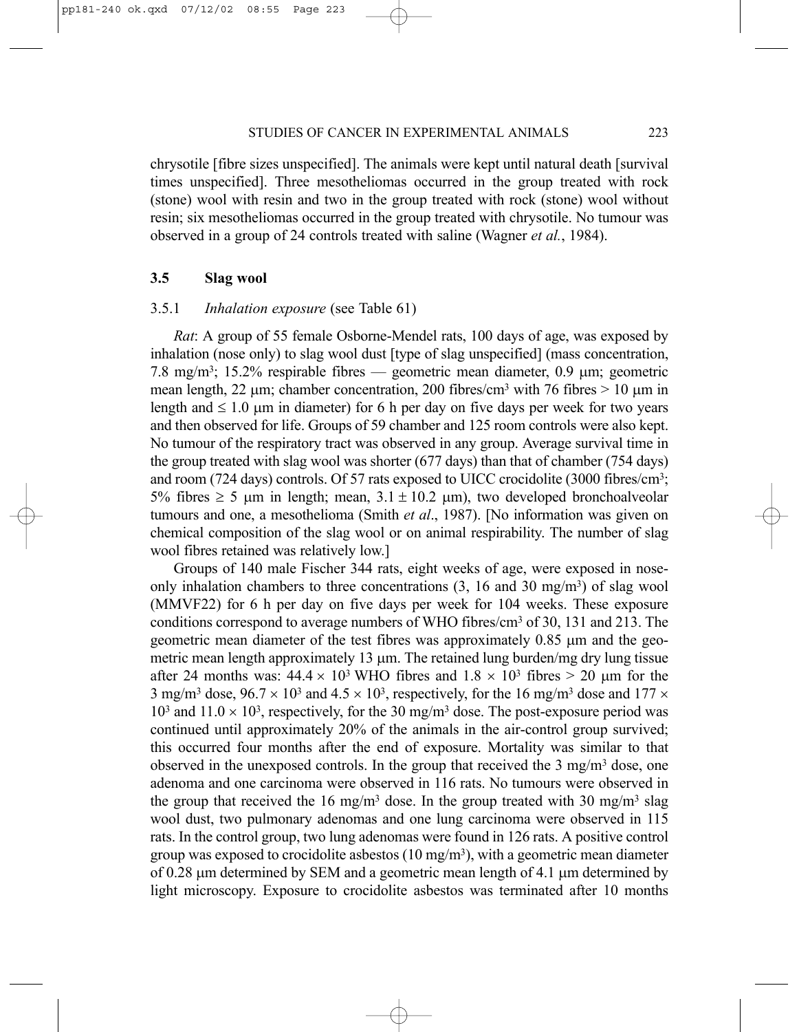chrysotile [fibre sizes unspecified]. The animals were kept until natural death [survival times unspecified]. Three mesotheliomas occurred in the group treated with rock (stone) wool with resin and two in the group treated with rock (stone) wool without resin; six mesotheliomas occurred in the group treated with chrysotile. No tumour was observed in a group of 24 controls treated with saline (Wagner *et al.*, 1984).

### 3.5 Slag wool

#### 3.5.1 *Inhalation exposure* (see Table 61)

*Rat*: A group of 55 female Osborne-Mendel rats, 100 days of age, was exposed by inhalation (nose only) to slag wool dust [type of slag unspecified] (mass concentration, 7.8 mg/m$^3$; 15.2% respirable fibres — geometric mean diameter, 0.9 μm; geometric mean length, 22 μm; chamber concentration, 200 fibres/cm$^3$ with 76 fibres > 10 μm in length and ≤ 1.0 μm in diameter) for 6 h per day on five days per week for two years and then observed for life. Groups of 59 chamber and 125 room controls were also kept. No tumour of the respiratory tract was observed in any group. Average survival time in the group treated with slag wool was shorter (677 days) than that of chamber (754 days) and room (724 days) controls. Of 57 rats exposed to UICC crocidolite (3000 fibres/cm$^3$; 5% fibres ≥ 5 μm in length; mean, 3.1 ± 10.2 μm), two developed bronchoalveolar tumours and one, a mesothelioma (Smith *et al*., 1987). [No information was given on chemical composition of the slag wool or on animal respirability. The number of slag wool fibres retained was relatively low.]

Groups of 140 male Fischer 344 rats, eight weeks of age, were exposed in nose-only inhalation chambers to three concentrations (3, 16 and 30 mg/m$^3$) of slag wool (MMVF22) for 6 h per day on five days per week for 104 weeks. These exposure conditions correspond to average numbers of WHO fibres/cm$^3$ of 30, 131 and 213. The geometric mean diameter of the test fibres was approximately 0.85 μm and the geometric mean length approximately 13 μm. The retained lung burden/mg dry lung tissue after 24 months was: $44.4 \times 10^3$ WHO fibres and $1.8 \times 10^3$ fibres > 20 μm for the 3 mg/m$^3$ dose, $96.7 \times 10^3$ and $4.5 \times 10^3$, respectively, for the 16 mg/m$^3$ dose and $177 \times 10^3$ and $11.0 \times 10^3$, respectively, for the 30 mg/m$^3$ dose. The post-exposure period was continued until approximately 20% of the animals in the air-control group survived; this occurred four months after the end of exposure. Mortality was similar to that observed in the unexposed controls. In the group that received the 3 mg/m$^3$ dose, one adenoma and one carcinoma were observed in 116 rats. No tumours were observed in the group that received the 16 mg/m$^3$ dose. In the group treated with 30 mg/m$^3$ slag wool dust, two pulmonary adenomas and one lung carcinoma were observed in 115 rats. In the control group, two lung adenomas were found in 126 rats. A positive control group was exposed to crocidolite asbestos (10 mg/m$^3$), with a geometric mean diameter of 0.28 μm determined by SEM and a geometric mean length of 4.1 μm determined by light microscopy. Exposure to crocidolite asbestos was terminated after 10 months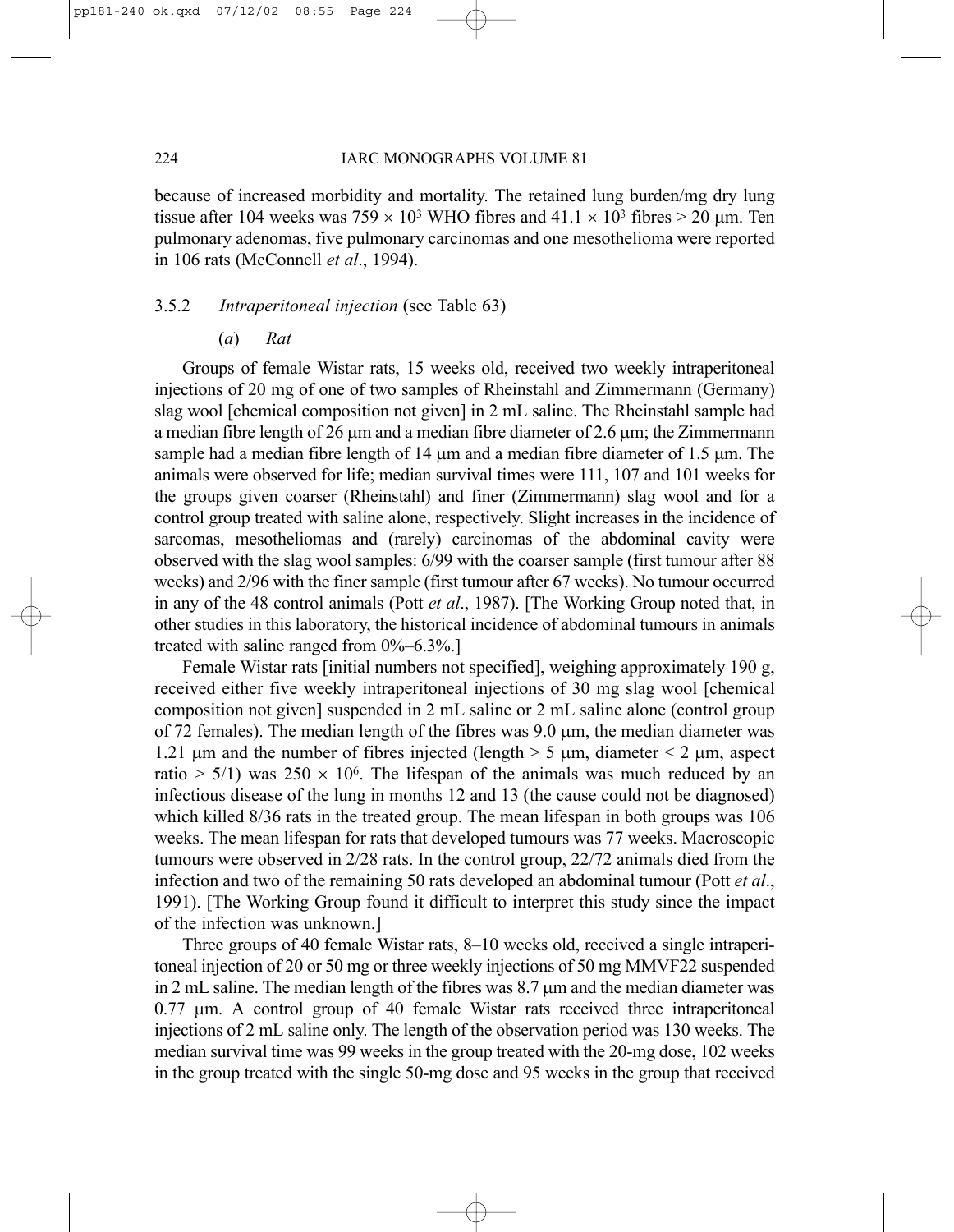because of increased morbidity and mortality. The retained lung burden/mg dry lung tissue after 104 weeks was $759 \times 10^3$ WHO fibres and $41.1 \times 10^3$ fibres > 20 μm. Ten pulmonary adenomas, five pulmonary carcinomas and one mesothelioma were reported in 106 rats (McConnell *et al*., 1994).

### 3.5.2 *Intraperitoneal injection* (see Table 63)

#### (*a*) *Rat*

Groups of female Wistar rats, 15 weeks old, received two weekly intraperitoneal injections of 20 mg of one of two samples of Rheinstahl and Zimmermann (Germany) slag wool [chemical composition not given] in 2 mL saline. The Rheinstahl sample had a median fibre length of 26 μm and a median fibre diameter of 2.6 μm; the Zimmermann sample had a median fibre length of 14 μm and a median fibre diameter of 1.5 μm. The animals were observed for life; median survival times were 111, 107 and 101 weeks for the groups given coarser (Rheinstahl) and finer (Zimmermann) slag wool and for a control group treated with saline alone, respectively. Slight increases in the incidence of sarcomas, mesotheliomas and (rarely) carcinomas of the abdominal cavity were observed with the slag wool samples: 6/99 with the coarser sample (first tumour after 88 weeks) and 2/96 with the finer sample (first tumour after 67 weeks). No tumour occurred in any of the 48 control animals (Pott *et al*., 1987). [The Working Group noted that, in other studies in this laboratory, the historical incidence of abdominal tumours in animals treated with saline ranged from 0%–6.3%.]

Female Wistar rats [initial numbers not specified], weighing approximately 190 g, received either five weekly intraperitoneal injections of 30 mg slag wool [chemical composition not given] suspended in 2 mL saline or 2 mL saline alone (control group of 72 females). The median length of the fibres was 9.0 μm, the median diameter was 1.21 μm and the number of fibres injected (length > 5 μm, diameter < 2 μm, aspect ratio > 5/1) was $250 \times 10^6$. The lifespan of the animals was much reduced by an infectious disease of the lung in months 12 and 13 (the cause could not be diagnosed) which killed 8/36 rats in the treated group. The mean lifespan in both groups was 106 weeks. The mean lifespan for rats that developed tumours was 77 weeks. Macroscopic tumours were observed in 2/28 rats. In the control group, 22/72 animals died from the infection and two of the remaining 50 rats developed an abdominal tumour (Pott *et al*., 1991). [The Working Group found it difficult to interpret this study since the impact of the infection was unknown.]

Three groups of 40 female Wistar rats, 8–10 weeks old, received a single intraperitoneal injection of 20 or 50 mg or three weekly injections of 50 mg MMVF22 suspended in 2 mL saline. The median length of the fibres was 8.7 μm and the median diameter was 0.77 μm. A control group of 40 female Wistar rats received three intraperitoneal injections of 2 mL saline only. The length of the observation period was 130 weeks. The median survival time was 99 weeks in the group treated with the 20-mg dose, 102 weeks in the group treated with the single 50-mg dose and 95 weeks in the group that received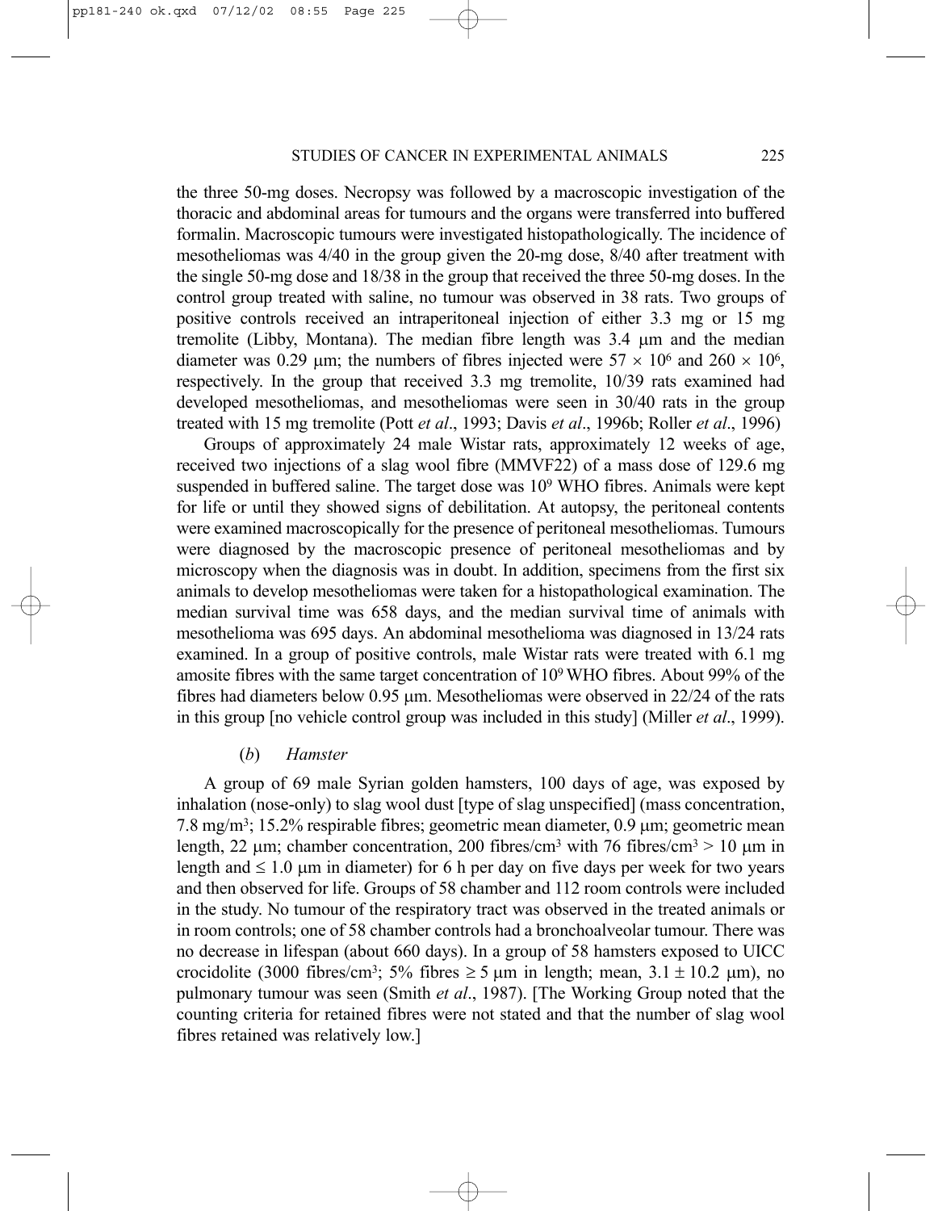the three 50-mg doses. Necropsy was followed by a macroscopic investigation of the thoracic and abdominal areas for tumours and the organs were transferred into buffered formalin. Macroscopic tumours were investigated histopathologically. The incidence of mesotheliomas was 4/40 in the group given the 20-mg dose, 8/40 after treatment with the single 50-mg dose and 18/38 in the group that received the three 50-mg doses. In the control group treated with saline, no tumour was observed in 38 rats. Two groups of positive controls received an intraperitoneal injection of either 3.3 mg or 15 mg tremolite (Libby, Montana). The median fibre length was 3.4 μm and the median diameter was 0.29 μm; the numbers of fibres injected were $57 \times 10^6$ and $260 \times 10^6$, respectively. In the group that received 3.3 mg tremolite, 10/39 rats examined had developed mesotheliomas, and mesotheliomas were seen in 30/40 rats in the group treated with 15 mg tremolite (Pott *et al*., 1993; Davis *et al*., 1996b; Roller *et al*., 1996)

Groups of approximately 24 male Wistar rats, approximately 12 weeks of age, received two injections of a slag wool fibre (MMVF22) of a mass dose of 129.6 mg suspended in buffered saline. The target dose was $10^9$ WHO fibres. Animals were kept for life or until they showed signs of debilitation. At autopsy, the peritoneal contents were examined macroscopically for the presence of peritoneal mesotheliomas. Tumours were diagnosed by the macroscopic presence of peritoneal mesotheliomas and by microscopy when the diagnosis was in doubt. In addition, specimens from the first six animals to develop mesotheliomas were taken for a histopathological examination. The median survival time was 658 days, and the median survival time of animals with mesothelioma was 695 days. An abdominal mesothelioma was diagnosed in 13/24 rats examined. In a group of positive controls, male Wistar rats were treated with 6.1 mg amosite fibres with the same target concentration of $10^9$ WHO fibres. About 99% of the fibres had diameters below 0.95 μm. Mesotheliomas were observed in 22/24 of the rats in this group [no vehicle control group was included in this study] (Miller *et al*., 1999).

### (*b*) *Hamster*

A group of 69 male Syrian golden hamsters, 100 days of age, was exposed by inhalation (nose-only) to slag wool dust [type of slag unspecified] (mass concentration, 7.8 mg/m$^3$; 15.2% respirable fibres; geometric mean diameter, 0.9 μm; geometric mean length, 22 μm; chamber concentration, 200 fibres/cm$^3$ with 76 fibres/cm$^3$ > 10 μm in length and ≤ 1.0 μm in diameter) for 6 h per day on five days per week for two years and then observed for life. Groups of 58 chamber and 112 room controls were included in the study. No tumour of the respiratory tract was observed in the treated animals or in room controls; one of 58 chamber controls had a bronchoalveolar tumour. There was no decrease in lifespan (about 660 days). In a group of 58 hamsters exposed to UICC crocidolite (3000 fibres/cm$^3$; 5% fibres ≥ 5 μm in length; mean, $3.1 \pm 10.2$ μm), no pulmonary tumour was seen (Smith *et al*., 1987). [The Working Group noted that the counting criteria for retained fibres were not stated and that the number of slag wool fibres retained was relatively low.]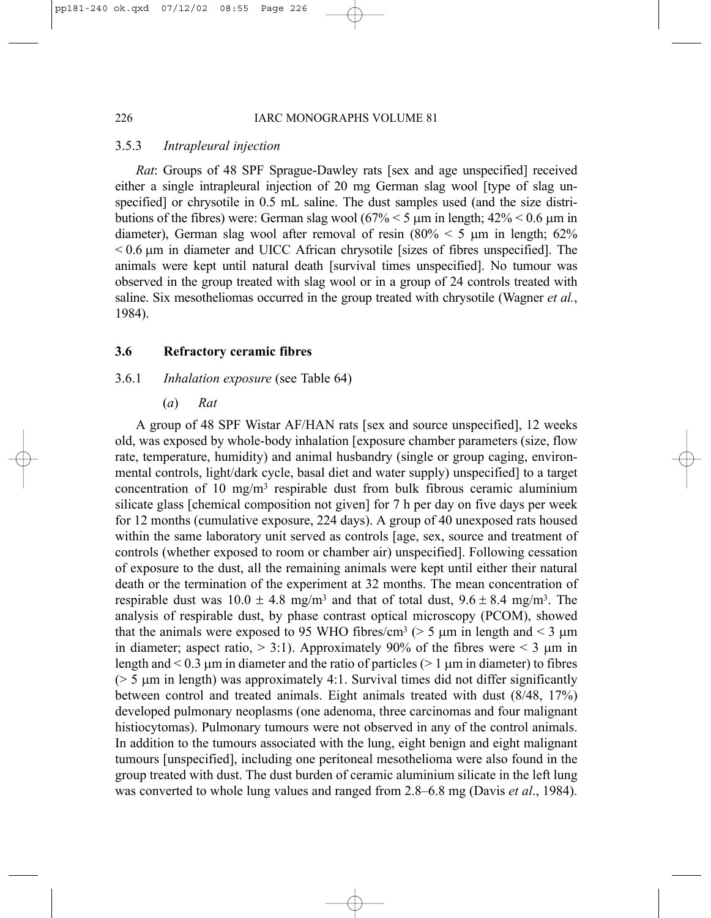### 3.5.3 *Intrapleural injection*

*Rat*: Groups of 48 SPF Sprague-Dawley rats [sex and age unspecified] received either a single intrapleural injection of 20 mg German slag wool [type of slag unspecified] or chrysotile in 0.5 mL saline. The dust samples used (and the size distributions of the fibres) were: German slag wool (67% < 5 μm in length; 42% < 0.6 μm in diameter), German slag wool after removal of resin (80% < 5 μm in length; 62% < 0.6 μm in diameter and UICC African chrysotile [sizes of fibres unspecified]. The animals were kept until natural death [survival times unspecified]. No tumour was observed in the group treated with slag wool or in a group of 24 controls treated with saline. Six mesotheliomas occurred in the group treated with chrysotile (Wagner *et al.*, 1984).

## 3.6 Refractory ceramic fibres

### 3.6.1 *Inhalation exposure* (see Table 64)

#### (*a*) *Rat*

A group of 48 SPF Wistar AF/HAN rats [sex and source unspecified], 12 weeks old, was exposed by whole-body inhalation [exposure chamber parameters (size, flow rate, temperature, humidity) and animal husbandry (single or group caging, environmental controls, light/dark cycle, basal diet and water supply) unspecified] to a target concentration of 10 mg/m$^3$ respirable dust from bulk fibrous ceramic aluminium silicate glass [chemical composition not given] for 7 h per day on five days per week for 12 months (cumulative exposure, 224 days). A group of 40 unexposed rats housed within the same laboratory unit served as controls [age, sex, source and treatment of controls (whether exposed to room or chamber air) unspecified]. Following cessation of exposure to the dust, all the remaining animals were kept until either their natural death or the termination of the experiment at 32 months. The mean concentration of respirable dust was 10.0 ± 4.8 mg/m$^3$ and that of total dust, 9.6 ± 8.4 mg/m$^3$. The analysis of respirable dust, by phase contrast optical microscopy (PCOM), showed that the animals were exposed to 95 WHO fibres/cm$^3$ (> 5 μm in length and < 3 μm in diameter; aspect ratio, > 3:1). Approximately 90% of the fibres were < 3 μm in length and < 0.3 μm in diameter and the ratio of particles (> 1 μm in diameter) to fibres (> 5 μm in length) was approximately 4:1. Survival times did not differ significantly between control and treated animals. Eight animals treated with dust (8/48, 17%) developed pulmonary neoplasms (one adenoma, three carcinomas and four malignant histiocytomas). Pulmonary tumours were not observed in any of the control animals. In addition to the tumours associated with the lung, eight benign and eight malignant tumours [unspecified], including one peritoneal mesothelioma were also found in the group treated with dust. The dust burden of ceramic aluminium silicate in the left lung was converted to whole lung values and ranged from 2.8–6.8 mg (Davis *et al*., 1984).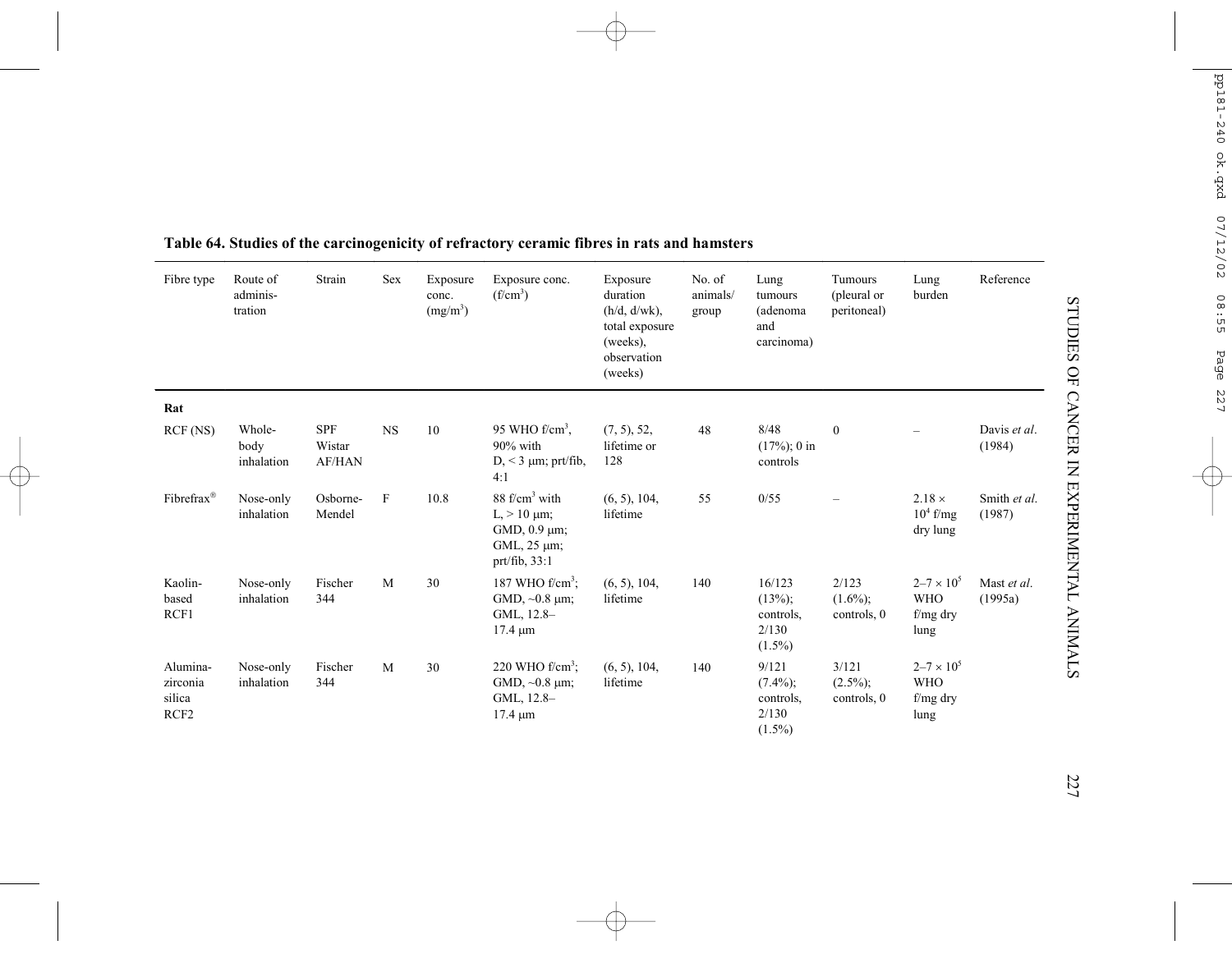**Table 64. Studies of the carcinogenicity of refractory ceramic fibres in rats and hamsters**

| Fibre type | Route of administration | Strain | Sex | Exposure conc. (mg/m$^3$) | Exposure conc. (f/cm$^3$) | Exposure duration (h/d, d/wk), total exposure (weeks), observation (weeks) | No. of animals/group | Lung tumours (adenoma and carcinoma) | Tumours (pleural or peritoneal) | Lung burden | Reference |
|---|---|---|---|---|---|---|---|---|---|---|---|
| **Rat** | | | | | | | | | | | |
| RCF (NS) | Whole-body inhalation | SPF Wistar AF/HAN | NS | 10 | 95 WHO f/cm$^3$, 90% with D, < 3 μm; prt/fib, 4:1 | (7, 5), 52, lifetime or 128 | 48 | 8/48 (17%); 0 in controls | 0 | – | Davis *et al*. (1984) |
| Fibrefrax® | Nose-only inhalation | Osborne-Mendel | F | 10.8 | 88 f/cm$^3$ with L, > 10 μm; GMD, 0.9 μm; GML, 25 μm; prt/fib, 33:1 | (6, 5), 104, lifetime | 55 | 0/55 | – | $2.18 \times 10^4$ f/mg dry lung | Smith *et al*. (1987) |
| Kaolin-based RCF1 | Nose-only inhalation | Fischer 344 | M | 30 | 187 WHO f/cm$^3$; GMD, ~0.8 μm; GML, 12.8–17.4 μm | (6, 5), 104, lifetime | 140 | 16/123 (13%); controls, 2/130 (1.5%) | 2/123 (1.6%); controls, 0 | $2–7 \times 10^5$ WHO f/mg dry lung | Mast *et al*. (1995a) |
| Alumina-zirconia silica RCF2 | Nose-only inhalation | Fischer 344 | M | 30 | 220 WHO f/cm$^3$; GMD, ~0.8 μm; GML, 12.8–17.4 μm | (6, 5), 104, lifetime | 140 | 9/121 (7.4%); controls, 2/130 (1.5%) | 3/121 (2.5%); controls, 0 | $2–7 \times 10^5$ WHO f/mg dry lung | |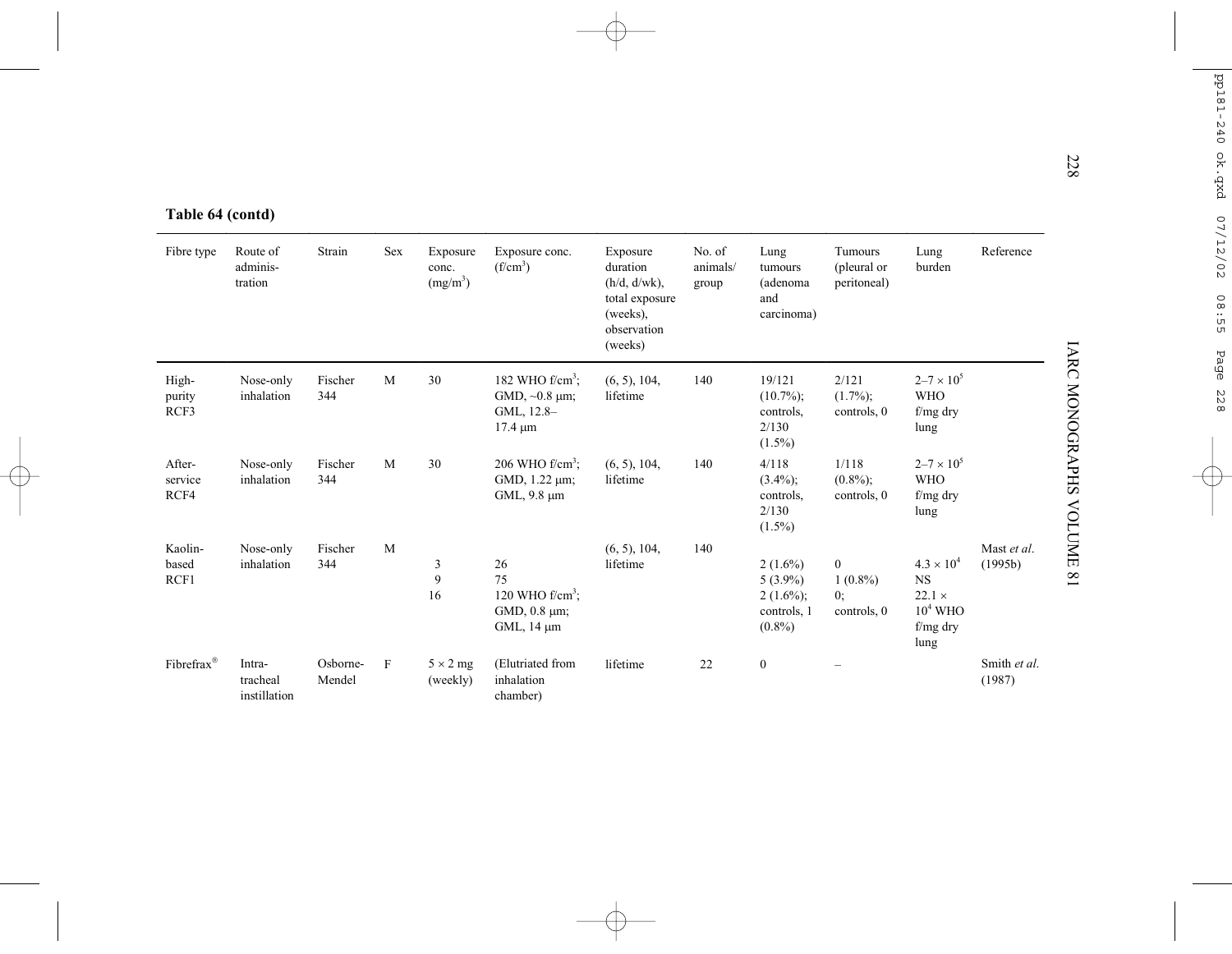**Table 64 (contd)**

| Fibre type | Route of adminis-tration | Strain | Sex | Exposure conc. (mg/m$^3$) | Exposure conc. (f/cm$^3$) | Exposure duration (h/d, d/wk), total exposure (weeks), observation (weeks) | No. of animals/group | Lung tumours (adenoma and carcinoma) | Tumours (pleural or peritoneal) | Lung burden | Reference |
|---|---|---|---|---|---|---|---|---|---|---|---|
| High-purity RCF3 | Nose-only inhalation | Fischer 344 | M | 30 | 182 WHO f/cm$^3$; GMD, ~0.8 µm; GML, 12.8–17.4 µm | (6, 5), 104, lifetime | 140 | 19/121 (10.7%); controls, 2/130 (1.5%) | 2/121 (1.7%); controls, 0 | 2–7 × 10$^5$ WHO f/mg dry lung | |
| After-service RCF4 | Nose-only inhalation | Fischer 344 | M | 30 | 206 WHO f/cm$^3$; GMD, 1.22 µm; GML, 9.8 µm | (6, 5), 104, lifetime | 140 | 4/118 (3.4%); controls, 2/130 (1.5%) | 1/118 (0.8%); controls, 0 | 2–7 × 10$^5$ WHO f/mg dry lung | |
| Kaolin-based RCF1 | Nose-only inhalation | Fischer 344 | M | 3<br>9<br>16 | 26<br>75<br>120 WHO f/cm$^3$; GMD, 0.8 µm; GML, 14 µm | (6, 5), 104, lifetime | 140 | 2 (1.6%)<br>5 (3.9%)<br>2 (1.6%); controls, 1 (0.8%) | 0<br>1 (0.8%)<br>0; controls, 0 | 4.3 × 10$^4$<br>NS<br>22.1 × 10$^4$ WHO f/mg dry lung | Mast *et al.* (1995b) |
| Fibrefrax® | Intra-tracheal instillation | Osborne-Mendel | F | 5 × 2 mg (weekly) | (Elutriated from inhalation chamber) | lifetime | 22 | 0 | – | | Smith *et al.* (1987) |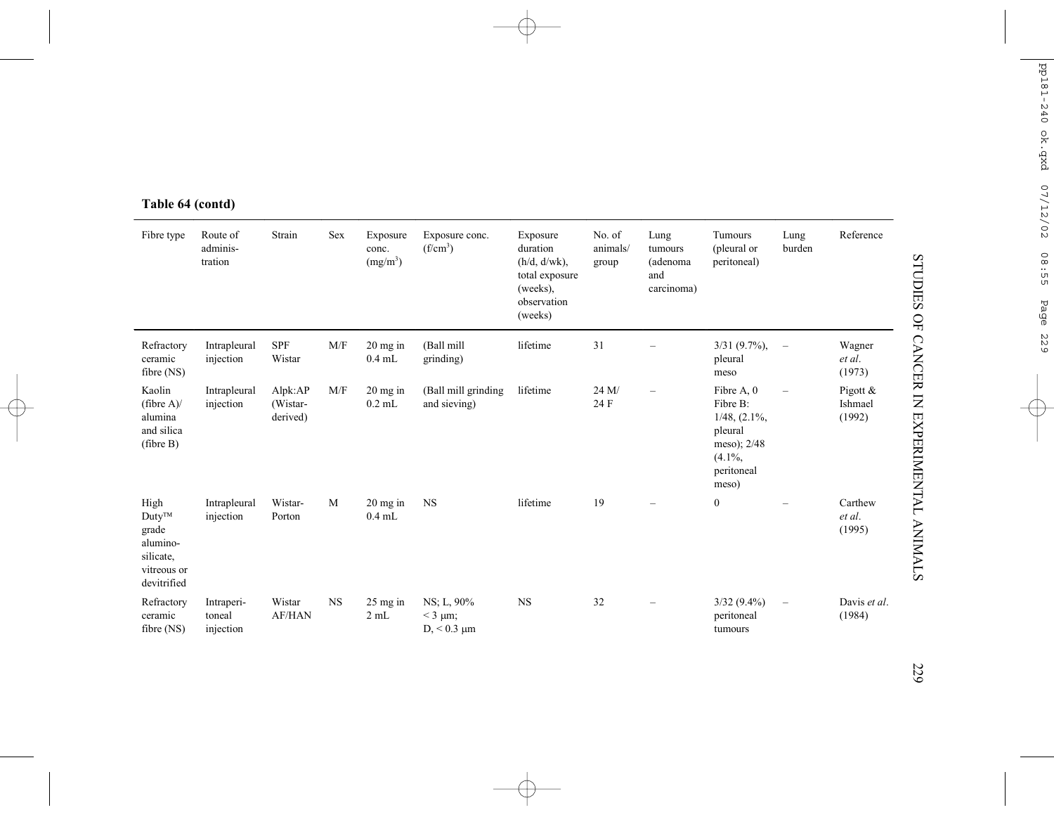**Table 64 (contd)**

| Fibre type | Route of adminis-tration | Strain | Sex | Exposure conc. ($mg/m^3$) | Exposure conc. ($f/cm^3$) | Exposure duration (h/d, d/wk), total exposure (weeks), observation (weeks) | No. of animals/group | Lung tumours (adenoma and carcinoma) | Tumours (pleural or peritoneal) | Lung burden | Reference |
|---|---|---|---|---|---|---|---|---|---|---|---|
| Refractory ceramic fibre (NS) | Intrapleural injection | SPF Wistar | M/F | 20 mg in 0.4 mL | (Ball mill grinding) | lifetime | 31 | – | 3/31 (9.7%), pleural meso | – | Wagner *et al*. (1973) |
| Kaolin (fibre A)/ alumina and silica (fibre B) | Intrapleural injection | Alpk:AP (Wistar-derived) | M/F | 20 mg in 0.2 mL | (Ball mill grinding and sieving) | lifetime | 24 M/ 24 F | – | Fibre A, 0 Fibre B: 1/48, (2.1%, pleural meso); 2/48 (4.1%, peritoneal meso) | – | Pigott & Ishmael (1992) |
| High Duty™ grade alumino-silicate, vitreous or devitrified | Intrapleural injection | Wistar-Porton | M | 20 mg in 0.4 mL | NS | lifetime | 19 | – | 0 | – | Carthew *et al*. (1995) |
| Refractory ceramic fibre (NS) | Intraperi-toneal injection | Wistar AF/HAN | NS | 25 mg in 2 mL | NS; L, 90% < 3 µm; D, < 0.3 µm | NS | 32 | – | 3/32 (9.4%) peritoneal tumours | – | Davis *et al*. (1984) |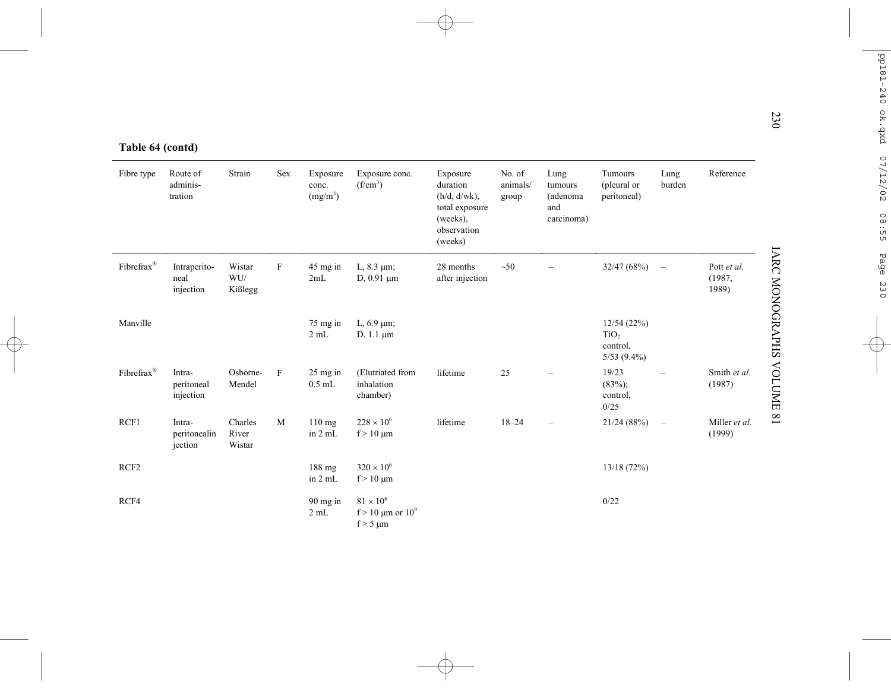**Table 64 (contd)**

| Fibre type | Route of adminis-tration | Strain | Sex | Exposure conc. (mg/m³) | Exposure conc. (f/cm³) | Exposure duration (h/d, d/wk), total exposure (weeks), observation (weeks) | No. of animals/group | Lung tumours (adenoma and carcinoma) | Tumours (pleural or peritoneal) | Lung burden | Reference |
|---|---|---|---|---|---|---|---|---|---|---|---|
| Fibrefrax® | Intraperito-neal injection | Wistar WU/ Kißlegg | F | 45 mg in 2mL | L, 8.3 µm; D, 0.91 µm | 28 months after injection | ~50 | – | 32/47 (68%) | – | Pott *et al.* (1987, 1989) |
| Manville | | | | 75 mg in 2 mL | L, 6.9 µm; D, 1.1 µm | | | | 12/54 (22%) $TiO_2$ control, 5/53 (9.4%) | | |
| Fibrefrax® | Intra-peritoneal injection | Osborne-Mendel | F | 25 mg in 0.5 mL | (Elutriated from inhalation chamber) | lifetime | 25 | – | 19/23 (83%); control, 0/25 | – | Smith *et al.* (1987) |
| RCF1 | Intra-peritonealin jection | Charles River Wistar | M | 110 mg in 2 mL | $228 \times 10^6$ f > 10 µm | lifetime | 18–24 | – | 21/24 (88%) | – | Miller *et al.* (1999) |
| RCF2 | | | | 188 mg in 2 mL | $320 \times 10^6$ f > 10 µm | | | | 13/18 (72%) | | |
| RCF4 | | | | 90 mg in 2 mL | $81 \times 10^6$ f > 10 µm or $10^9$ f > 5 µm | | | | 0/22 | | |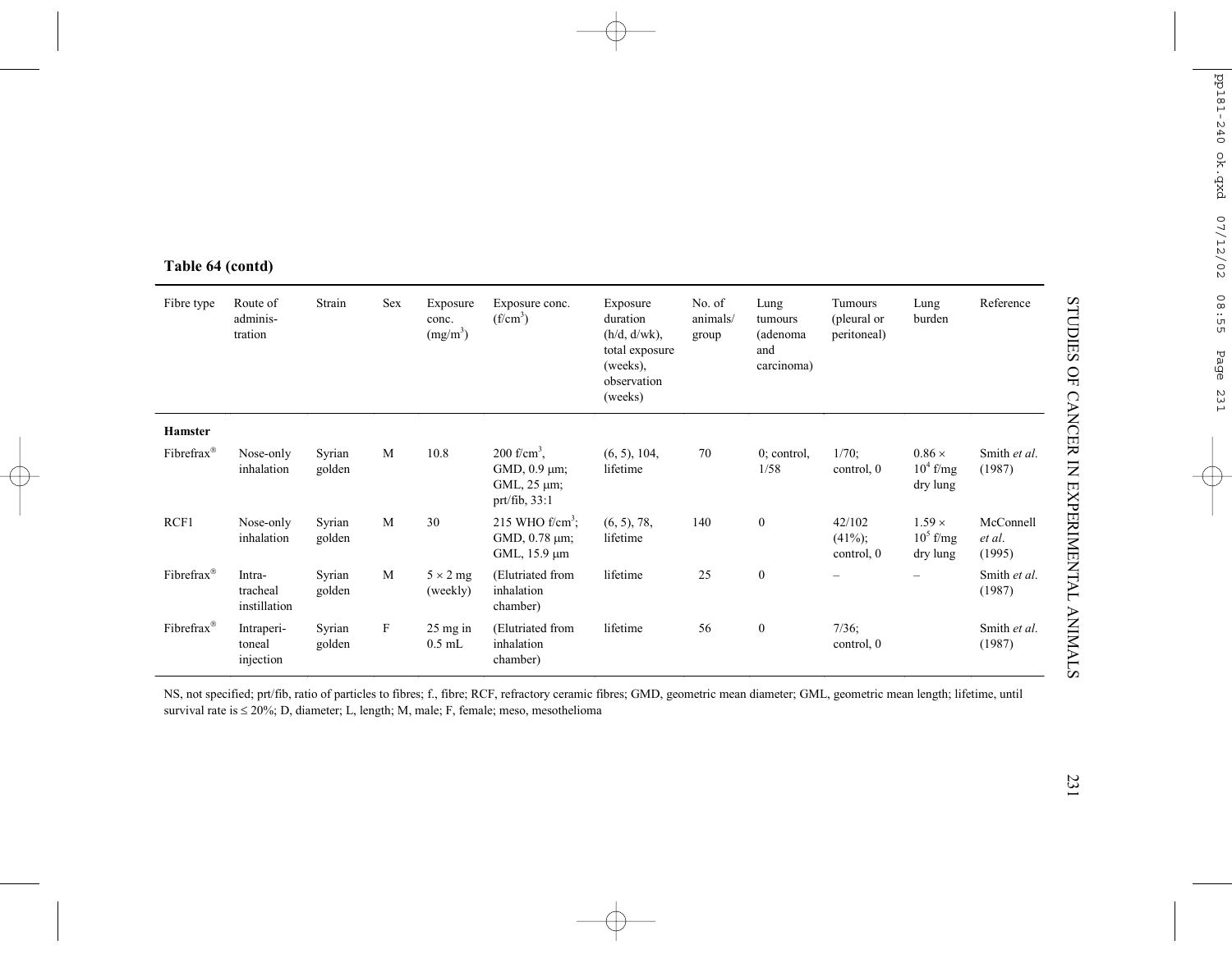**Table 64 (contd)**

| Fibre type | Route of adminis-tration | Strain | Sex | Exposure conc. ($mg/m^3$) | Exposure conc. ($f/cm^3$) | Exposure duration (h/d, d/wk), total exposure (weeks), observation (weeks) | No. of animals/group | Lung tumours (adenoma and carcinoma) | Tumours (pleural or peritoneal) | Lung burden | Reference |
|---|---|---|---|---|---|---|---|---|---|---|---|
| **Hamster** | | | | | | | | | | | |
| Fibrefrax® | Nose-only inhalation | Syrian golden | M | 10.8 | 200 $f/cm^3$, GMD, 0.9 μm; GML, 25 μm; prt/fib, 33:1 | (6, 5), 104, lifetime | 70 | 0; control, 1/58 | 1/70; control, 0 | $0.86 \times 10^4$ f/mg dry lung | Smith *et al.* (1987) |
| RCF1 | Nose-only inhalation | Syrian golden | M | 30 | 215 WHO $f/cm^3$; GMD, 0.78 μm; GML, 15.9 μm | (6, 5), 78, lifetime | 140 | 0 | 42/102 (41%); control, 0 | $1.59 \times 10^5$ f/mg dry lung | McConnell *et al.* (1995) |
| Fibrefrax® | Intra-tracheal instillation | Syrian golden | M | 5 × 2 mg (weekly) | (Elutriated from inhalation chamber) | lifetime | 25 | 0 | – | – | Smith *et al.* (1987) |
| Fibrefrax® | Intraperi-toneal injection | Syrian golden | F | 25 mg in 0.5 mL | (Elutriated from inhalation chamber) | lifetime | 56 | 0 | 7/36; control, 0 | | Smith *et al.* (1987) |

NS, not specified; prt/fib, ratio of particles to fibres; f., fibre; RCF, refractory ceramic fibres; GMD, geometric mean diameter; GML, geometric mean length; lifetime, until survival rate is ≤ 20%; D, diameter; L, length; M, male; F, female; meso, mesothelioma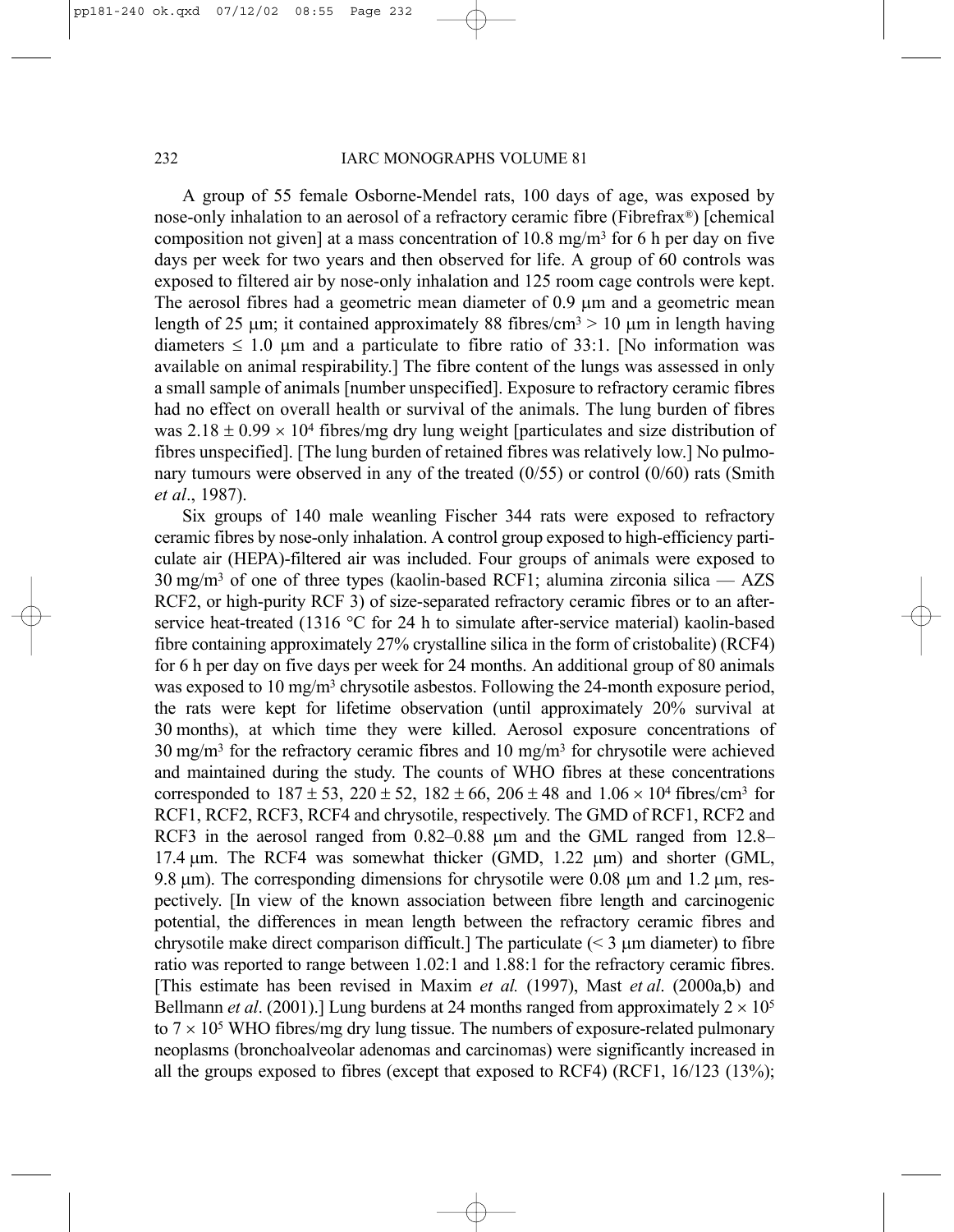A group of 55 female Osborne-Mendel rats, 100 days of age, was exposed by nose-only inhalation to an aerosol of a refractory ceramic fibre (Fibrefrax®) [chemical composition not given] at a mass concentration of 10.8 mg/m$^3$ for 6 h per day on five days per week for two years and then observed for life. A group of 60 controls was exposed to filtered air by nose-only inhalation and 125 room cage controls were kept. The aerosol fibres had a geometric mean diameter of 0.9 μm and a geometric mean length of 25 μm; it contained approximately 88 fibres/cm$^3$ > 10 μm in length having diameters ≤ 1.0 μm and a particulate to fibre ratio of 33:1. [No information was available on animal respirability.] The fibre content of the lungs was assessed in only a small sample of animals [number unspecified]. Exposure to refractory ceramic fibres had no effect on overall health or survival of the animals. The lung burden of fibres was $2.18 \pm 0.99 \times 10^4$ fibres/mg dry lung weight [particulates and size distribution of fibres unspecified]. [The lung burden of retained fibres was relatively low.] No pulmonary tumours were observed in any of the treated (0/55) or control (0/60) rats (Smith *et al*., 1987).

Six groups of 140 male weanling Fischer 344 rats were exposed to refractory ceramic fibres by nose-only inhalation. A control group exposed to high-efficiency particulate air (HEPA)-filtered air was included. Four groups of animals were exposed to 30 mg/m$^3$ of one of three types (kaolin-based RCF1; alumina zirconia silica — AZS RCF2, or high-purity RCF 3) of size-separated refractory ceramic fibres or to an after-service heat-treated (1316 °C for 24 h to simulate after-service material) kaolin-based fibre containing approximately 27% crystalline silica in the form of cristobalite) (RCF4) for 6 h per day on five days per week for 24 months. An additional group of 80 animals was exposed to 10 mg/m$^3$ chrysotile asbestos. Following the 24-month exposure period, the rats were kept for lifetime observation (until approximately 20% survival at 30 months), at which time they were killed. Aerosol exposure concentrations of 30 mg/m$^3$ for the refractory ceramic fibres and 10 mg/m$^3$ for chrysotile were achieved and maintained during the study. The counts of WHO fibres at these concentrations corresponded to $187 \pm 53$, $220 \pm 52$, $182 \pm 66$, $206 \pm 48$ and $1.06 \times 10^4$ fibres/cm$^3$ for RCF1, RCF2, RCF3, RCF4 and chrysotile, respectively. The GMD of RCF1, RCF2 and RCF3 in the aerosol ranged from 0.82–0.88 μm and the GML ranged from 12.8–17.4 μm. The RCF4 was somewhat thicker (GMD, 1.22 μm) and shorter (GML, 9.8 μm). The corresponding dimensions for chrysotile were 0.08 μm and 1.2 μm, respectively. [In view of the known association between fibre length and carcinogenic potential, the differences in mean length between the refractory ceramic fibres and chrysotile make direct comparison difficult.] The particulate (< 3 μm diameter) to fibre ratio was reported to range between 1.02:1 and 1.88:1 for the refractory ceramic fibres. [This estimate has been revised in Maxim *et al.* (1997), Mast *et al*. (2000a,b) and Bellmann *et al*. (2001).] Lung burdens at 24 months ranged from approximately $2 \times 10^5$ to $7 \times 10^5$ WHO fibres/mg dry lung tissue. The numbers of exposure-related pulmonary neoplasms (bronchoalveolar adenomas and carcinomas) were significantly increased in all the groups exposed to fibres (except that exposed to RCF4) (RCF1, 16/123 (13%);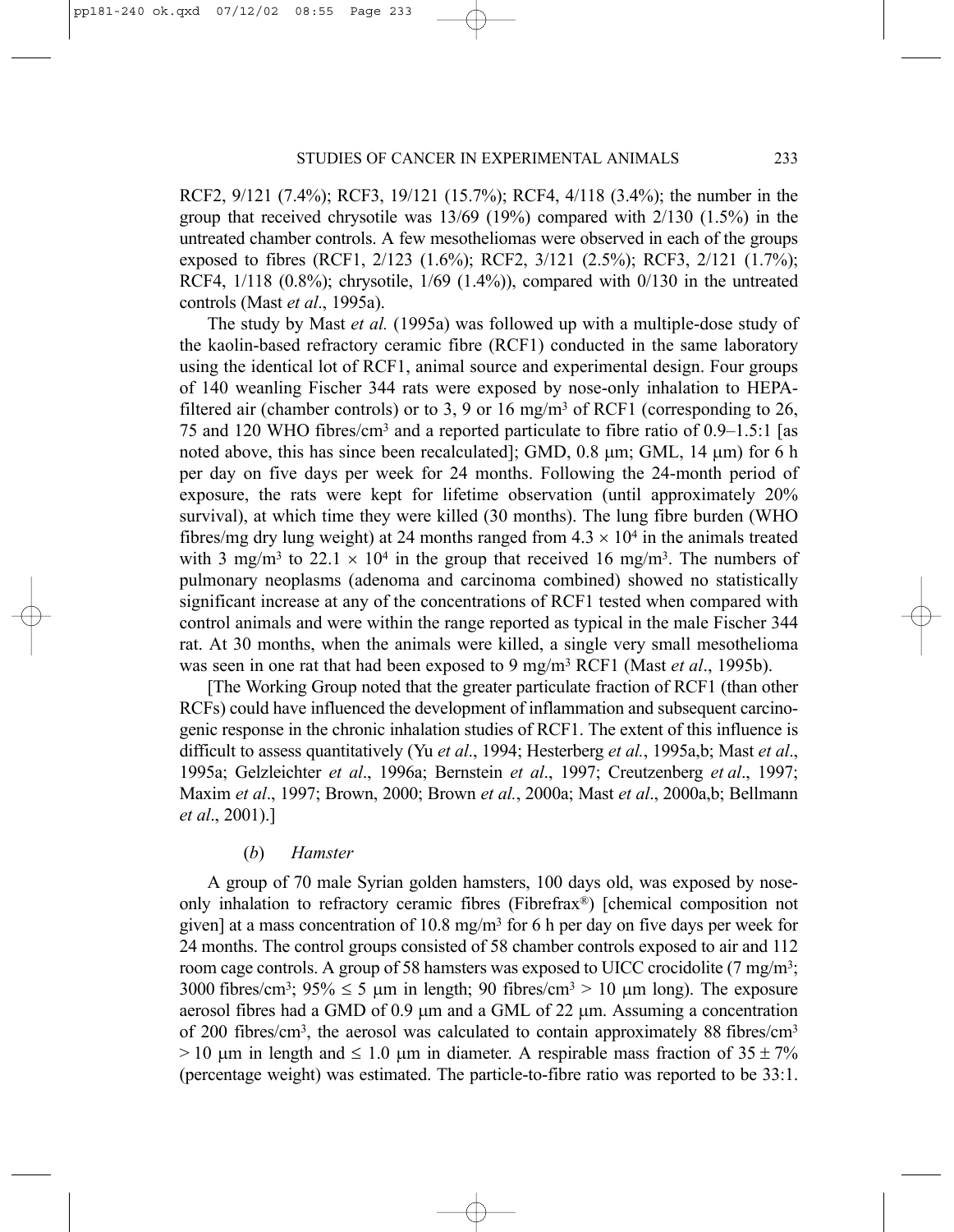RCF2, 9/121 (7.4%); RCF3, 19/121 (15.7%); RCF4, 4/118 (3.4%); the number in the group that received chrysotile was 13/69 (19%) compared with 2/130 (1.5%) in the untreated chamber controls. A few mesotheliomas were observed in each of the groups exposed to fibres (RCF1, 2/123 (1.6%); RCF2, 3/121 (2.5%); RCF3, 2/121 (1.7%); RCF4, 1/118 (0.8%); chrysotile, 1/69 (1.4%)), compared with 0/130 in the untreated controls (Mast *et al*., 1995a).

The study by Mast *et al.* (1995a) was followed up with a multiple-dose study of the kaolin-based refractory ceramic fibre (RCF1) conducted in the same laboratory using the identical lot of RCF1, animal source and experimental design. Four groups of 140 weanling Fischer 344 rats were exposed by nose-only inhalation to HEPA-filtered air (chamber controls) or to 3, 9 or 16 mg/m$^3$ of RCF1 (corresponding to 26, 75 and 120 WHO fibres/cm$^3$ and a reported particulate to fibre ratio of 0.9–1.5:1 [as noted above, this has since been recalculated]; GMD, 0.8 μm; GML, 14 μm) for 6 h per day on five days per week for 24 months. Following the 24-month period of exposure, the rats were kept for lifetime observation (until approximately 20% survival), at which time they were killed (30 months). The lung fibre burden (WHO fibres/mg dry lung weight) at 24 months ranged from $4.3 \times 10^4$ in the animals treated with 3 mg/m$^3$ to $22.1 \times 10^4$ in the group that received 16 mg/m$^3$. The numbers of pulmonary neoplasms (adenoma and carcinoma combined) showed no statistically significant increase at any of the concentrations of RCF1 tested when compared with control animals and were within the range reported as typical in the male Fischer 344 rat. At 30 months, when the animals were killed, a single very small mesothelioma was seen in one rat that had been exposed to 9 mg/m$^3$ RCF1 (Mast *et al*., 1995b).

[The Working Group noted that the greater particulate fraction of RCF1 (than other RCFs) could have influenced the development of inflammation and subsequent carcinogenic response in the chronic inhalation studies of RCF1. The extent of this influence is difficult to assess quantitatively (Yu *et al*., 1994; Hesterberg *et al.*, 1995a,b; Mast *et al*., 1995a; Gelzleichter *et al*., 1996a; Bernstein *et al*., 1997; Creutzenberg *et al*., 1997; Maxim *et al*., 1997; Brown, 2000; Brown *et al.*, 2000a; Mast *et al*., 2000a,b; Bellmann *et al*., 2001).]

#### (*b*) *Hamster*

A group of 70 male Syrian golden hamsters, 100 days old, was exposed by nose-only inhalation to refractory ceramic fibres (Fibrefrax®) [chemical composition not given] at a mass concentration of 10.8 mg/m$^3$ for 6 h per day on five days per week for 24 months. The control groups consisted of 58 chamber controls exposed to air and 112 room cage controls. A group of 58 hamsters was exposed to UICC crocidolite (7 mg/m$^3$; 3000 fibres/cm$^3$; 95% ≤ 5 μm in length; 90 fibres/cm$^3$ > 10 μm long). The exposure aerosol fibres had a GMD of 0.9 μm and a GML of 22 μm. Assuming a concentration of 200 fibres/cm$^3$, the aerosol was calculated to contain approximately 88 fibres/cm$^3$ > 10 μm in length and ≤ 1.0 μm in diameter. A respirable mass fraction of 35 ± 7% (percentage weight) was estimated. The particle-to-fibre ratio was reported to be 33:1.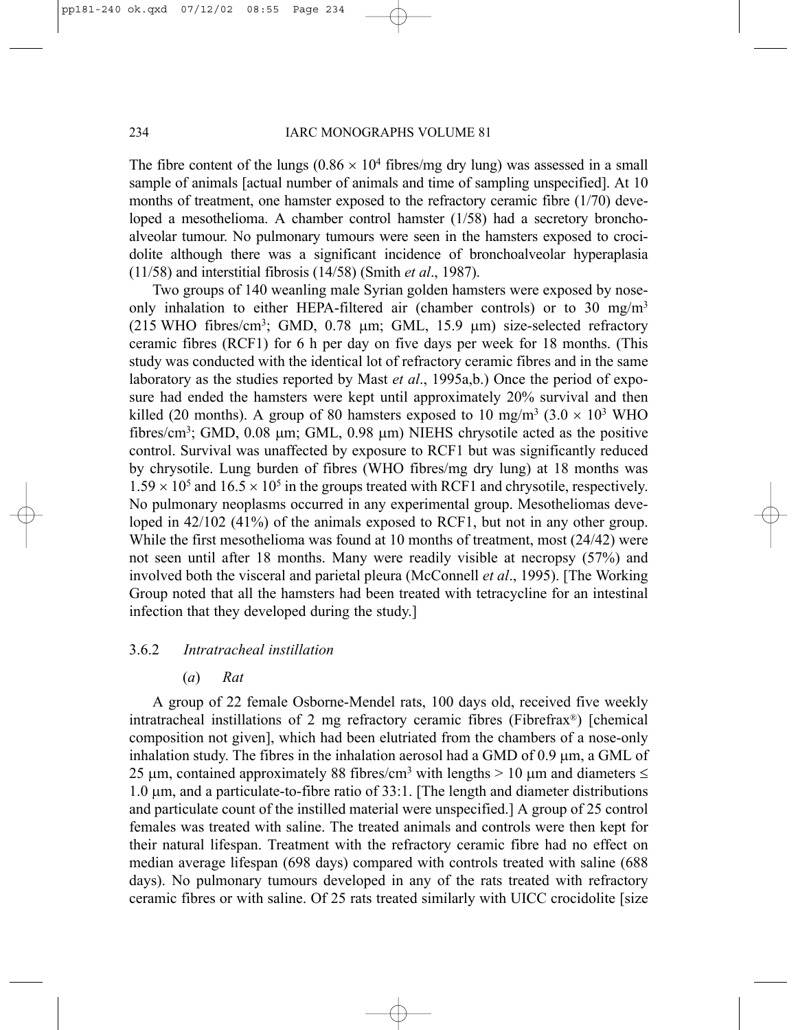The fibre content of the lungs ($0.86 \times 10^4$ fibres/mg dry lung) was assessed in a small sample of animals [actual number of animals and time of sampling unspecified]. At 10 months of treatment, one hamster exposed to the refractory ceramic fibre (1/70) developed a mesothelioma. A chamber control hamster (1/58) had a secretory bronchoalveolar tumour. No pulmonary tumours were seen in the hamsters exposed to crocidolite although there was a significant incidence of bronchoalveolar hyperaplasia (11/58) and interstitial fibrosis (14/58) (Smith *et al*., 1987).

Two groups of 140 weanling male Syrian golden hamsters were exposed by nose-only inhalation to either HEPA-filtered air (chamber controls) or to 30 mg/m$^3$ (215 WHO fibres/cm$^3$; GMD, 0.78 µm; GML, 15.9 µm) size-selected refractory ceramic fibres (RCF1) for 6 h per day on five days per week for 18 months. (This study was conducted with the identical lot of refractory ceramic fibres and in the same laboratory as the studies reported by Mast *et al*., 1995a,b.) Once the period of exposure had ended the hamsters were kept until approximately 20% survival and then killed (20 months). A group of 80 hamsters exposed to 10 mg/m$^3$ ($3.0 \times 10^3$ WHO fibres/cm$^3$; GMD, 0.08 µm; GML, 0.98 µm) NIEHS chrysotile acted as the positive control. Survival was unaffected by exposure to RCF1 but was significantly reduced by chrysotile. Lung burden of fibres (WHO fibres/mg dry lung) at 18 months was $1.59 \times 10^5$ and $16.5 \times 10^5$ in the groups treated with RCF1 and chrysotile, respectively. No pulmonary neoplasms occurred in any experimental group. Mesotheliomas developed in 42/102 (41%) of the animals exposed to RCF1, but not in any other group. While the first mesothelioma was found at 10 months of treatment, most (24/42) were not seen until after 18 months. Many were readily visible at necropsy (57%) and involved both the visceral and parietal pleura (McConnell *et al*., 1995). [The Working Group noted that all the hamsters had been treated with tetracycline for an intestinal infection that they developed during the study.]

### 3.6.2 *Intratracheal instillation*

#### (*a*) *Rat*

A group of 22 female Osborne-Mendel rats, 100 days old, received five weekly intratracheal instillations of 2 mg refractory ceramic fibres (Fibrefrax®) [chemical composition not given], which had been elutriated from the chambers of a nose-only inhalation study. The fibres in the inhalation aerosol had a GMD of 0.9 µm, a GML of 25 µm, contained approximately 88 fibres/cm$^3$ with lengths > 10 µm and diameters ≤ 1.0 µm, and a particulate-to-fibre ratio of 33:1. [The length and diameter distributions and particulate count of the instilled material were unspecified.] A group of 25 control females was treated with saline. The treated animals and controls were then kept for their natural lifespan. Treatment with the refractory ceramic fibre had no effect on median average lifespan (698 days) compared with controls treated with saline (688 days). No pulmonary tumours developed in any of the rats treated with refractory ceramic fibres or with saline. Of 25 rats treated similarly with UICC crocidolite [size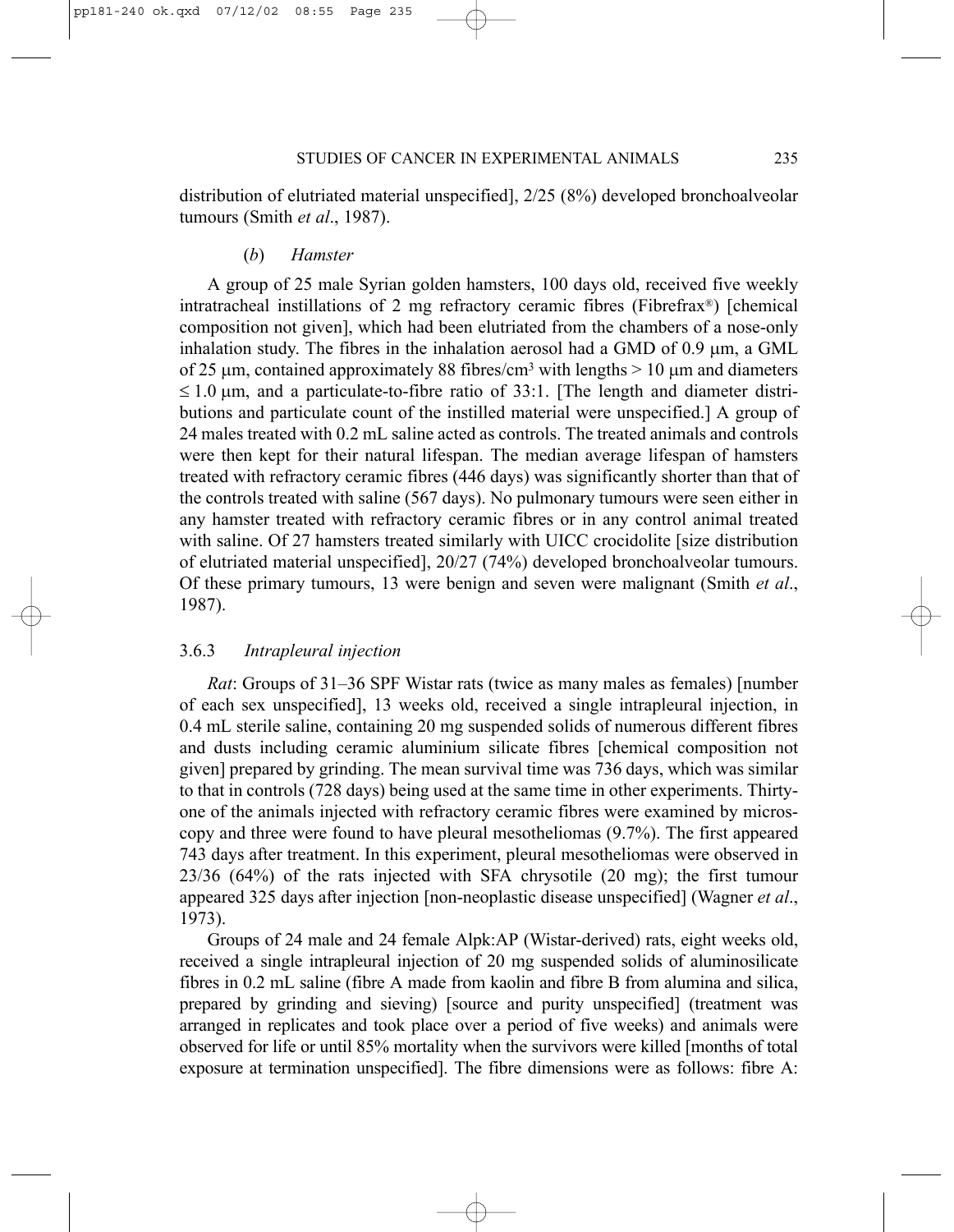distribution of elutriated material unspecified], 2/25 (8%) developed bronchoalveolar tumours (Smith *et al*., 1987).

#### (*b*) *Hamster*

A group of 25 male Syrian golden hamsters, 100 days old, received five weekly intratracheal instillations of 2 mg refractory ceramic fibres (Fibrefrax®) [chemical composition not given], which had been elutriated from the chambers of a nose-only inhalation study. The fibres in the inhalation aerosol had a GMD of 0.9 μm, a GML of 25 μm, contained approximately 88 fibres/cm³ with lengths > 10 μm and diameters ≤ 1.0 μm, and a particulate-to-fibre ratio of 33:1. [The length and diameter distributions and particulate count of the instilled material were unspecified.] A group of 24 males treated with 0.2 mL saline acted as controls. The treated animals and controls were then kept for their natural lifespan. The median average lifespan of hamsters treated with refractory ceramic fibres (446 days) was significantly shorter than that of the controls treated with saline (567 days). No pulmonary tumours were seen either in any hamster treated with refractory ceramic fibres or in any control animal treated with saline. Of 27 hamsters treated similarly with UICC crocidolite [size distribution of elutriated material unspecified], 20/27 (74%) developed bronchoalveolar tumours. Of these primary tumours, 13 were benign and seven were malignant (Smith *et al*., 1987).

### 3.6.3 *Intrapleural injection*

*Rat*: Groups of 31–36 SPF Wistar rats (twice as many males as females) [number of each sex unspecified], 13 weeks old, received a single intrapleural injection, in 0.4 mL sterile saline, containing 20 mg suspended solids of numerous different fibres and dusts including ceramic aluminium silicate fibres [chemical composition not given] prepared by grinding. The mean survival time was 736 days, which was similar to that in controls (728 days) being used at the same time in other experiments. Thirty-one of the animals injected with refractory ceramic fibres were examined by microscopy and three were found to have pleural mesotheliomas (9.7%). The first appeared 743 days after treatment. In this experiment, pleural mesotheliomas were observed in 23/36 (64%) of the rats injected with SFA chrysotile (20 mg); the first tumour appeared 325 days after injection [non-neoplastic disease unspecified] (Wagner *et al*., 1973).

Groups of 24 male and 24 female Alpk:AP (Wistar-derived) rats, eight weeks old, received a single intrapleural injection of 20 mg suspended solids of aluminosilicate fibres in 0.2 mL saline (fibre A made from kaolin and fibre B from alumina and silica, prepared by grinding and sieving) [source and purity unspecified] (treatment was arranged in replicates and took place over a period of five weeks) and animals were observed for life or until 85% mortality when the survivors were killed [months of total exposure at termination unspecified]. The fibre dimensions were as follows: fibre A: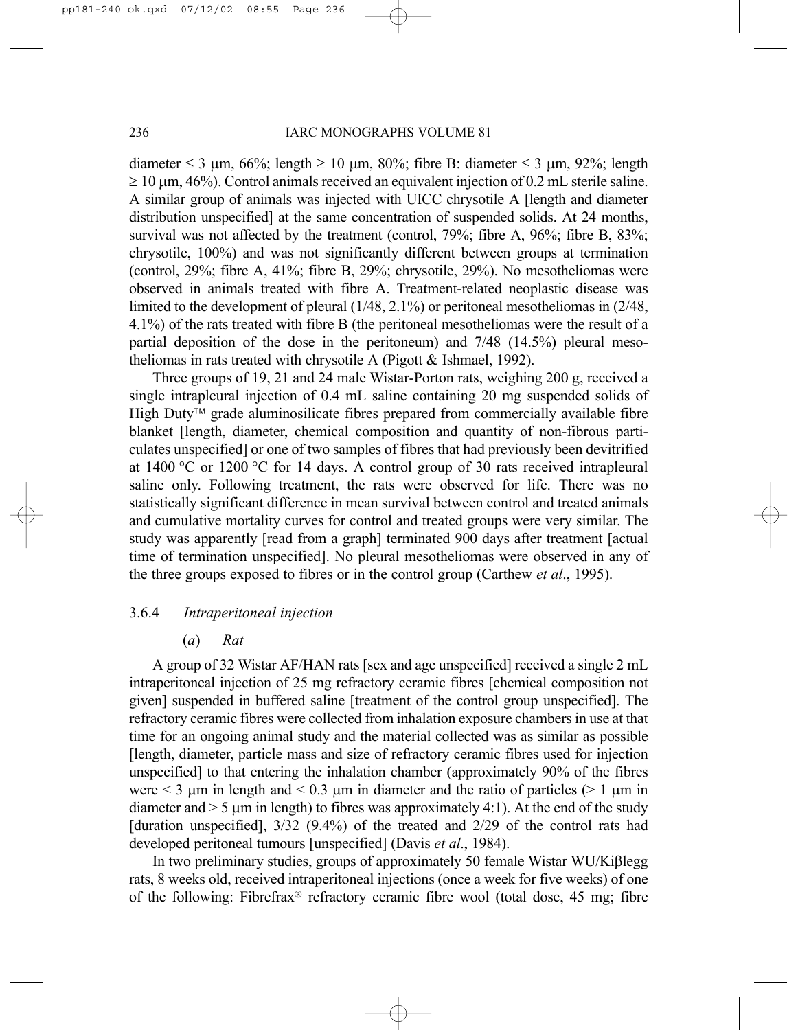diameter ≤ 3 μm, 66%; length ≥ 10 μm, 80%; fibre B: diameter ≤ 3 μm, 92%; length ≥ 10 μm, 46%). Control animals received an equivalent injection of 0.2 mL sterile saline. A similar group of animals was injected with UICC chrysotile A [length and diameter distribution unspecified] at the same concentration of suspended solids. At 24 months, survival was not affected by the treatment (control, 79%; fibre A, 96%; fibre B, 83%; chrysotile, 100%) and was not significantly different between groups at termination (control, 29%; fibre A, 41%; fibre B, 29%; chrysotile, 29%). No mesotheliomas were observed in animals treated with fibre A. Treatment-related neoplastic disease was limited to the development of pleural (1/48, 2.1%) or peritoneal mesotheliomas in (2/48, 4.1%) of the rats treated with fibre B (the peritoneal mesotheliomas were the result of a partial deposition of the dose in the peritoneum) and 7/48 (14.5%) pleural mesotheliomas in rats treated with chrysotile A (Pigott & Ishmael, 1992).

Three groups of 19, 21 and 24 male Wistar-Porton rats, weighing 200 g, received a single intrapleural injection of 0.4 mL saline containing 20 mg suspended solids of High Duty™ grade aluminosilicate fibres prepared from commercially available fibre blanket [length, diameter, chemical composition and quantity of non-fibrous particulates unspecified] or one of two samples of fibres that had previously been devitrified at 1400 °C or 1200 °C for 14 days. A control group of 30 rats received intrapleural saline only. Following treatment, the rats were observed for life. There was no statistically significant difference in mean survival between control and treated animals and cumulative mortality curves for control and treated groups were very similar. The study was apparently [read from a graph] terminated 900 days after treatment [actual time of termination unspecified]. No pleural mesotheliomas were observed in any of the three groups exposed to fibres or in the control group (Carthew *et al*., 1995).

### 3.6.4 *Intraperitoneal injection*

#### (*a*) *Rat*

A group of 32 Wistar AF/HAN rats [sex and age unspecified] received a single 2 mL intraperitoneal injection of 25 mg refractory ceramic fibres [chemical composition not given] suspended in buffered saline [treatment of the control group unspecified]. The refractory ceramic fibres were collected from inhalation exposure chambers in use at that time for an ongoing animal study and the material collected was as similar as possible [length, diameter, particle mass and size of refractory ceramic fibres used for injection unspecified] to that entering the inhalation chamber (approximately 90% of the fibres were < 3 μm in length and < 0.3 μm in diameter and the ratio of particles (> 1 μm in diameter and > 5 μm in length) to fibres was approximately 4:1). At the end of the study [duration unspecified], 3/32 (9.4%) of the treated and 2/29 of the control rats had developed peritoneal tumours [unspecified] (Davis *et al*., 1984).

In two preliminary studies, groups of approximately 50 female Wistar WU/Kiβlegg rats, 8 weeks old, received intraperitoneal injections (once a week for five weeks) of one of the following: Fibrefrax® refractory ceramic fibre wool (total dose, 45 mg; fibre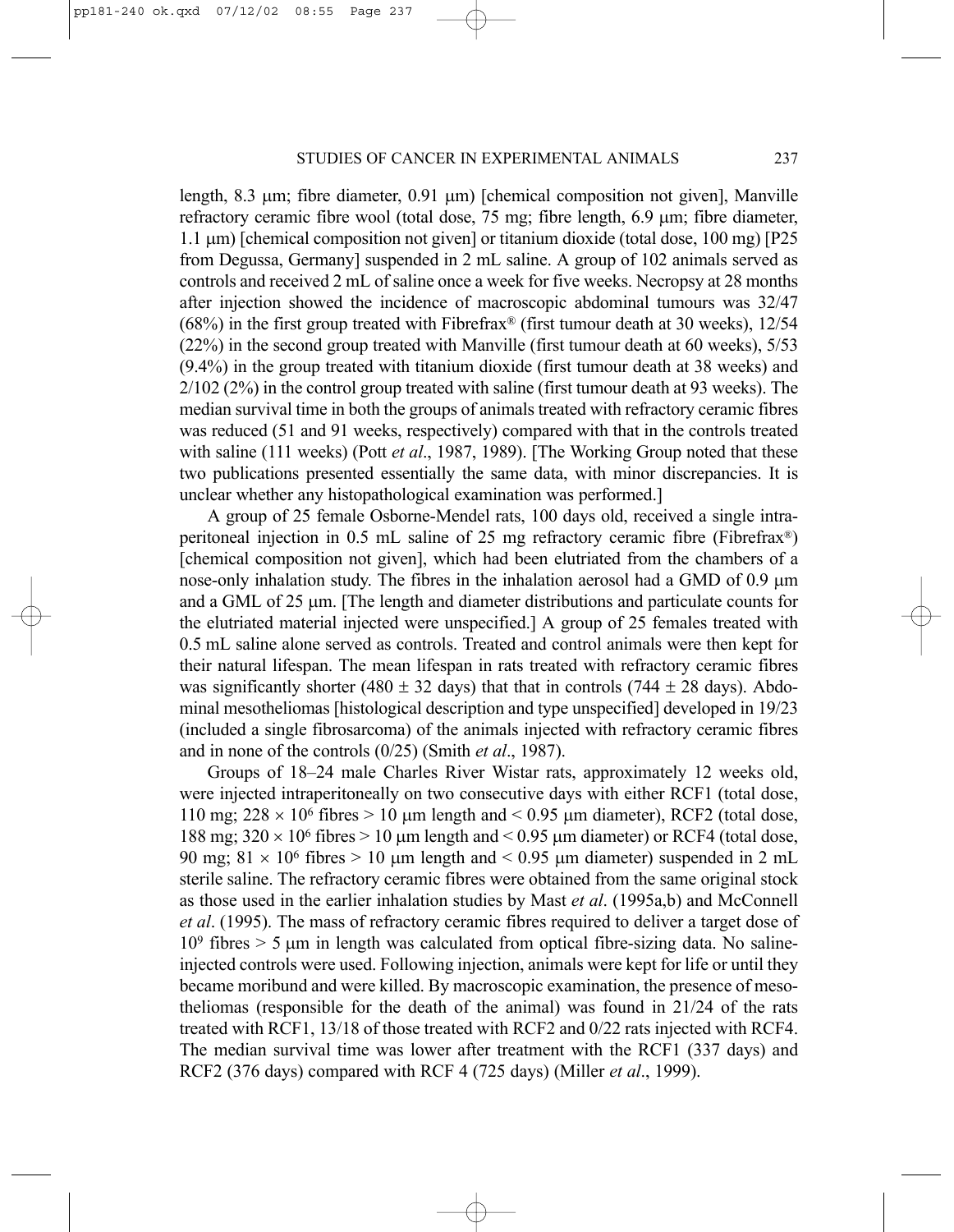length, 8.3 μm; fibre diameter, 0.91 μm) [chemical composition not given], Manville refractory ceramic fibre wool (total dose, 75 mg; fibre length, 6.9 μm; fibre diameter, 1.1 μm) [chemical composition not given] or titanium dioxide (total dose, 100 mg) [P25 from Degussa, Germany] suspended in 2 mL saline. A group of 102 animals served as controls and received 2 mL of saline once a week for five weeks. Necropsy at 28 months after injection showed the incidence of macroscopic abdominal tumours was 32/47 (68%) in the first group treated with Fibrefrax® (first tumour death at 30 weeks), 12/54 (22%) in the second group treated with Manville (first tumour death at 60 weeks), 5/53 (9.4%) in the group treated with titanium dioxide (first tumour death at 38 weeks) and 2/102 (2%) in the control group treated with saline (first tumour death at 93 weeks). The median survival time in both the groups of animals treated with refractory ceramic fibres was reduced (51 and 91 weeks, respectively) compared with that in the controls treated with saline (111 weeks) (Pott *et al*., 1987, 1989). [The Working Group noted that these two publications presented essentially the same data, with minor discrepancies. It is unclear whether any histopathological examination was performed.]

A group of 25 female Osborne-Mendel rats, 100 days old, received a single intraperitoneal injection in 0.5 mL saline of 25 mg refractory ceramic fibre (Fibrefrax®) [chemical composition not given], which had been elutriated from the chambers of a nose-only inhalation study. The fibres in the inhalation aerosol had a GMD of 0.9 μm and a GML of 25 μm. [The length and diameter distributions and particulate counts for the elutriated material injected were unspecified.] A group of 25 females treated with 0.5 mL saline alone served as controls. Treated and control animals were then kept for their natural lifespan. The mean lifespan in rats treated with refractory ceramic fibres was significantly shorter (480 ± 32 days) that that in controls (744 ± 28 days). Abdominal mesotheliomas [histological description and type unspecified] developed in 19/23 (included a single fibrosarcoma) of the animals injected with refractory ceramic fibres and in none of the controls (0/25) (Smith *et al*., 1987).

Groups of 18–24 male Charles River Wistar rats, approximately 12 weeks old, were injected intraperitoneally on two consecutive days with either RCF1 (total dose, 110 mg; $228 \times 10^6$ fibres > 10 μm length and < 0.95 μm diameter), RCF2 (total dose, 188 mg; $320 \times 10^6$ fibres > 10 μm length and < 0.95 μm diameter) or RCF4 (total dose, 90 mg; $81 \times 10^6$ fibres > 10 μm length and < 0.95 μm diameter) suspended in 2 mL sterile saline. The refractory ceramic fibres were obtained from the same original stock as those used in the earlier inhalation studies by Mast *et al*. (1995a,b) and McConnell *et al*. (1995). The mass of refractory ceramic fibres required to deliver a target dose of $10^9$ fibres > 5 μm in length was calculated from optical fibre-sizing data. No saline-injected controls were used. Following injection, animals were kept for life or until they became moribund and were killed. By macroscopic examination, the presence of mesotheliomas (responsible for the death of the animal) was found in 21/24 of the rats treated with RCF1, 13/18 of those treated with RCF2 and 0/22 rats injected with RCF4. The median survival time was lower after treatment with the RCF1 (337 days) and RCF2 (376 days) compared with RCF 4 (725 days) (Miller *et al*., 1999).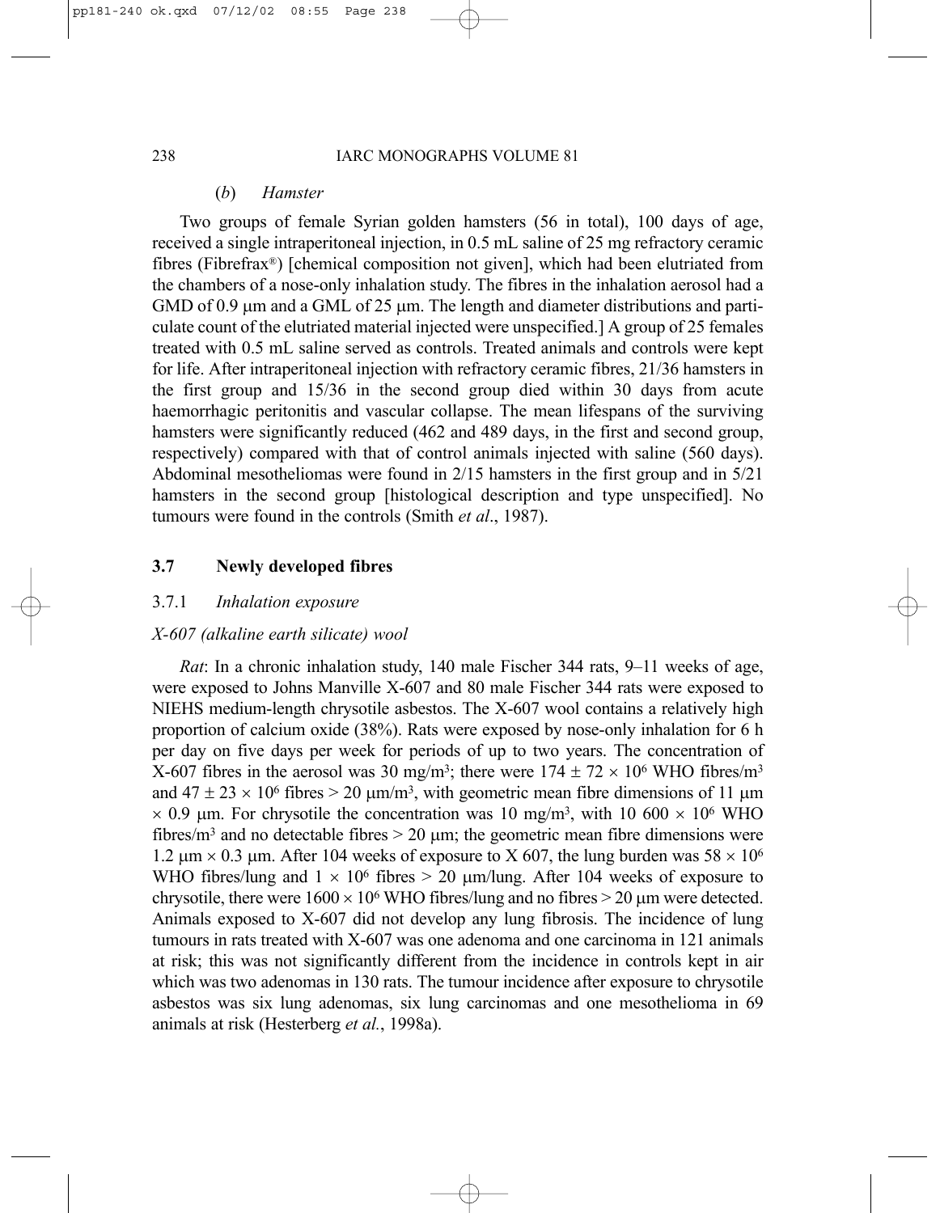#### (*b*) *Hamster*

Two groups of female Syrian golden hamsters (56 in total), 100 days of age, received a single intraperitoneal injection, in 0.5 mL saline of 25 mg refractory ceramic fibres (Fibrefrax®) [chemical composition not given], which had been elutriated from the chambers of a nose-only inhalation study. The fibres in the inhalation aerosol had a GMD of 0.9 μm and a GML of 25 μm. The length and diameter distributions and particulate count of the elutriated material injected were unspecified.] A group of 25 females treated with 0.5 mL saline served as controls. Treated animals and controls were kept for life. After intraperitoneal injection with refractory ceramic fibres, 21/36 hamsters in the first group and 15/36 in the second group died within 30 days from acute haemorrhagic peritonitis and vascular collapse. The mean lifespans of the surviving hamsters were significantly reduced (462 and 489 days, in the first and second group, respectively) compared with that of control animals injected with saline (560 days). Abdominal mesotheliomas were found in 2/15 hamsters in the first group and in 5/21 hamsters in the second group [histological description and type unspecified]. No tumours were found in the controls (Smith *et al*., 1987).

## 3.7 Newly developed fibres

### 3.7.1 *Inhalation exposure*

#### *X-607 (alkaline earth silicate) wool*

*Rat*: In a chronic inhalation study, 140 male Fischer 344 rats, 9–11 weeks of age, were exposed to Johns Manville X-607 and 80 male Fischer 344 rats were exposed to NIEHS medium-length chrysotile asbestos. The X-607 wool contains a relatively high proportion of calcium oxide (38%). Rats were exposed by nose-only inhalation for 6 h per day on five days per week for periods of up to two years. The concentration of X-607 fibres in the aerosol was 30 mg/m$^3$; there were $174 \pm 72 \times 10^6$ WHO fibres/m$^3$ and $47 \pm 23 \times 10^6$ fibres > 20 μm/m$^3$, with geometric mean fibre dimensions of 11 μm × 0.9 μm. For chrysotile the concentration was 10 mg/m$^3$, with $10\ 600 \times 10^6$ WHO fibres/m$^3$ and no detectable fibres > 20 μm; the geometric mean fibre dimensions were 1.2 μm × 0.3 μm. After 104 weeks of exposure to X 607, the lung burden was $58 \times 10^6$ WHO fibres/lung and $1 \times 10^6$ fibres > 20 μm/lung. After 104 weeks of exposure to chrysotile, there were $1600 \times 10^6$ WHO fibres/lung and no fibres > 20 μm were detected. Animals exposed to X-607 did not develop any lung fibrosis. The incidence of lung tumours in rats treated with X-607 was one adenoma and one carcinoma in 121 animals at risk; this was not significantly different from the incidence in controls kept in air which was two adenomas in 130 rats. The tumour incidence after exposure to chrysotile asbestos was six lung adenomas, six lung carcinomas and one mesothelioma in 69 animals at risk (Hesterberg *et al.*, 1998a).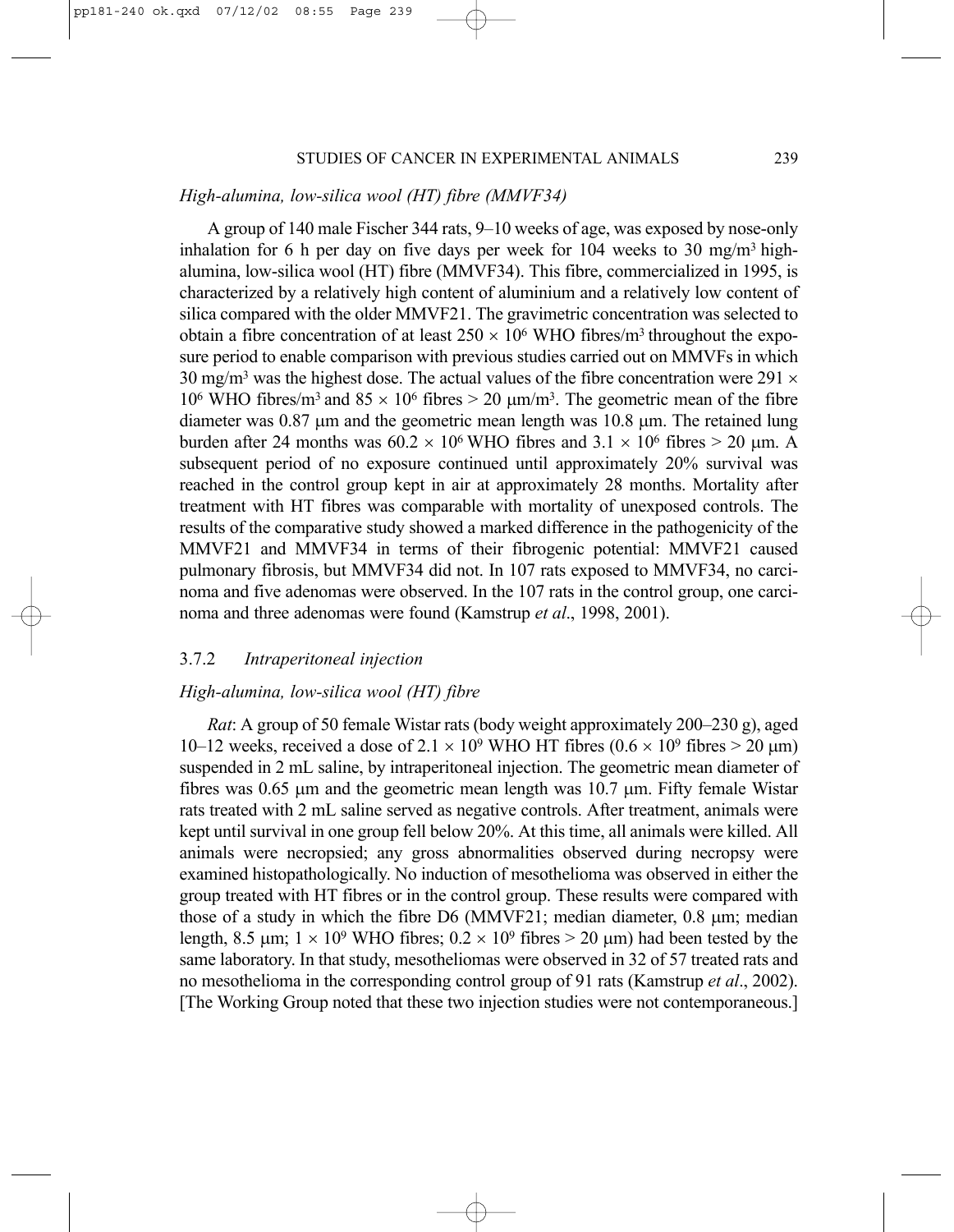### *High-alumina, low-silica wool (HT) fibre (MMVF34)*

A group of 140 male Fischer 344 rats, 9–10 weeks of age, was exposed by nose-only inhalation for 6 h per day on five days per week for 104 weeks to 30 mg/m$^3$ high-alumina, low-silica wool (HT) fibre (MMVF34). This fibre, commercialized in 1995, is characterized by a relatively high content of aluminium and a relatively low content of silica compared with the older MMVF21. The gravimetric concentration was selected to obtain a fibre concentration of at least $250 \times 10^6$ WHO fibres/m$^3$ throughout the exposure period to enable comparison with previous studies carried out on MMVFs in which 30 mg/m$^3$ was the highest dose. The actual values of the fibre concentration were $291 \times 10^6$ WHO fibres/m$^3$ and $85 \times 10^6$ fibres > 20 μm/m$^3$. The geometric mean of the fibre diameter was 0.87 μm and the geometric mean length was 10.8 μm. The retained lung burden after 24 months was $60.2 \times 10^6$ WHO fibres and $3.1 \times 10^6$ fibres > 20 μm. A subsequent period of no exposure continued until approximately 20% survival was reached in the control group kept in air at approximately 28 months. Mortality after treatment with HT fibres was comparable with mortality of unexposed controls. The results of the comparative study showed a marked difference in the pathogenicity of the MMVF21 and MMVF34 in terms of their fibrogenic potential: MMVF21 caused pulmonary fibrosis, but MMVF34 did not. In 107 rats exposed to MMVF34, no carcinoma and five adenomas were observed. In the 107 rats in the control group, one carcinoma and three adenomas were found (Kamstrup *et al*., 1998, 2001).

### 3.7.2 *Intraperitoneal injection*

#### *High-alumina, low-silica wool (HT) fibre*

*Rat*: A group of 50 female Wistar rats (body weight approximately 200–230 g), aged 10–12 weeks, received a dose of $2.1 \times 10^9$ WHO HT fibres ($0.6 \times 10^9$ fibres > 20 μm) suspended in 2 mL saline, by intraperitoneal injection. The geometric mean diameter of fibres was 0.65 μm and the geometric mean length was 10.7 μm. Fifty female Wistar rats treated with 2 mL saline served as negative controls. After treatment, animals were kept until survival in one group fell below 20%. At this time, all animals were killed. All animals were necropsied; any gross abnormalities observed during necropsy were examined histopathologically. No induction of mesothelioma was observed in either the group treated with HT fibres or in the control group. These results were compared with those of a study in which the fibre D6 (MMVF21; median diameter, 0.8 μm; median length, 8.5 μm; $1 \times 10^9$ WHO fibres; $0.2 \times 10^9$ fibres > 20 μm) had been tested by the same laboratory. In that study, mesotheliomas were observed in 32 of 57 treated rats and no mesothelioma in the corresponding control group of 91 rats (Kamstrup *et al*., 2002). [The Working Group noted that these two injection studies were not contemporaneous.]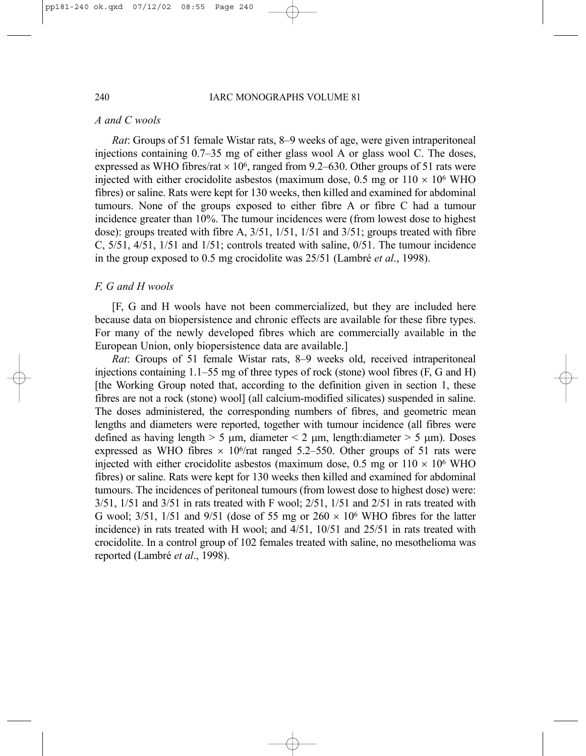*A and C wools*

*Rat*: Groups of 51 female Wistar rats, 8–9 weeks of age, were given intraperitoneal injections containing 0.7–35 mg of either glass wool A or glass wool C. The doses, expressed as WHO fibres/rat × $10^6$, ranged from 9.2–630. Other groups of 51 rats were injected with either crocidolite asbestos (maximum dose, 0.5 mg or 110 × $10^6$ WHO fibres) or saline. Rats were kept for 130 weeks, then killed and examined for abdominal tumours. None of the groups exposed to either fibre A or fibre C had a tumour incidence greater than 10%. The tumour incidences were (from lowest dose to highest dose): groups treated with fibre A, 3/51, 1/51, 1/51 and 3/51; groups treated with fibre C, 5/51, 4/51, 1/51 and 1/51; controls treated with saline, 0/51. The tumour incidence in the group exposed to 0.5 mg crocidolite was 25/51 (Lambré *et al*., 1998).

*F, G and H wools*

[F, G and H wools have not been commercialized, but they are included here because data on biopersistence and chronic effects are available for these fibre types. For many of the newly developed fibres which are commercially available in the European Union, only biopersistence data are available.]

*Rat*: Groups of 51 female Wistar rats, 8–9 weeks old, received intraperitoneal injections containing 1.1–55 mg of three types of rock (stone) wool fibres (F, G and H) [the Working Group noted that, according to the definition given in section 1, these fibres are not a rock (stone) wool] (all calcium-modified silicates) suspended in saline. The doses administered, the corresponding numbers of fibres, and geometric mean lengths and diameters were reported, together with tumour incidence (all fibres were defined as having length > 5 μm, diameter < 2 μm, length:diameter > 5 μm). Doses expressed as WHO fibres × $10^6$/rat ranged 5.2–550. Other groups of 51 rats were injected with either crocidolite asbestos (maximum dose, 0.5 mg or 110 × $10^6$ WHO fibres) or saline. Rats were kept for 130 weeks then killed and examined for abdominal tumours. The incidences of peritoneal tumours (from lowest dose to highest dose) were: 3/51, 1/51 and 3/51 in rats treated with F wool; 2/51, 1/51 and 2/51 in rats treated with G wool; 3/51, 1/51 and 9/51 (dose of 55 mg or 260 × $10^6$ WHO fibres for the latter incidence) in rats treated with H wool; and 4/51, 10/51 and 25/51 in rats treated with crocidolite. In a control group of 102 females treated with saline, no mesothelioma was reported (Lambré *et al*., 1998).